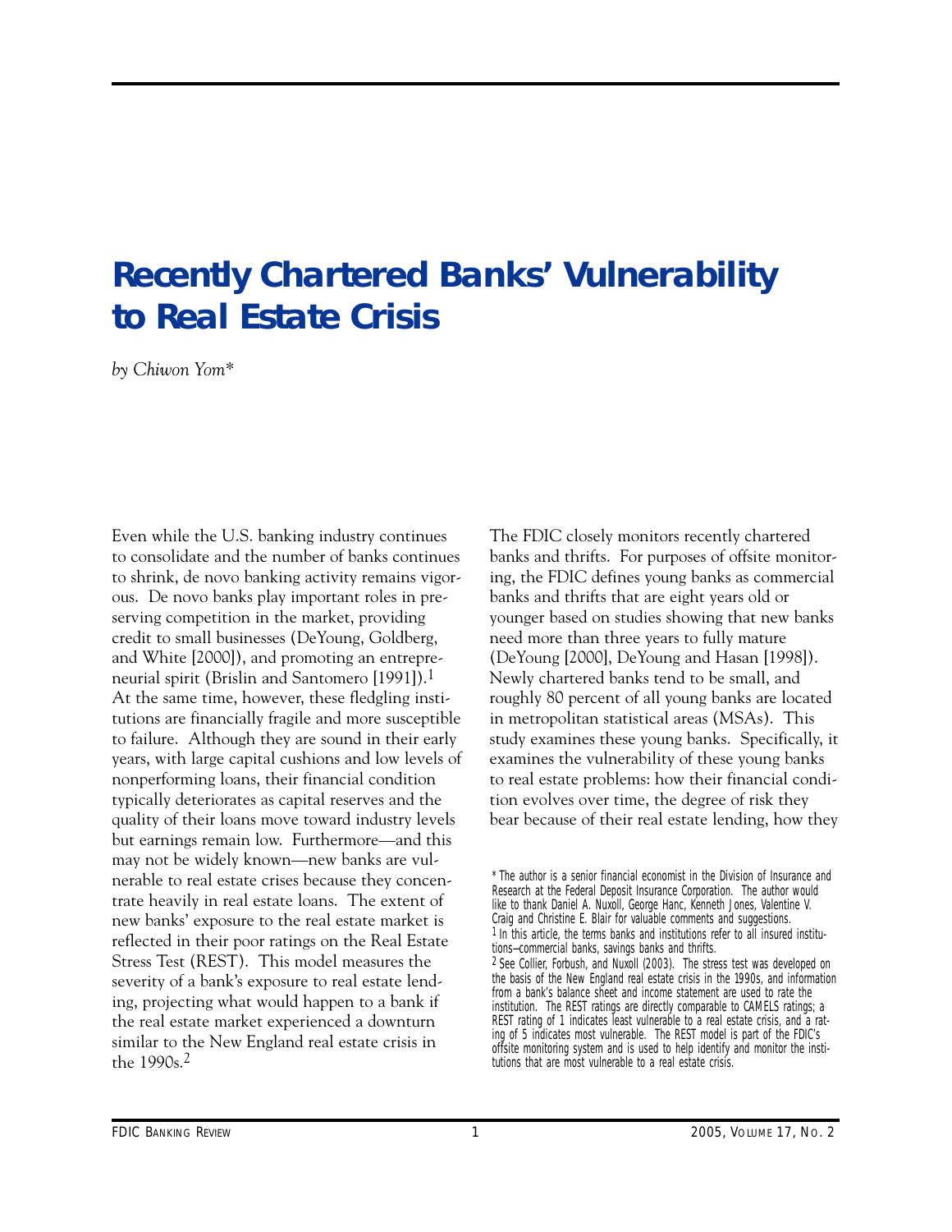# Recently Chartered Banks' Vulnerability to Real Estate Crisis

*by Chiwon Yom**

Even while the U.S. banking industry continues to consolidate and the number of banks continues to shrink, de novo banking activity remains vigorous. De novo banks play important roles in preserving competition in the market, providing credit to small businesses (DeYoung, Goldberg, and White [2000]), and promoting an entrepreneurial spirit (Brislin and Santomero [1991]).[1] At the same time, however, these fledgling institutions are financially fragile and more susceptible to failure. Although they are sound in their early years, with large capital cushions and low levels of nonperforming loans, their financial condition typically deteriorates as capital reserves and the quality of their loans move toward industry levels but earnings remain low. Furthermore—and this may not be widely known—new banks are vulnerable to real estate crises because they concentrate heavily in real estate loans. The extent of new banks' exposure to the real estate market is reflected in their poor ratings on the Real Estate Stress Test (REST). This model measures the severity of a bank's exposure to real estate lending, projecting what would happen to a bank if the real estate market experienced a downturn similar to the New England real estate crisis in the 1990s.[2]

The FDIC closely monitors recently chartered banks and thrifts. For purposes of offsite monitoring, the FDIC defines young banks as commercial banks and thrifts that are eight years old or younger based on studies showing that new banks need more than three years to fully mature (DeYoung [2000], DeYoung and Hasan [1998]). Newly chartered banks tend to be small, and roughly 80 percent of all young banks are located in metropolitan statistical areas (MSAs). This study examines these young banks. Specifically, it examines the vulnerability of these young banks to real estate problems: how their financial condition evolves over time, the degree of risk they bear because of their real estate lending, how they

\* The author is a senior financial economist in the Division of Insurance and Research at the Federal Deposit Insurance Corporation. The author would like to thank Daniel A. Nuxoll, George Hanc, Kenneth Jones, Valentine V. Craig and Christine E. Blair for valuable comments and suggestions.

[1] In this article, the terms banks and institutions refer to all insured institutions–commercial banks, savings banks and thrifts.

[2] See Collier, Forbush, and Nuxoll (2003). The stress test was developed on the basis of the New England real estate crisis in the 1990s, and information from a bank's balance sheet and income statement are used to rate the institution. The REST ratings are directly comparable to CAMELS ratings; a REST rating of 1 indicates least vulnerable to a real estate crisis, and a rating of 5 indicates most vulnerable. The REST model is part of the FDIC's offsite monitoring system and is used to help identify and monitor the institutions that are most vulnerable to a real estate crisis.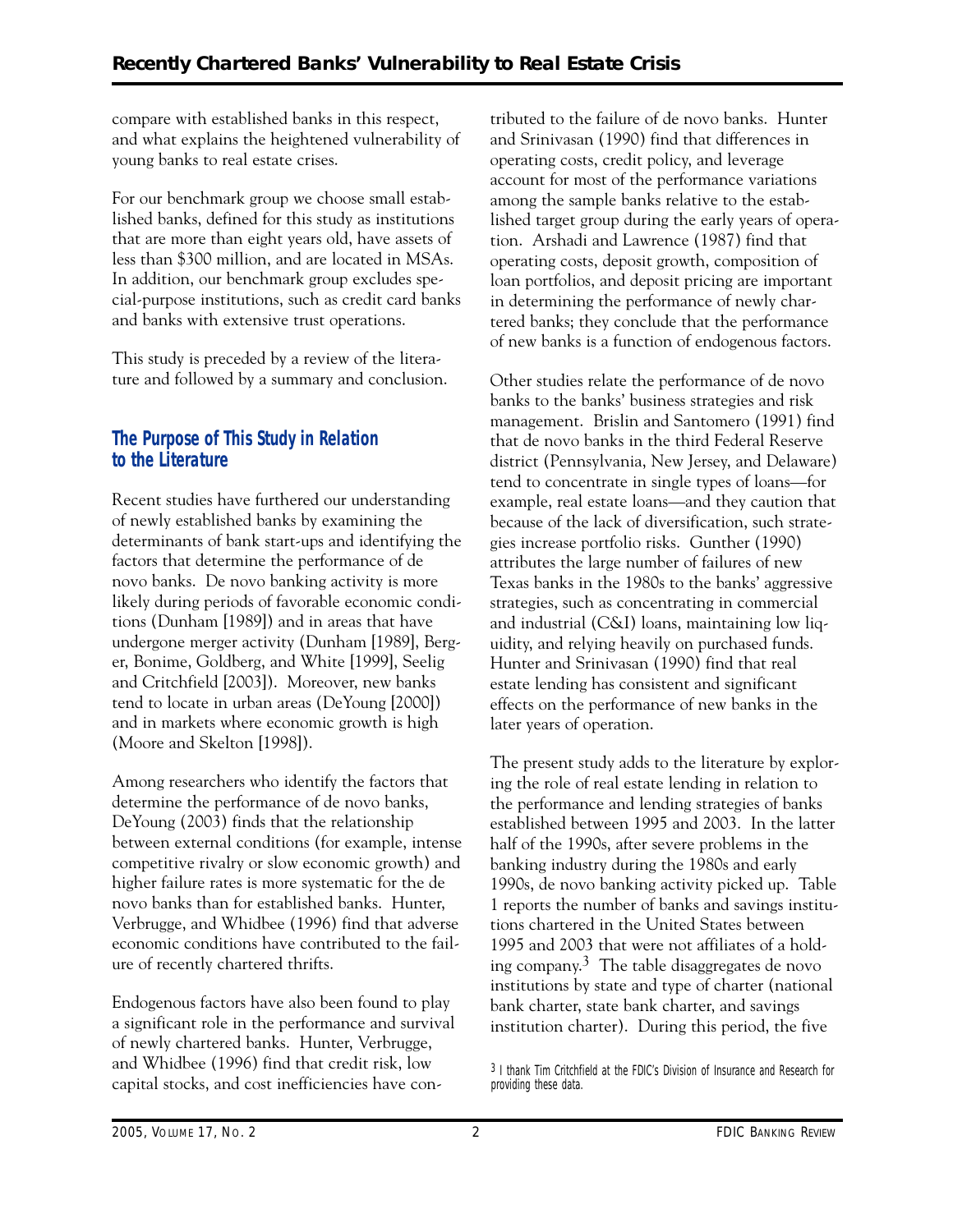compare with established banks in this respect, and what explains the heightened vulnerability of young banks to real estate crises.

For our benchmark group we choose small established banks, defined for this study as institutions that are more than eight years old, have assets of less than $300 million, and are located in MSAs. In addition, our benchmark group excludes special-purpose institutions, such as credit card banks and banks with extensive trust operations.

This study is preceded by a review of the literature and followed by a summary and conclusion.

## The Purpose of This Study in Relation to the Literature

Recent studies have furthered our understanding of newly established banks by examining the determinants of bank start-ups and identifying the factors that determine the performance of de novo banks. De novo banking activity is more likely during periods of favorable economic conditions (Dunham [1989]) and in areas that have undergone merger activity (Dunham [1989], Berger, Bonime, Goldberg, and White [1999], Seelig and Critchfield [2003]). Moreover, new banks tend to locate in urban areas (DeYoung [2000]) and in markets where economic growth is high (Moore and Skelton [1998]).

Among researchers who identify the factors that determine the performance of de novo banks, DeYoung (2003) finds that the relationship between external conditions (for example, intense competitive rivalry or slow economic growth) and higher failure rates is more systematic for the de novo banks than for established banks. Hunter, Verbrugge, and Whidbee (1996) find that adverse economic conditions have contributed to the failure of recently chartered thrifts.

Endogenous factors have also been found to play a significant role in the performance and survival of newly chartered banks. Hunter, Verbrugge, and Whidbee (1996) find that credit risk, low capital stocks, and cost inefficiencies have contributed to the failure of de novo banks. Hunter and Srinivasan (1990) find that differences in operating costs, credit policy, and leverage account for most of the performance variations among the sample banks relative to the established target group during the early years of operation. Arshadi and Lawrence (1987) find that operating costs, deposit growth, composition of loan portfolios, and deposit pricing are important in determining the performance of newly chartered banks; they conclude that the performance of new banks is a function of endogenous factors.

Other studies relate the performance of de novo banks to the banks' business strategies and risk management. Brislin and Santomero (1991) find that de novo banks in the third Federal Reserve district (Pennsylvania, New Jersey, and Delaware) tend to concentrate in single types of loans—for example, real estate loans—and they caution that because of the lack of diversification, such strategies increase portfolio risks. Gunther (1990) attributes the large number of failures of new Texas banks in the 1980s to the banks' aggressive strategies, such as concentrating in commercial and industrial (C&I) loans, maintaining low liquidity, and relying heavily on purchased funds. Hunter and Srinivasan (1990) find that real estate lending has consistent and significant effects on the performance of new banks in the later years of operation.

The present study adds to the literature by exploring the role of real estate lending in relation to the performance and lending strategies of banks established between 1995 and 2003. In the latter half of the 1990s, after severe problems in the banking industry during the 1980s and early 1990s, de novo banking activity picked up. Table 1 reports the number of banks and savings institutions chartered in the United States between 1995 and 2003 that were not affiliates of a holding company.[3] The table disaggregates de novo institutions by state and type of charter (national bank charter, state bank charter, and savings institution charter). During this period, the five

[3] I thank Tim Critchfield at the FDIC's Division of Insurance and Research for providing these data.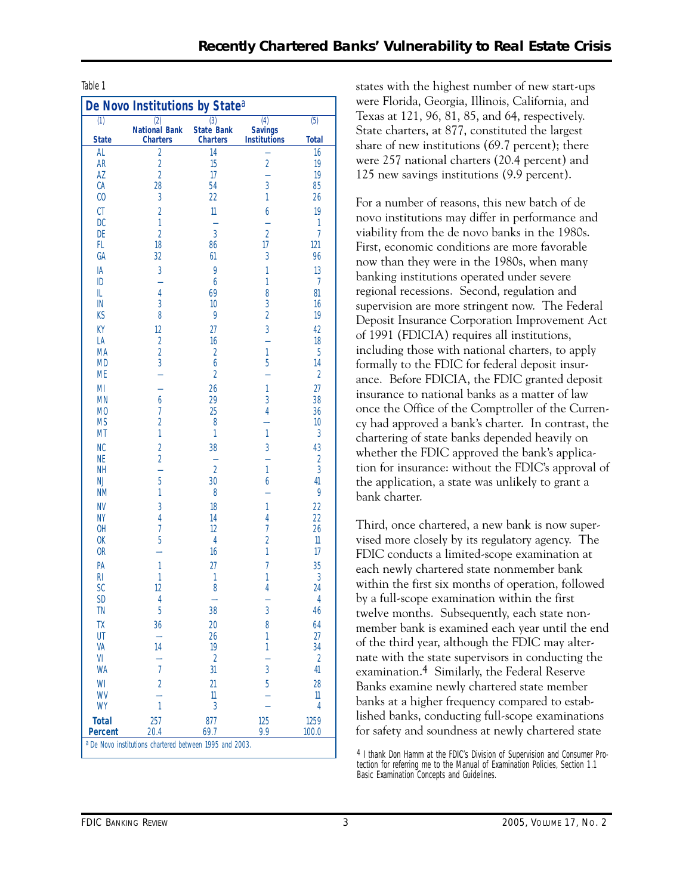Table 1

**De Novo Institutions by State**[a]

| (1) State | (2) National Bank Charters | (3) State Bank Charters | (4) Savings Institutions | (5) Total |
|---|---|---|---|---|
| AL | 2 | 14 | – | 16 |
| AR | 2 | 15 | 2 | 19 |
| AZ | 2 | 17 | – | 19 |
| CA | 28 | 54 | 3 | 85 |
| CO | 3 | 22 | 1 | 26 |
| CT | 2 | 11 | 6 | 19 |
| DC | 1 | – | – | 1 |
| DE | 2 | 3 | 2 | 7 |
| FL | 18 | 86 | 17 | 121 |
| GA | 32 | 61 | 3 | 96 |
| IA | 3 | 9 | 1 | 13 |
| ID | – | 6 | 1 | 7 |
| IL | 4 | 69 | 8 | 81 |
| IN | 3 | 10 | 3 | 16 |
| KS | 8 | 9 | 2 | 19 |
| KY | 12 | 27 | 3 | 42 |
| LA | 2 | 16 | – | 18 |
| MA | 2 | 2 | 1 | 5 |
| MD | 3 | 6 | 5 | 14 |
| ME | – | 2 | – | 2 |
| MI | – | 26 | 1 | 27 |
| MN | 6 | 29 | 3 | 38 |
| MO | 7 | 25 | 4 | 36 |
| MS | 2 | 8 | – | 10 |
| MT | 1 | 1 | 1 | 3 |
| NC | 2 | 38 | 3 | 43 |
| NE | 2 | – | – | 2 |
| NH | – | 2 | 1 | 3 |
| NJ | 5 | 30 | 6 | 41 |
| NM | 1 | 8 | – | 9 |
| NV | 3 | 18 | 1 | 22 |
| NY | 4 | 14 | 4 | 22 |
| OH | 7 | 12 | 7 | 26 |
| OK | 5 | 4 | 2 | 11 |
| OR | – | 16 | 1 | 17 |
| PA | 1 | 27 | 7 | 35 |
| RI | 1 | 1 | 1 | 3 |
| SC | 12 | 8 | 4 | 24 |
| SD | 4 | – | – | 4 |
| TN | 5 | 38 | 3 | 46 |
| TX | 36 | 20 | 8 | 64 |
| UT | – | 26 | 1 | 27 |
| VA | 14 | 19 | 1 | 34 |
| VI | – | 2 | – | 2 |
| WA | 7 | 31 | 3 | 41 |
| WI | 2 | 21 | 5 | 28 |
| WV | – | 11 | – | 11 |
| WY | 1 | 3 | – | 4 |
| **Total** | 257 | 877 | 125 | 1259 |
| **Percent** | 20.4 | 69.7 | 9.9 | 100.0 |

[a] De Novo institutions chartered between 1995 and 2003.

states with the highest number of new start-ups were Florida, Georgia, Illinois, California, and Texas at 121, 96, 81, 85, and 64, respectively. State charters, at 877, constituted the largest share of new institutions (69.7 percent); there were 257 national charters (20.4 percent) and 125 new savings institutions (9.9 percent).

For a number of reasons, this new batch of de novo institutions may differ in performance and viability from the de novo banks in the 1980s. First, economic conditions are more favorable now than they were in the 1980s, when many banking institutions operated under severe regional recessions. Second, regulation and supervision are more stringent now. The Federal Deposit Insurance Corporation Improvement Act of 1991 (FDICIA) requires all institutions, including those with national charters, to apply formally to the FDIC for federal deposit insurance. Before FDICIA, the FDIC granted deposit insurance to national banks as a matter of law once the Office of the Comptroller of the Currency had approved a bank's charter. In contrast, the chartering of state banks depended heavily on whether the FDIC approved the bank's application for insurance: without the FDIC's approval of the application, a state was unlikely to grant a bank charter.

Third, once chartered, a new bank is now supervised more closely by its regulatory agency. The FDIC conducts a limited-scope examination at each newly chartered state nonmember bank within the first six months of operation, followed by a full-scope examination within the first twelve months. Subsequently, each state nonmember bank is examined each year until the end of the third year, although the FDIC may alternate with the state supervisors in conducting the examination.[4] Similarly, the Federal Reserve Banks examine newly chartered state member banks at a higher frequency compared to established banks, conducting full-scope examinations for safety and soundness at newly chartered state

[4] I thank Don Hamm at the FDIC's Division of Supervision and Consumer Protection for referring me to the Manual of Examination Policies, Section 1.1 Basic Examination Concepts and Guidelines.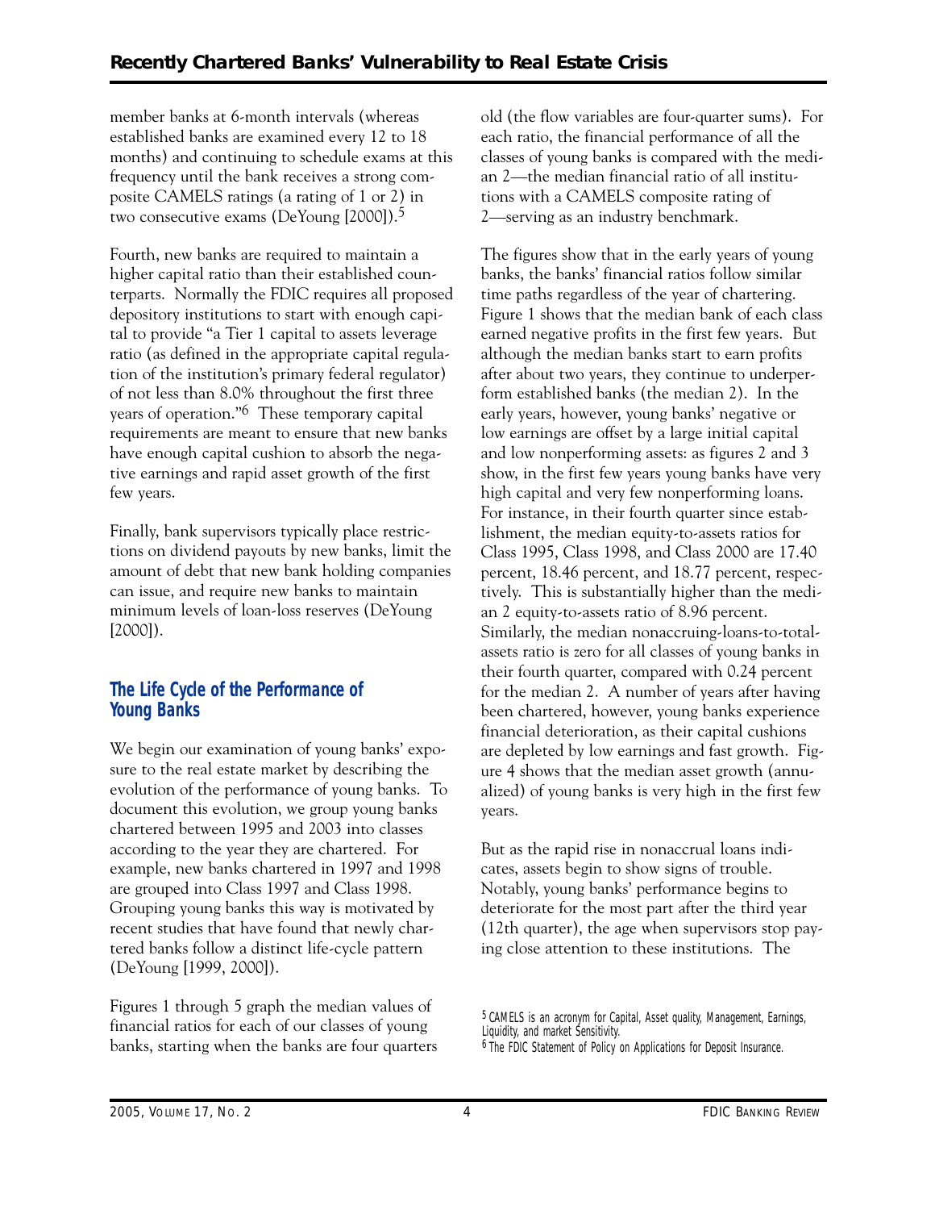member banks at 6-month intervals (whereas established banks are examined every 12 to 18 months) and continuing to schedule exams at this frequency until the bank receives a strong composite CAMELS ratings (a rating of 1 or 2) in two consecutive exams (DeYoung [2000]).[5]

Fourth, new banks are required to maintain a higher capital ratio than their established counterparts. Normally the FDIC requires all proposed depository institutions to start with enough capital to provide "a Tier 1 capital to assets leverage ratio (as defined in the appropriate capital regulation of the institution's primary federal regulator) of not less than 8.0% throughout the first three years of operation."[6] These temporary capital requirements are meant to ensure that new banks have enough capital cushion to absorb the negative earnings and rapid asset growth of the first few years.

Finally, bank supervisors typically place restrictions on dividend payouts by new banks, limit the amount of debt that new bank holding companies can issue, and require new banks to maintain minimum levels of loan-loss reserves (DeYoung [2000]).

## The Life Cycle of the Performance of Young Banks

We begin our examination of young banks' exposure to the real estate market by describing the evolution of the performance of young banks. To document this evolution, we group young banks chartered between 1995 and 2003 into classes according to the year they are chartered. For example, new banks chartered in 1997 and 1998 are grouped into Class 1997 and Class 1998. Grouping young banks this way is motivated by recent studies that have found that newly chartered banks follow a distinct life-cycle pattern (DeYoung [1999, 2000]).

Figures 1 through 5 graph the median values of financial ratios for each of our classes of young banks, starting when the banks are four quarters old (the flow variables are four-quarter sums). For each ratio, the financial performance of all the classes of young banks is compared with the median 2—the median financial ratio of all institutions with a CAMELS composite rating of 2—serving as an industry benchmark.

The figures show that in the early years of young banks, the banks' financial ratios follow similar time paths regardless of the year of chartering. Figure 1 shows that the median bank of each class earned negative profits in the first few years. But although the median banks start to earn profits after about two years, they continue to underperform established banks (the median 2). In the early years, however, young banks' negative or low earnings are offset by a large initial capital and low nonperforming assets: as figures 2 and 3 show, in the first few years young banks have very high capital and very few nonperforming loans. For instance, in their fourth quarter since establishment, the median equity-to-assets ratios for Class 1995, Class 1998, and Class 2000 are 17.40 percent, 18.46 percent, and 18.77 percent, respectively. This is substantially higher than the median 2 equity-to-assets ratio of 8.96 percent. Similarly, the median nonaccruing-loans-to-total-assets ratio is zero for all classes of young banks in their fourth quarter, compared with 0.24 percent for the median 2. A number of years after having been chartered, however, young banks experience financial deterioration, as their capital cushions are depleted by low earnings and fast growth. Figure 4 shows that the median asset growth (annualized) of young banks is very high in the first few years.

But as the rapid rise in nonaccrual loans indicates, assets begin to show signs of trouble. Notably, young banks' performance begins to deteriorate for the most part after the third year (12th quarter), the age when supervisors stop paying close attention to these institutions. The

[5] CAMELS is an acronym for Capital, Asset quality, Management, Earnings, Liquidity, and market Sensitivity.

[6] The FDIC Statement of Policy on Applications for Deposit Insurance.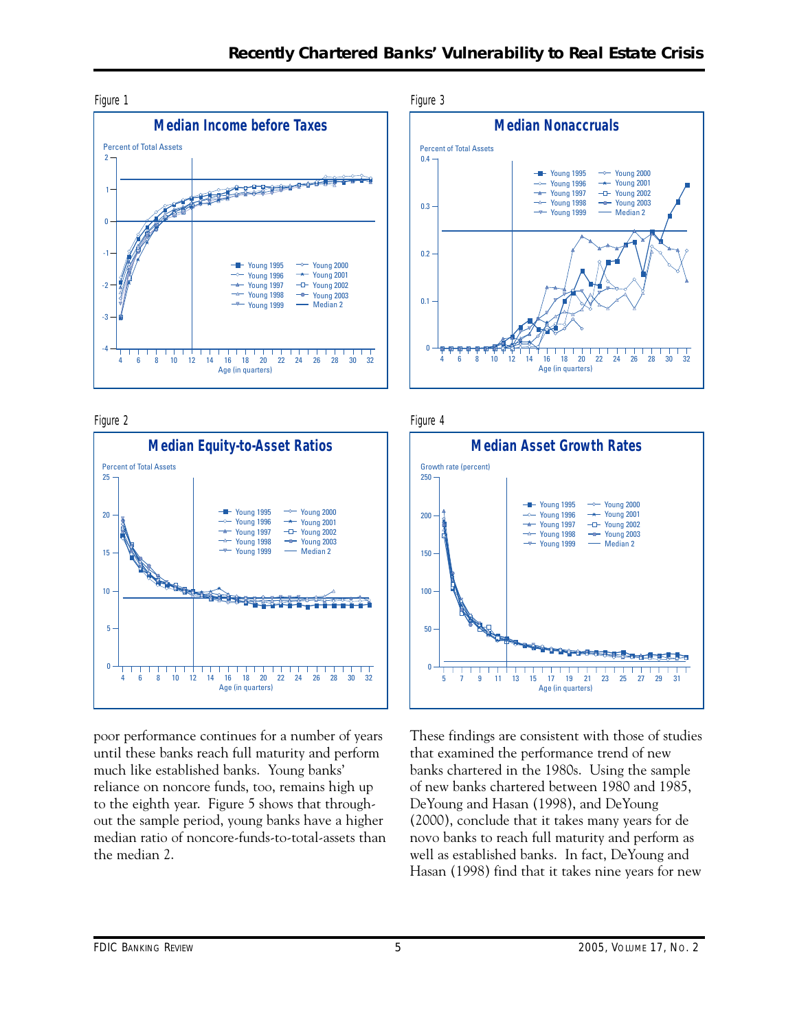Figure 1

**Median Income before Taxes**

Figure 3

**Median Nonaccruals**

Figure 2

**Median Equity-to-Asset Ratios**

Figure 4

**Median Asset Growth Rates**

poor performance continues for a number of years until these banks reach full maturity and perform much like established banks. Young banks' reliance on noncore funds, too, remains high up to the eighth year. Figure 5 shows that throughout the sample period, young banks have a higher median ratio of noncore-funds-to-total-assets than the median 2.

These findings are consistent with those of studies that examined the performance trend of new banks chartered in the 1980s. Using the sample of new banks chartered between 1980 and 1985, DeYoung and Hasan (1998), and DeYoung (2000), conclude that it takes many years for de novo banks to reach full maturity and perform as well as established banks. In fact, DeYoung and Hasan (1998) find that it takes nine years for new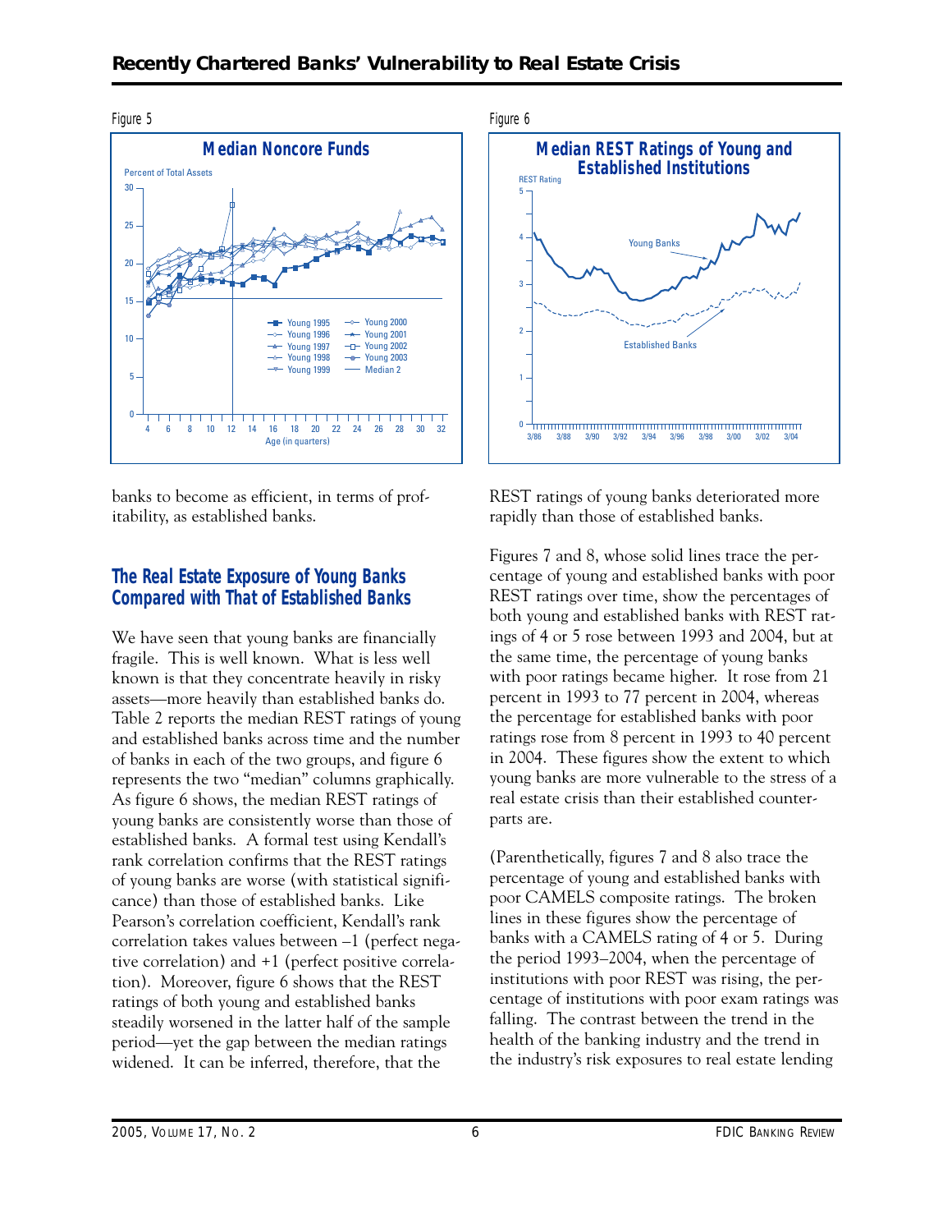Figure 5

**Median Noncore Funds**

Figure 6

**Median REST Ratings of Young and Established Institutions**

banks to become as efficient, in terms of profitability, as established banks.

## The Real Estate Exposure of Young Banks Compared with That of Established Banks

We have seen that young banks are financially fragile. This is well known. What is less well known is that they concentrate heavily in risky assets—more heavily than established banks do. Table 2 reports the median REST ratings of young and established banks across time and the number of banks in each of the two groups, and figure 6 represents the two "median" columns graphically. As figure 6 shows, the median REST ratings of young banks are consistently worse than those of established banks. A formal test using Kendall's rank correlation confirms that the REST ratings of young banks are worse (with statistical significance) than those of established banks. Like Pearson's correlation coefficient, Kendall's rank correlation takes values between –1 (perfect negative correlation) and +1 (perfect positive correlation). Moreover, figure 6 shows that the REST ratings of both young and established banks steadily worsened in the latter half of the sample period—yet the gap between the median ratings widened. It can be inferred, therefore, that the REST ratings of young banks deteriorated more rapidly than those of established banks.

Figures 7 and 8, whose solid lines trace the percentage of young and established banks with poor REST ratings over time, show the percentages of both young and established banks with REST ratings of 4 or 5 rose between 1993 and 2004, but at the same time, the percentage of young banks with poor ratings became higher. It rose from 21 percent in 1993 to 77 percent in 2004, whereas the percentage for established banks with poor ratings rose from 8 percent in 1993 to 40 percent in 2004. These figures show the extent to which young banks are more vulnerable to the stress of a real estate crisis than their established counterparts are.

(Parenthetically, figures 7 and 8 also trace the percentage of young and established banks with poor CAMELS composite ratings. The broken lines in these figures show the percentage of banks with a CAMELS rating of 4 or 5. During the period 1993–2004, when the percentage of institutions with poor REST was rising, the percentage of institutions with poor exam ratings was falling. The contrast between the trend in the health of the banking industry and the trend in the industry's risk exposures to real estate lending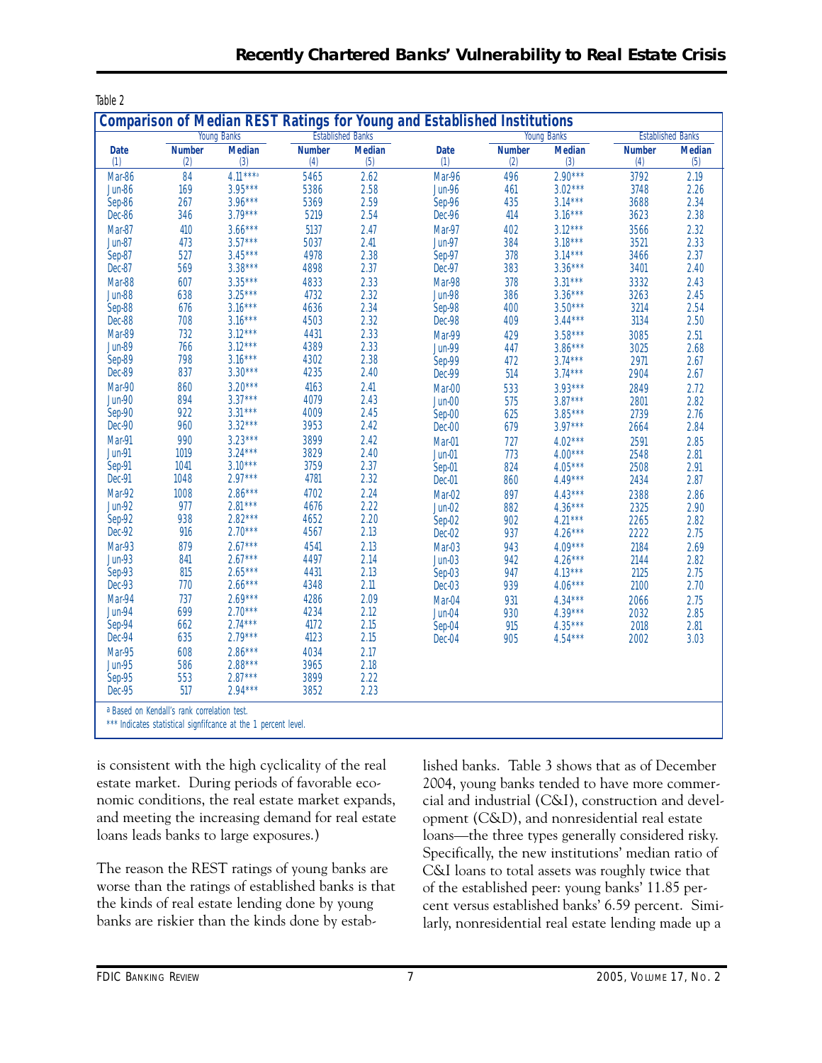Table 2

**Comparison of Median REST Ratings for Young and Established Institutions**

| Date | Young Banks | | Established Banks | | Date | Young Banks | | Established Banks | |
|---|---|---|---|---|---|---|---|---|---|
| | Number | Median | Number | Median | | Number | Median | Number | Median |
| (1) | (2) | (3) | (4) | (5) | (1) | (2) | (3) | (4) | (5) |
| Mar-86 | 84 | 4.11***[a] | 5465 | 2.62 | Mar-96 | 496 | 2.90*** | 3792 | 2.19 |
| Jun-86 | 169 | 3.95*** | 5386 | 2.58 | Jun-96 | 461 | 3.02*** | 3748 | 2.26 |
| Sep-86 | 267 | 3.96*** | 5369 | 2.59 | Sep-96 | 435 | 3.14*** | 3688 | 2.34 |
| Dec-86 | 346 | 3.79*** | 5219 | 2.54 | Dec-96 | 414 | 3.16*** | 3623 | 2.38 |
| Mar-87 | 410 | 3.66*** | 5137 | 2.47 | Mar-97 | 402 | 3.12*** | 3566 | 2.32 |
| Jun-87 | 473 | 3.57*** | 5037 | 2.41 | Jun-97 | 384 | 3.18*** | 3521 | 2.33 |
| Sep-87 | 527 | 3.45*** | 4978 | 2.38 | Sep-97 | 378 | 3.14*** | 3466 | 2.37 |
| Dec-87 | 569 | 3.38*** | 4898 | 2.37 | Dec-97 | 383 | 3.36*** | 3401 | 2.40 |
| Mar-88 | 607 | 3.35*** | 4833 | 2.33 | Mar-98 | 378 | 3.31*** | 3332 | 2.43 |
| Jun-88 | 638 | 3.25*** | 4732 | 2.32 | Jun-98 | 386 | 3.36*** | 3263 | 2.45 |
| Sep-88 | 676 | 3.16*** | 4636 | 2.34 | Sep-98 | 400 | 3.50*** | 3214 | 2.54 |
| Dec-88 | 708 | 3.16*** | 4503 | 2.32 | Dec-98 | 409 | 3.44*** | 3134 | 2.50 |
| Mar-89 | 732 | 3.12*** | 4431 | 2.33 | Mar-99 | 429 | 3.58*** | 3085 | 2.51 |
| Jun-89 | 766 | 3.12*** | 4389 | 2.33 | Jun-99 | 447 | 3.86*** | 3025 | 2.68 |
| Sep-89 | 798 | 3.16*** | 4302 | 2.38 | Sep-99 | 472 | 3.74*** | 2971 | 2.67 |
| Dec-89 | 837 | 3.30*** | 4235 | 2.40 | Dec-99 | 514 | 3.74*** | 2904 | 2.67 |
| Mar-90 | 860 | 3.20*** | 4163 | 2.41 | Mar-00 | 533 | 3.93*** | 2849 | 2.72 |
| Jun-90 | 894 | 3.37*** | 4079 | 2.43 | Jun-00 | 575 | 3.87*** | 2801 | 2.82 |
| Sep-90 | 922 | 3.31*** | 4009 | 2.45 | Sep-00 | 625 | 3.85*** | 2739 | 2.76 |
| Dec-90 | 960 | 3.32*** | 3953 | 2.42 | Dec-00 | 679 | 3.97*** | 2664 | 2.84 |
| Mar-91 | 990 | 3.23*** | 3899 | 2.42 | Mar-01 | 727 | 4.02*** | 2591 | 2.85 |
| Jun-91 | 1019 | 3.24*** | 3829 | 2.40 | Jun-01 | 773 | 4.00*** | 2548 | 2.81 |
| Sep-91 | 1041 | 3.10*** | 3759 | 2.37 | Sep-01 | 824 | 4.05*** | 2508 | 2.91 |
| Dec-91 | 1048 | 2.97*** | 4781 | 2.32 | Dec-01 | 860 | 4.49*** | 2434 | 2.87 |
| Mar-92 | 1008 | 2.86*** | 4702 | 2.24 | Mar-02 | 897 | 4.43*** | 2388 | 2.86 |
| Jun-92 | 977 | 2.81*** | 4676 | 2.22 | Jun-02 | 882 | 4.36*** | 2325 | 2.90 |
| Sep-92 | 938 | 2.82*** | 4652 | 2.20 | Sep-02 | 902 | 4.21*** | 2265 | 2.82 |
| Dec-92 | 916 | 2.70*** | 4567 | 2.13 | Dec-02 | 937 | 4.26*** | 2222 | 2.75 |
| Mar-93 | 879 | 2.67*** | 4541 | 2.13 | Mar-03 | 943 | 4.09*** | 2184 | 2.69 |
| Jun-93 | 841 | 2.67*** | 4497 | 2.14 | Jun-03 | 942 | 4.26*** | 2144 | 2.82 |
| Sep-93 | 815 | 2.65*** | 4431 | 2.13 | Sep-03 | 947 | 4.13*** | 2125 | 2.75 |
| Dec-93 | 770 | 2.66*** | 4348 | 2.11 | Dec-03 | 939 | 4.06*** | 2100 | 2.70 |
| Mar-94 | 737 | 2.69*** | 4286 | 2.09 | Mar-04 | 931 | 4.34*** | 2066 | 2.75 |
| Jun-94 | 699 | 2.70*** | 4234 | 2.12 | Jun-04 | 930 | 4.39*** | 2032 | 2.85 |
| Sep-94 | 662 | 2.74*** | 4172 | 2.15 | Sep-04 | 915 | 4.35*** | 2018 | 2.81 |
| Dec-94 | 635 | 2.79*** | 4123 | 2.15 | Dec-04 | 905 | 4.54*** | 2002 | 3.03 |
| Mar-95 | 608 | 2.86*** | 4034 | 2.17 | | | | | |
| Jun-95 | 586 | 2.88*** | 3965 | 2.18 | | | | | |
| Sep-95 | 553 | 2.87*** | 3899 | 2.22 | | | | | |
| Dec-95 | 517 | 2.94*** | 3852 | 2.23 | | | | | |

[a] Based on Kendall's rank correlation test.
*** Indicates statistical signfifcance at the 1 percent level.

is consistent with the high cyclicality of the real estate market. During periods of favorable economic conditions, the real estate market expands, and meeting the increasing demand for real estate loans leads banks to large exposures.)

The reason the REST ratings of young banks are worse than the ratings of established banks is that the kinds of real estate lending done by young banks are riskier than the kinds done by established banks. Table 3 shows that as of December 2004, young banks tended to have more commercial and industrial (C&I), construction and development (C&D), and nonresidential real estate loans—the three types generally considered risky. Specifically, the new institutions' median ratio of C&I loans to total assets was roughly twice that of the established peer: young banks' 11.85 percent versus established banks' 6.59 percent. Similarly, nonresidential real estate lending made up a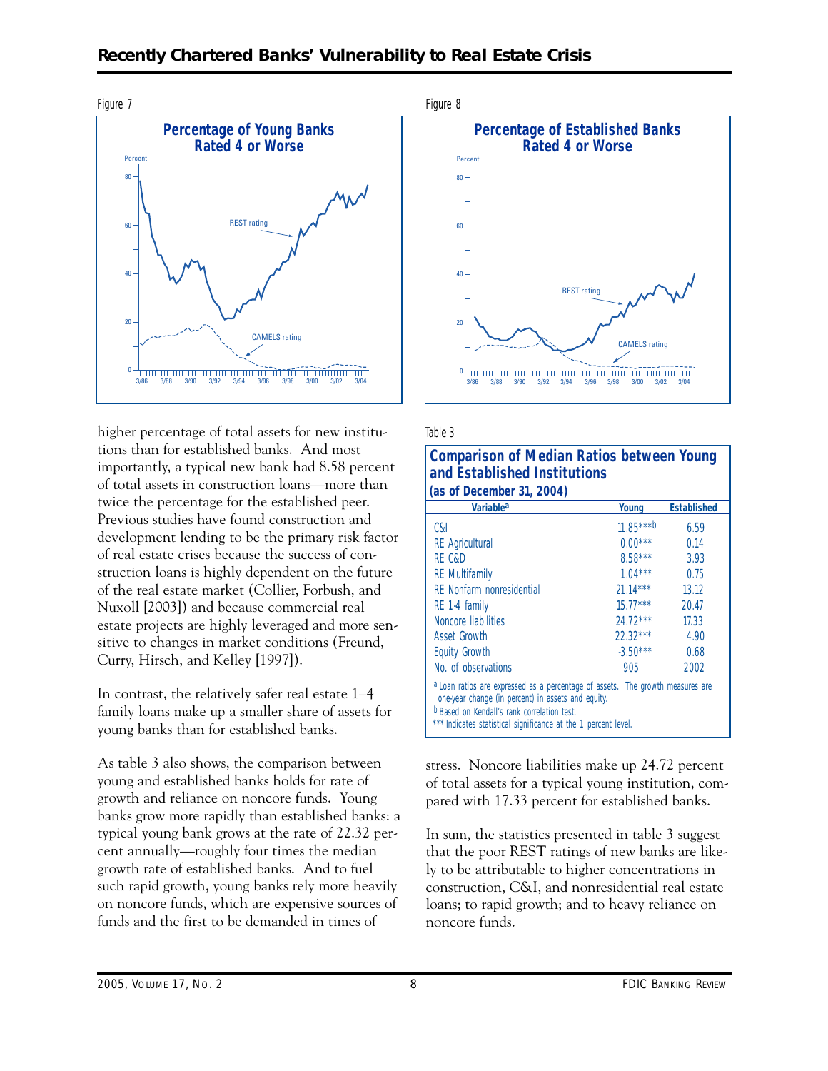Figure 7

**Percentage of Young Banks Rated 4 or Worse**

Figure 8

**Percentage of Established Banks Rated 4 or Worse**

higher percentage of total assets for new institutions than for established banks. And most importantly, a typical new bank had 8.58 percent of total assets in construction loans—more than twice the percentage for the established peer. Previous studies have found construction and development lending to be the primary risk factor of real estate crises because the success of construction loans is highly dependent on the future of the real estate market (Collier, Forbush, and Nuxoll [2003]) and because commercial real estate projects are highly leveraged and more sensitive to changes in market conditions (Freund, Curry, Hirsch, and Kelley [1997]).

In contrast, the relatively safer real estate 1–4 family loans make up a smaller share of assets for young banks than for established banks.

As table 3 also shows, the comparison between young and established banks holds for rate of growth and reliance on noncore funds. Young banks grow more rapidly than established banks: a typical young bank grows at the rate of 22.32 percent annually—roughly four times the median growth rate of established banks. And to fuel such rapid growth, young banks rely more heavily on noncore funds, which are expensive sources of funds and the first to be demanded in times of stress. Noncore liabilities make up 24.72 percent of total assets for a typical young institution, compared with 17.33 percent for established banks.

Table 3

**Comparison of Median Ratios between Young and Established Institutions (as of December 31, 2004)**

| Variable[a] | Young | Established |
|---|---|---|
| C&I | 11.85***[b] | 6.59 |
| RE Agricultural | 0.00*** | 0.14 |
| RE C&D | 8.58*** | 3.93 |
| RE Multifamily | 1.04*** | 0.75 |
| RE Nonfarm nonresidential | 21.14*** | 13.12 |
| RE 1-4 family | 15.77*** | 20.47 |
| Noncore liabilities | 24.72*** | 17.33 |
| Asset Growth | 22.32*** | 4.90 |
| Equity Growth | -3.50*** | 0.68 |
| No. of observations | 905 | 2002 |

[a] Loan ratios are expressed as a percentage of assets. The growth measures are one-year change (in percent) in assets and equity.
[b] Based on Kendall's rank correlation test.
*** Indicates statistical significance at the 1 percent level.

In sum, the statistics presented in table 3 suggest that the poor REST ratings of new banks are likely to be attributable to higher concentrations in construction, C&I, and nonresidential real estate loans; to rapid growth; and to heavy reliance on noncore funds.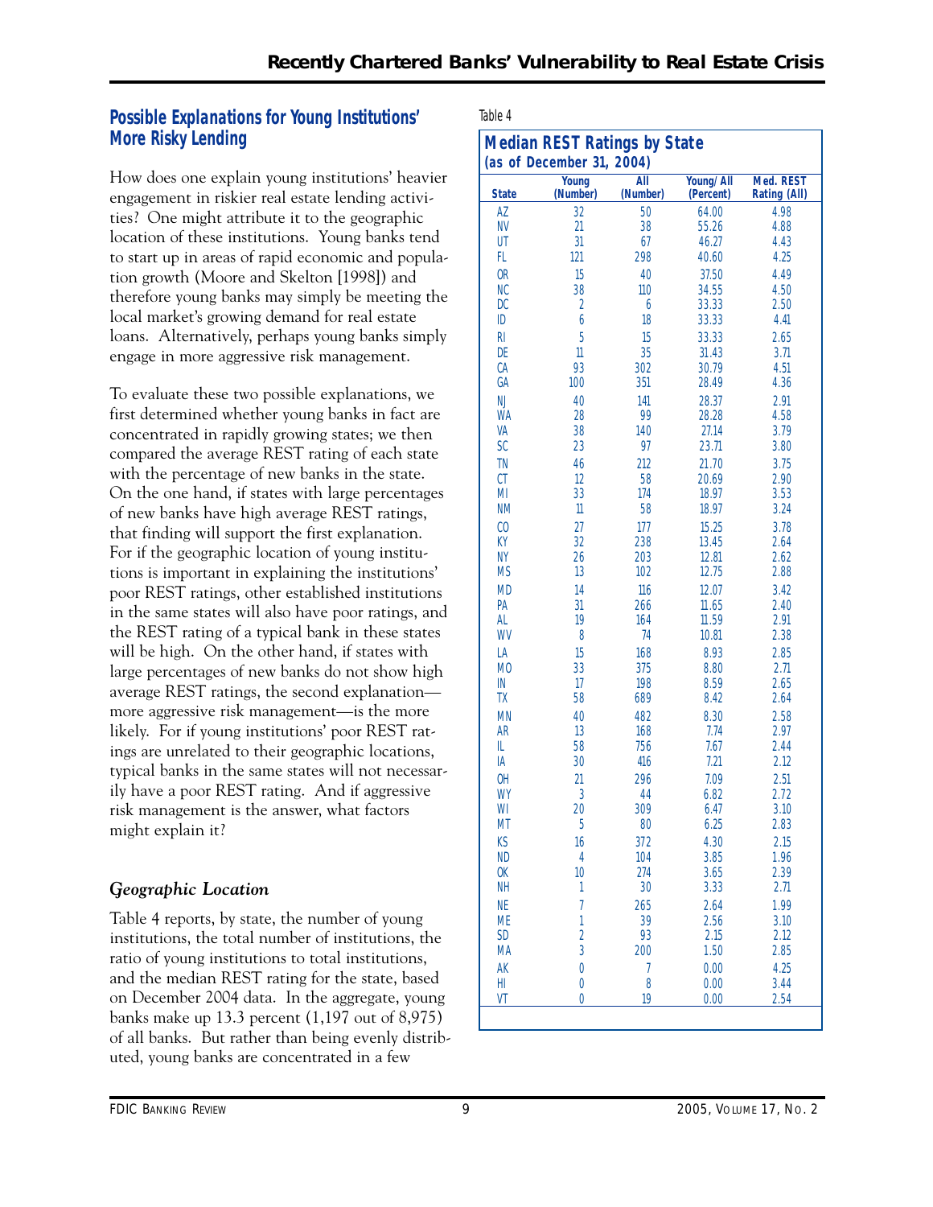## Possible Explanations for Young Institutions' More Risky Lending

How does one explain young institutions' heavier engagement in riskier real estate lending activities? One might attribute it to the geographic location of these institutions. Young banks tend to start up in areas of rapid economic and population growth (Moore and Skelton [1998]) and therefore young banks may simply be meeting the local market's growing demand for real estate loans. Alternatively, perhaps young banks simply engage in more aggressive risk management.

To evaluate these two possible explanations, we first determined whether young banks in fact are concentrated in rapidly growing states; we then compared the average REST rating of each state with the percentage of new banks in the state. On the one hand, if states with large percentages of new banks have high average REST ratings, that finding will support the first explanation. For if the geographic location of young institutions is important in explaining the institutions' poor REST ratings, other established institutions in the same states will also have poor ratings, and the REST rating of a typical bank in these states will be high. On the other hand, if states with large percentages of new banks do not show high average REST ratings, the second explanation—more aggressive risk management—is the more likely. For if young institutions' poor REST ratings are unrelated to their geographic locations, typical banks in the same states will not necessarily have a poor REST rating. And if aggressive risk management is the answer, what factors might explain it?

### *Geographic Location*

Table 4 reports, by state, the number of young institutions, the total number of institutions, the ratio of young institutions to total institutions, and the median REST rating for the state, based on December 2004 data. In the aggregate, young banks make up 13.3 percent (1,197 out of 8,975) of all banks. But rather than being evenly distributed, young banks are concentrated in a few

Table 4

**Median REST Ratings by State (as of December 31, 2004)**

| State | Young (Number) | All (Number) | Young/All (Percent) | Med. REST Rating (All) |
|---|---|---|---|---|
| AZ | 32 | 50 | 64.00 | 4.98 |
| NV | 21 | 38 | 55.26 | 4.88 |
| UT | 31 | 67 | 46.27 | 4.43 |
| FL | 121 | 298 | 40.60 | 4.25 |
| OR | 15 | 40 | 37.50 | 4.49 |
| NC | 38 | 110 | 34.55 | 4.50 |
| DC | 2 | 6 | 33.33 | 2.50 |
| ID | 6 | 18 | 33.33 | 4.41 |
| RI | 5 | 15 | 33.33 | 2.65 |
| DE | 11 | 35 | 31.43 | 3.71 |
| CA | 93 | 302 | 30.79 | 4.51 |
| GA | 100 | 351 | 28.49 | 4.36 |
| NJ | 40 | 141 | 28.37 | 2.91 |
| WA | 28 | 99 | 28.28 | 4.58 |
| VA | 38 | 140 | 27.14 | 3.79 |
| SC | 23 | 97 | 23.71 | 3.80 |
| TN | 46 | 212 | 21.70 | 3.75 |
| CT | 12 | 58 | 20.69 | 2.90 |
| MI | 33 | 174 | 18.97 | 3.53 |
| NM | 11 | 58 | 18.97 | 3.24 |
| CO | 27 | 177 | 15.25 | 3.78 |
| KY | 32 | 238 | 13.45 | 2.64 |
| NY | 26 | 203 | 12.81 | 2.62 |
| MS | 13 | 102 | 12.75 | 2.88 |
| MD | 14 | 116 | 12.07 | 3.42 |
| PA | 31 | 266 | 11.65 | 2.40 |
| AL | 19 | 164 | 11.59 | 2.91 |
| WV | 8 | 74 | 10.81 | 2.38 |
| LA | 15 | 168 | 8.93 | 2.85 |
| MO | 33 | 375 | 8.80 | 2.71 |
| IN | 17 | 198 | 8.59 | 2.65 |
| TX | 58 | 689 | 8.42 | 2.64 |
| MN | 40 | 482 | 8.30 | 2.58 |
| AR | 13 | 168 | 7.74 | 2.97 |
| IL | 58 | 756 | 7.67 | 2.44 |
| IA | 30 | 416 | 7.21 | 2.12 |
| OH | 21 | 296 | 7.09 | 2.51 |
| WY | 3 | 44 | 6.82 | 2.72 |
| WI | 20 | 309 | 6.47 | 3.10 |
| MT | 5 | 80 | 6.25 | 2.83 |
| KS | 16 | 372 | 4.30 | 2.15 |
| ND | 4 | 104 | 3.85 | 1.96 |
| OK | 10 | 274 | 3.65 | 2.39 |
| NH | 1 | 30 | 3.33 | 2.71 |
| NE | 7 | 265 | 2.64 | 1.99 |
| ME | 1 | 39 | 2.56 | 3.10 |
| SD | 2 | 93 | 2.15 | 2.12 |
| MA | 3 | 200 | 1.50 | 2.85 |
| AK | 0 | 7 | 0.00 | 4.25 |
| HI | 0 | 8 | 0.00 | 3.44 |
| VT | 0 | 19 | 0.00 | 2.54 |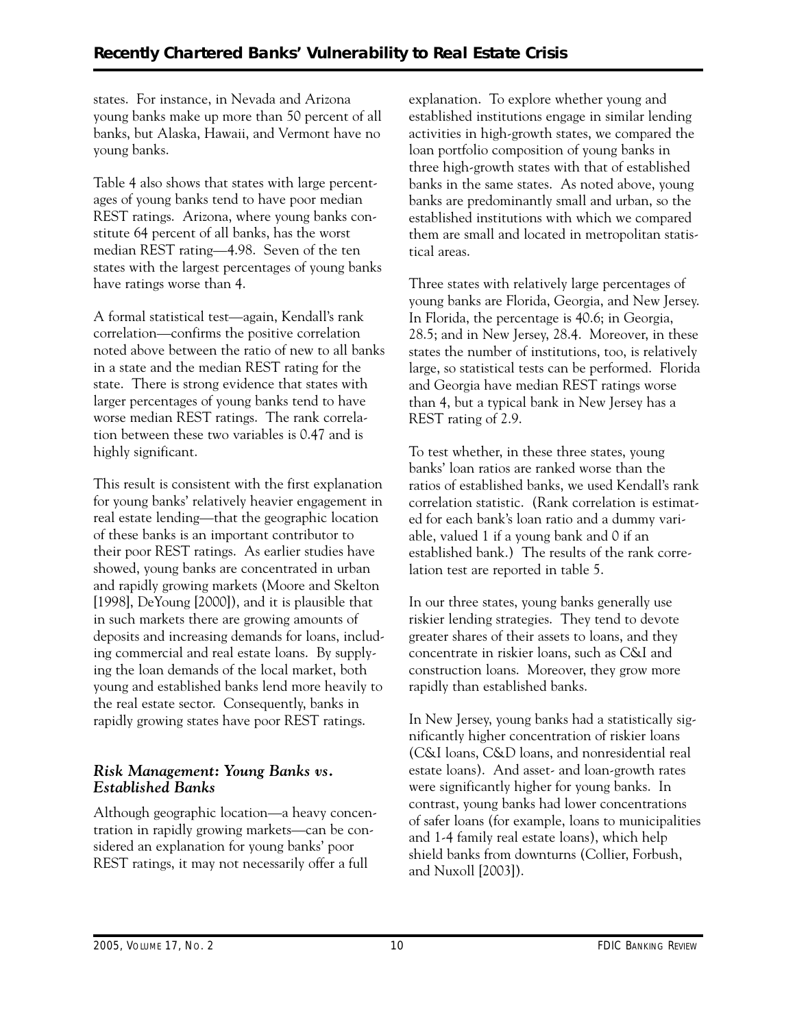states. For instance, in Nevada and Arizona young banks make up more than 50 percent of all banks, but Alaska, Hawaii, and Vermont have no young banks.

Table 4 also shows that states with large percentages of young banks tend to have poor median REST ratings. Arizona, where young banks constitute 64 percent of all banks, has the worst median REST rating—4.98. Seven of the ten states with the largest percentages of young banks have ratings worse than 4.

A formal statistical test—again, Kendall's rank correlation—confirms the positive correlation noted above between the ratio of new to all banks in a state and the median REST rating for the state. There is strong evidence that states with larger percentages of young banks tend to have worse median REST ratings. The rank correlation between these two variables is 0.47 and is highly significant.

This result is consistent with the first explanation for young banks' relatively heavier engagement in real estate lending—that the geographic location of these banks is an important contributor to their poor REST ratings. As earlier studies have showed, young banks are concentrated in urban and rapidly growing markets (Moore and Skelton [1998], DeYoung [2000]), and it is plausible that in such markets there are growing amounts of deposits and increasing demands for loans, including commercial and real estate loans. By supplying the loan demands of the local market, both young and established banks lend more heavily to the real estate sector. Consequently, banks in rapidly growing states have poor REST ratings.

### *Risk Management: Young Banks vs. Established Banks*

Although geographic location—a heavy concentration in rapidly growing markets—can be considered an explanation for young banks' poor REST ratings, it may not necessarily offer a full explanation. To explore whether young and established institutions engage in similar lending activities in high-growth states, we compared the loan portfolio composition of young banks in three high-growth states with that of established banks in the same states. As noted above, young banks are predominantly small and urban, so the established institutions with which we compared them are small and located in metropolitan statistical areas.

Three states with relatively large percentages of young banks are Florida, Georgia, and New Jersey. In Florida, the percentage is 40.6; in Georgia, 28.5; and in New Jersey, 28.4. Moreover, in these states the number of institutions, too, is relatively large, so statistical tests can be performed. Florida and Georgia have median REST ratings worse than 4, but a typical bank in New Jersey has a REST rating of 2.9.

To test whether, in these three states, young banks' loan ratios are ranked worse than the ratios of established banks, we used Kendall's rank correlation statistic. (Rank correlation is estimated for each bank's loan ratio and a dummy variable, valued 1 if a young bank and 0 if an established bank.) The results of the rank correlation test are reported in table 5.

In our three states, young banks generally use riskier lending strategies. They tend to devote greater shares of their assets to loans, and they concentrate in riskier loans, such as C&I and construction loans. Moreover, they grow more rapidly than established banks.

In New Jersey, young banks had a statistically significantly higher concentration of riskier loans (C&I loans, C&D loans, and nonresidential real estate loans). And asset- and loan-growth rates were significantly higher for young banks. In contrast, young banks had lower concentrations of safer loans (for example, loans to municipalities and 1-4 family real estate loans), which help shield banks from downturns (Collier, Forbush, and Nuxoll [2003]).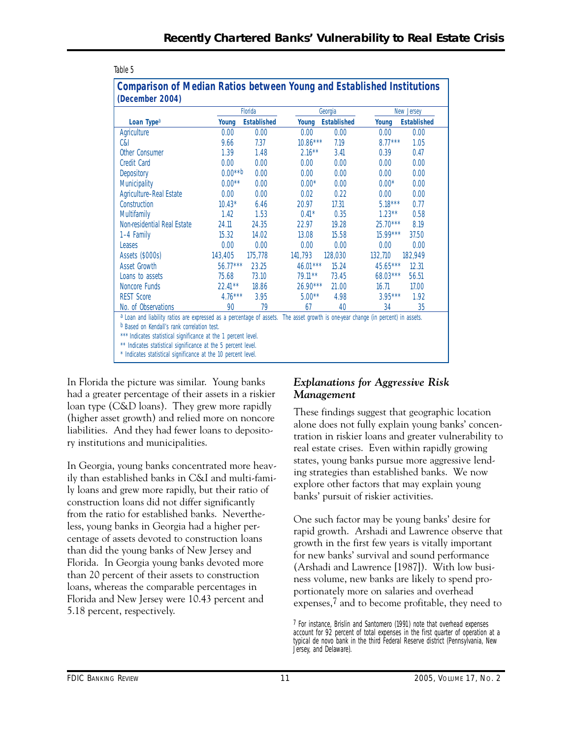Table 5

**Comparison of Median Ratios between Young and Established Institutions (December 2004)**

| Loan Type[a] | Florida | | Georgia | | New Jersey | |
|---|---|---|---|---|---|---|
| | Young | Established | Young | Established | Young | Established |
| Agriculture | 0.00 | 0.00 | 0.00 | 0.00 | 0.00 | 0.00 |
| C&I | 9.66 | 7.37 | 10.86*** | 7.19 | 8.77*** | 1.05 |
| Other Consumer | 1.39 | 1.48 | 2.16** | 3.41 | 0.39 | 0.47 |
| Credit Card | 0.00 | 0.00 | 0.00 | 0.00 | 0.00 | 0.00 |
| Depository | 0.00**[b] | 0.00 | 0.00 | 0.00 | 0.00 | 0.00 |
| Municipality | 0.00** | 0.00 | 0.00* | 0.00 | 0.00* | 0.00 |
| Agriculture–Real Estate | 0.00 | 0.00 | 0.02 | 0.22 | 0.00 | 0.00 |
| Construction | 10.43* | 6.46 | 20.97 | 17.31 | 5.18*** | 0.77 |
| Multifamily | 1.42 | 1.53 | 0.41* | 0.35 | 1.23** | 0.58 |
| Non-residential Real Estate | 24.11 | 24.35 | 22.97 | 19.28 | 25.70*** | 8.19 |
| 1–4 Family | 15.32 | 14.02 | 13.08 | 15.58 | 15.99*** | 37.50 |
| Leases | 0.00 | 0.00 | 0.00 | 0.00 | 0.00 | 0.00 |
| Assets ($000s) | 143,405 | 175,778 | 141,793 | 128,030 | 132,710 | 182,949 |
| Asset Growth | 56.77*** | 23.25 | 46.01*** | 15.24 | 45.65*** | 12.31 |
| Loans to assets | 75.68 | 73.10 | 79.11** | 73.45 | 68.03*** | 56.51 |
| Noncore Funds | 22.41** | 18.86 | 26.90*** | 21.00 | 16.71 | 17.00 |
| REST Score | 4.76*** | 3.95 | 5.00** | 4.98 | 3.95*** | 1.92 |
| No. of Observations | 90 | 79 | 67 | 40 | 34 | 35 |

[a] Loan and liability ratios are expressed as a percentage of assets. The asset growth is one-year change (in percent) in assets.
[b] Based on Kendall's rank correlation test.
*** Indicates statistical significance at the 1 percent level.
** Indicates statistical significance at the 5 percent level.
* Indicates statistical significance at the 10 percent level.

In Florida the picture was similar. Young banks had a greater percentage of their assets in a riskier loan type (C&D loans). They grew more rapidly (higher asset growth) and relied more on noncore liabilities. And they had fewer loans to depository institutions and municipalities.

In Georgia, young banks concentrated more heavily than established banks in C&I and multi-family loans and grew more rapidly, but their ratio of construction loans did not differ significantly from the ratio for established banks. Nevertheless, young banks in Georgia had a higher percentage of assets devoted to construction loans than did the young banks of New Jersey and Florida. In Georgia young banks devoted more than 20 percent of their assets to construction loans, whereas the comparable percentages in Florida and New Jersey were 10.43 percent and 5.18 percent, respectively.

### *Explanations for Aggressive Risk Management*

These findings suggest that geographic location alone does not fully explain young banks' concentration in riskier loans and greater vulnerability to real estate crises. Even within rapidly growing states, young banks pursue more aggressive lending strategies than established banks. We now explore other factors that may explain young banks' pursuit of riskier activities.

One such factor may be young banks' desire for rapid growth. Arshadi and Lawrence observe that growth in the first few years is vitally important for new banks' survival and sound performance (Arshadi and Lawrence [1987]). With low business volume, new banks are likely to spend proportionately more on salaries and overhead expenses,[7] and to become profitable, they need to

[7] For instance, Brislin and Santomero (1991) note that overhead expenses account for 92 percent of total expenses in the first quarter of operation at a typical de novo bank in the third Federal Reserve district (Pennsylvania, New Jersey, and Delaware).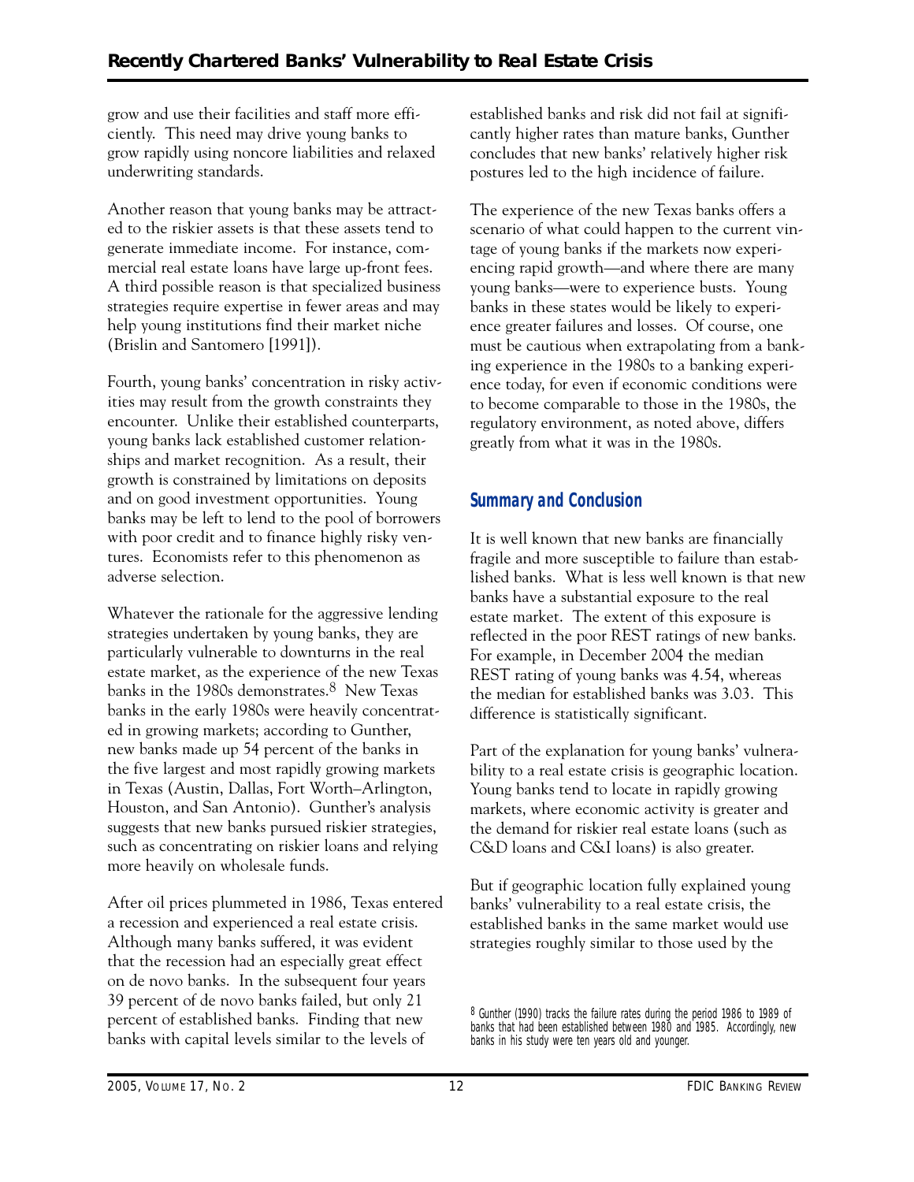grow and use their facilities and staff more efficiently. This need may drive young banks to grow rapidly using noncore liabilities and relaxed underwriting standards.

Another reason that young banks may be attracted to the riskier assets is that these assets tend to generate immediate income. For instance, commercial real estate loans have large up-front fees. A third possible reason is that specialized business strategies require expertise in fewer areas and may help young institutions find their market niche (Brislin and Santomero [1991]).

Fourth, young banks' concentration in risky activities may result from the growth constraints they encounter. Unlike their established counterparts, young banks lack established customer relationships and market recognition. As a result, their growth is constrained by limitations on deposits and on good investment opportunities. Young banks may be left to lend to the pool of borrowers with poor credit and to finance highly risky ventures. Economists refer to this phenomenon as adverse selection.

Whatever the rationale for the aggressive lending strategies undertaken by young banks, they are particularly vulnerable to downturns in the real estate market, as the experience of the new Texas banks in the 1980s demonstrates.[8] New Texas banks in the early 1980s were heavily concentrated in growing markets; according to Gunther, new banks made up 54 percent of the banks in the five largest and most rapidly growing markets in Texas (Austin, Dallas, Fort Worth–Arlington, Houston, and San Antonio). Gunther's analysis suggests that new banks pursued riskier strategies, such as concentrating on riskier loans and relying more heavily on wholesale funds.

After oil prices plummeted in 1986, Texas entered a recession and experienced a real estate crisis. Although many banks suffered, it was evident that the recession had an especially great effect on de novo banks. In the subsequent four years 39 percent of de novo banks failed, but only 21 percent of established banks. Finding that new banks with capital levels similar to the levels of established banks and risk did not fail at significantly higher rates than mature banks, Gunther concludes that new banks' relatively higher risk postures led to the high incidence of failure.

The experience of the new Texas banks offers a scenario of what could happen to the current vintage of young banks if the markets now experiencing rapid growth—and where there are many young banks—were to experience busts. Young banks in these states would be likely to experience greater failures and losses. Of course, one must be cautious when extrapolating from a banking experience in the 1980s to a banking experience today, for even if economic conditions were to become comparable to those in the 1980s, the regulatory environment, as noted above, differs greatly from what it was in the 1980s.

## Summary and Conclusion

It is well known that new banks are financially fragile and more susceptible to failure than established banks. What is less well known is that new banks have a substantial exposure to the real estate market. The extent of this exposure is reflected in the poor REST ratings of new banks. For example, in December 2004 the median REST rating of young banks was 4.54, whereas the median for established banks was 3.03. This difference is statistically significant.

Part of the explanation for young banks' vulnerability to a real estate crisis is geographic location. Young banks tend to locate in rapidly growing markets, where economic activity is greater and the demand for riskier real estate loans (such as C&D loans and C&I loans) is also greater.

But if geographic location fully explained young banks' vulnerability to a real estate crisis, the established banks in the same market would use strategies roughly similar to those used by the

[8] Gunther (1990) tracks the failure rates during the period 1986 to 1989 of banks that had been established between 1980 and 1985. Accordingly, new banks in his study were ten years old and younger.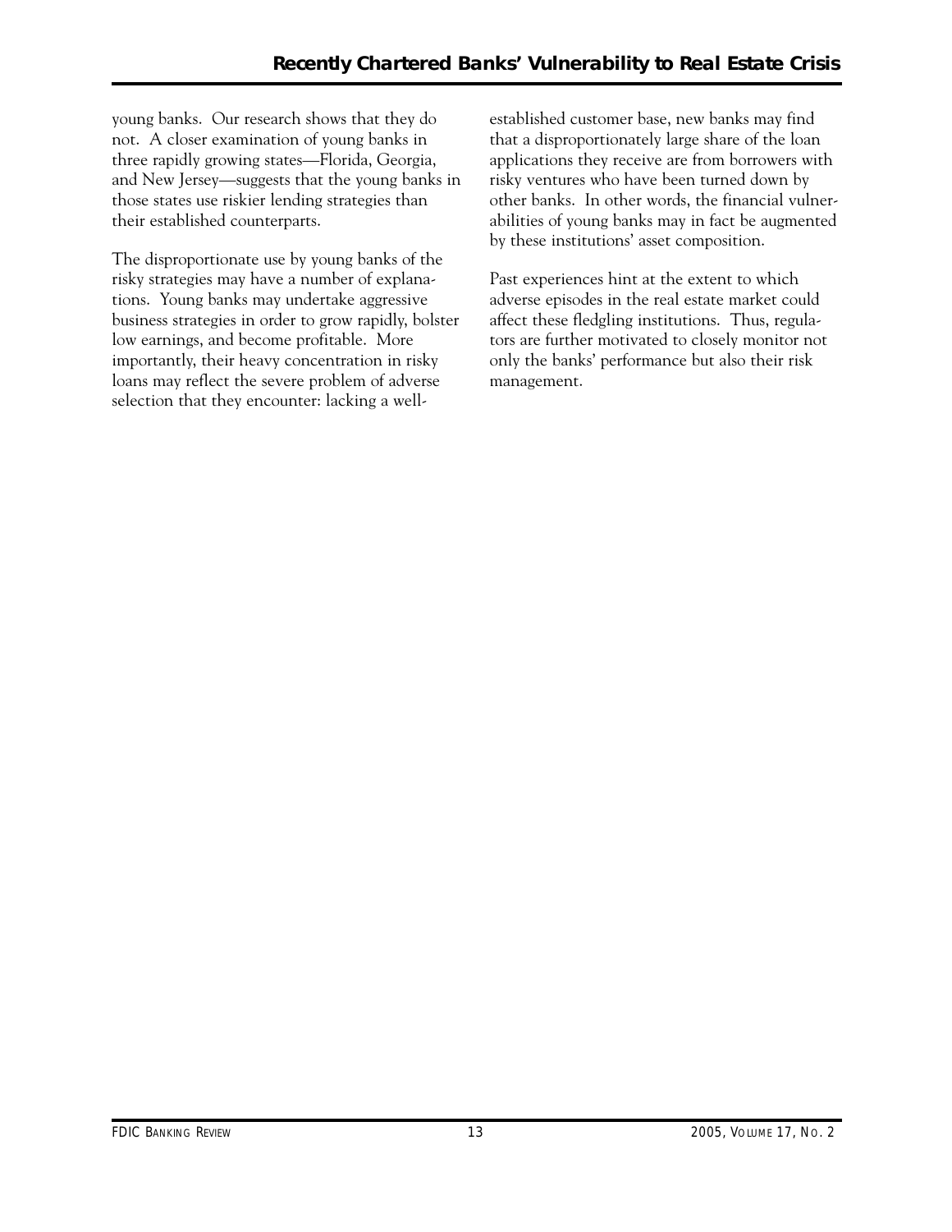young banks. Our research shows that they do not. A closer examination of young banks in three rapidly growing states—Florida, Georgia, and New Jersey—suggests that the young banks in those states use riskier lending strategies than their established counterparts.

The disproportionate use by young banks of the risky strategies may have a number of explanations. Young banks may undertake aggressive business strategies in order to grow rapidly, bolster low earnings, and become profitable. More importantly, their heavy concentration in risky loans may reflect the severe problem of adverse selection that they encounter: lacking a well-established customer base, new banks may find that a disproportionately large share of the loan applications they receive are from borrowers with risky ventures who have been turned down by other banks. In other words, the financial vulnerabilities of young banks may in fact be augmented by these institutions' asset composition.

Past experiences hint at the extent to which adverse episodes in the real estate market could affect these fledgling institutions. Thus, regulators are further motivated to closely monitor not only the banks' performance but also their risk management.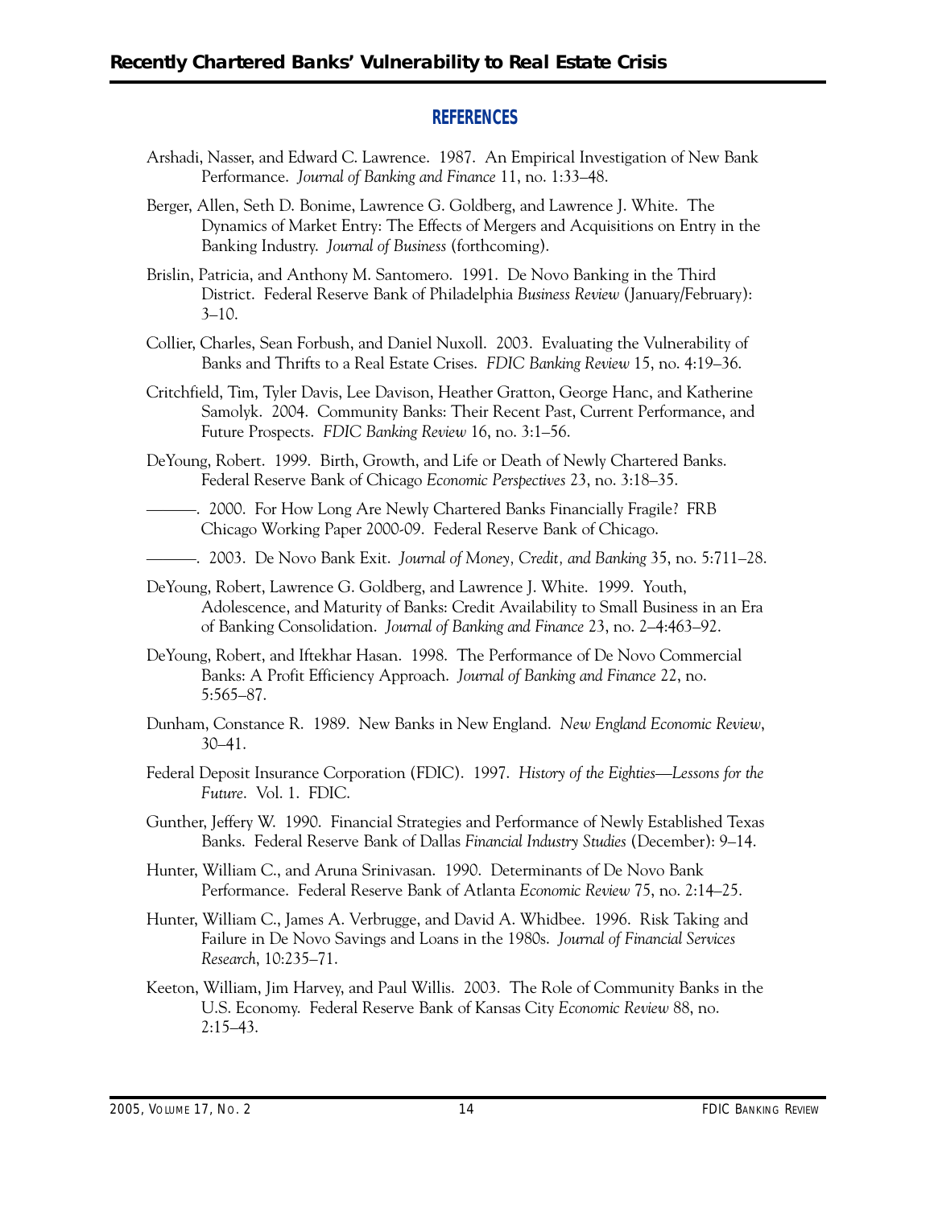## REFERENCES

Arshadi, Nasser, and Edward C. Lawrence. 1987. An Empirical Investigation of New Bank Performance. *Journal of Banking and Finance* 11, no. 1:33–48.

Berger, Allen, Seth D. Bonime, Lawrence G. Goldberg, and Lawrence J. White. The Dynamics of Market Entry: The Effects of Mergers and Acquisitions on Entry in the Banking Industry. *Journal of Business* (forthcoming).

Brislin, Patricia, and Anthony M. Santomero. 1991. De Novo Banking in the Third District. Federal Reserve Bank of Philadelphia *Business Review* (January/February): 3–10.

Collier, Charles, Sean Forbush, and Daniel Nuxoll. 2003. Evaluating the Vulnerability of Banks and Thrifts to a Real Estate Crises. *FDIC Banking Review* 15, no. 4:19–36.

Critchfield, Tim, Tyler Davis, Lee Davison, Heather Gratton, George Hanc, and Katherine Samolyk. 2004. Community Banks: Their Recent Past, Current Performance, and Future Prospects. *FDIC Banking Review* 16, no. 3:1–56.

DeYoung, Robert. 1999. Birth, Growth, and Life or Death of Newly Chartered Banks. Federal Reserve Bank of Chicago *Economic Perspectives* 23, no. 3:18–35.

———. 2000. For How Long Are Newly Chartered Banks Financially Fragile? FRB Chicago Working Paper 2000-09. Federal Reserve Bank of Chicago.

———. 2003. De Novo Bank Exit. *Journal of Money, Credit, and Banking* 35, no. 5:711–28.

DeYoung, Robert, Lawrence G. Goldberg, and Lawrence J. White. 1999. Youth, Adolescence, and Maturity of Banks: Credit Availability to Small Business in an Era of Banking Consolidation. *Journal of Banking and Finance* 23, no. 2–4:463–92.

DeYoung, Robert, and Iftekhar Hasan. 1998. The Performance of De Novo Commercial Banks: A Profit Efficiency Approach. *Journal of Banking and Finance* 22, no. 5:565–87.

Dunham, Constance R. 1989. New Banks in New England. *New England Economic Review*, 30–41.

Federal Deposit Insurance Corporation (FDIC). 1997. *History of the Eighties—Lessons for the Future*. Vol. 1. FDIC.

Gunther, Jeffery W. 1990. Financial Strategies and Performance of Newly Established Texas Banks. Federal Reserve Bank of Dallas *Financial Industry Studies* (December): 9–14.

Hunter, William C., and Aruna Srinivasan. 1990. Determinants of De Novo Bank Performance. Federal Reserve Bank of Atlanta *Economic Review* 75, no. 2:14–25.

Hunter, William C., James A. Verbrugge, and David A. Whidbee. 1996. Risk Taking and Failure in De Novo Savings and Loans in the 1980s. *Journal of Financial Services Research*, 10:235–71.

Keeton, William, Jim Harvey, and Paul Willis. 2003. The Role of Community Banks in the U.S. Economy. Federal Reserve Bank of Kansas City *Economic Review* 88, no. 2:15–43.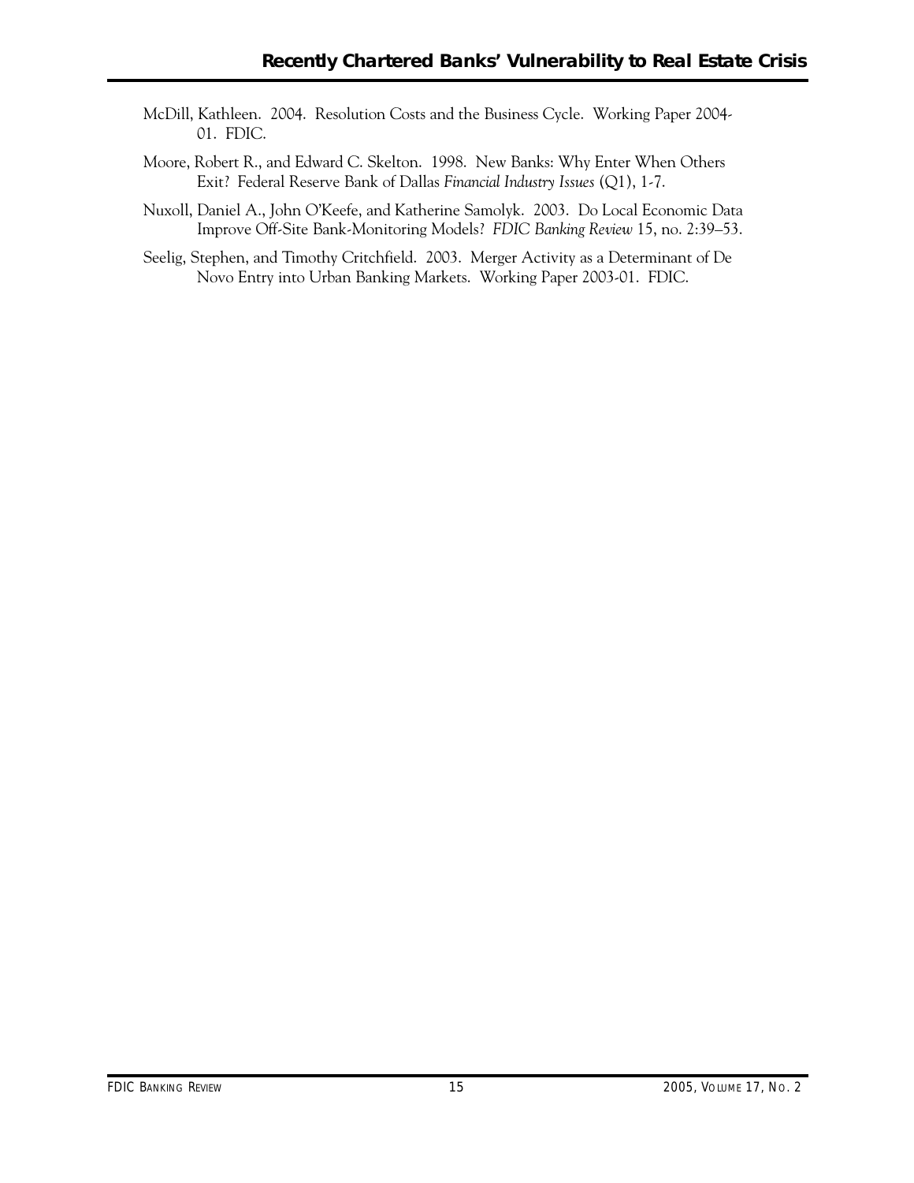McDill, Kathleen. 2004. Resolution Costs and the Business Cycle. Working Paper 2004-01. FDIC.

Moore, Robert R., and Edward C. Skelton. 1998. New Banks: Why Enter When Others Exit? Federal Reserve Bank of Dallas *Financial Industry Issues* (Q1), 1-7.

Nuxoll, Daniel A., John O'Keefe, and Katherine Samolyk. 2003. Do Local Economic Data Improve Off-Site Bank-Monitoring Models? *FDIC Banking Review* 15, no. 2:39–53.

Seelig, Stephen, and Timothy Critchfield. 2003. Merger Activity as a Determinant of De Novo Entry into Urban Banking Markets. Working Paper 2003-01. FDIC.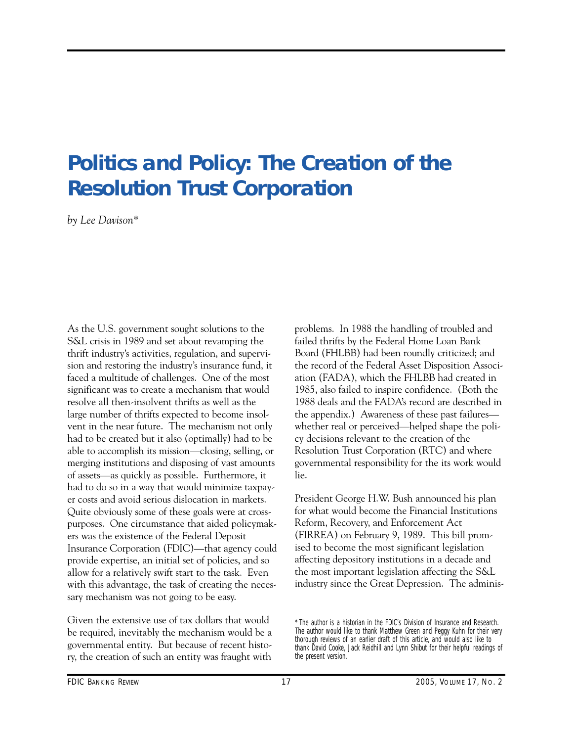# Politics and Policy: The Creation of the Resolution Trust Corporation

*by Lee Davison**

As the U.S. government sought solutions to the S&L crisis in 1989 and set about revamping the thrift industry's activities, regulation, and supervision and restoring the industry's insurance fund, it faced a multitude of challenges. One of the most significant was to create a mechanism that would resolve all then-insolvent thrifts as well as the large number of thrifts expected to become insolvent in the near future. The mechanism not only had to be created but it also (optimally) had to be able to accomplish its mission—closing, selling, or merging institutions and disposing of vast amounts of assets—as quickly as possible. Furthermore, it had to do so in a way that would minimize taxpayer costs and avoid serious dislocation in markets. Quite obviously some of these goals were at cross-purposes. One circumstance that aided policymakers was the existence of the Federal Deposit Insurance Corporation (FDIC)—that agency could provide expertise, an initial set of policies, and so allow for a relatively swift start to the task. Even with this advantage, the task of creating the necessary mechanism was not going to be easy.

Given the extensive use of tax dollars that would be required, inevitably the mechanism would be a governmental entity. But because of recent history, the creation of such an entity was fraught with problems. In 1988 the handling of troubled and failed thrifts by the Federal Home Loan Bank Board (FHLBB) had been roundly criticized; and the record of the Federal Asset Disposition Association (FADA), which the FHLBB had created in 1985, also failed to inspire confidence. (Both the 1988 deals and the FADA's record are described in the appendix.) Awareness of these past failures—whether real or perceived—helped shape the policy decisions relevant to the creation of the Resolution Trust Corporation (RTC) and where governmental responsibility for the its work would lie.

President George H.W. Bush announced his plan for what would become the Financial Institutions Reform, Recovery, and Enforcement Act (FIRREA) on February 9, 1989. This bill promised to become the most significant legislation affecting depository institutions in a decade and the most important legislation affecting the S&L industry since the Great Depression. The adminis-

\* The author is a historian in the FDIC's Division of Insurance and Research. The author would like to thank Matthew Green and Peggy Kuhn for their very thorough reviews of an earlier draft of this article, and would also like to thank David Cooke, Jack Reidhill and Lynn Shibut for their helpful readings of the present version.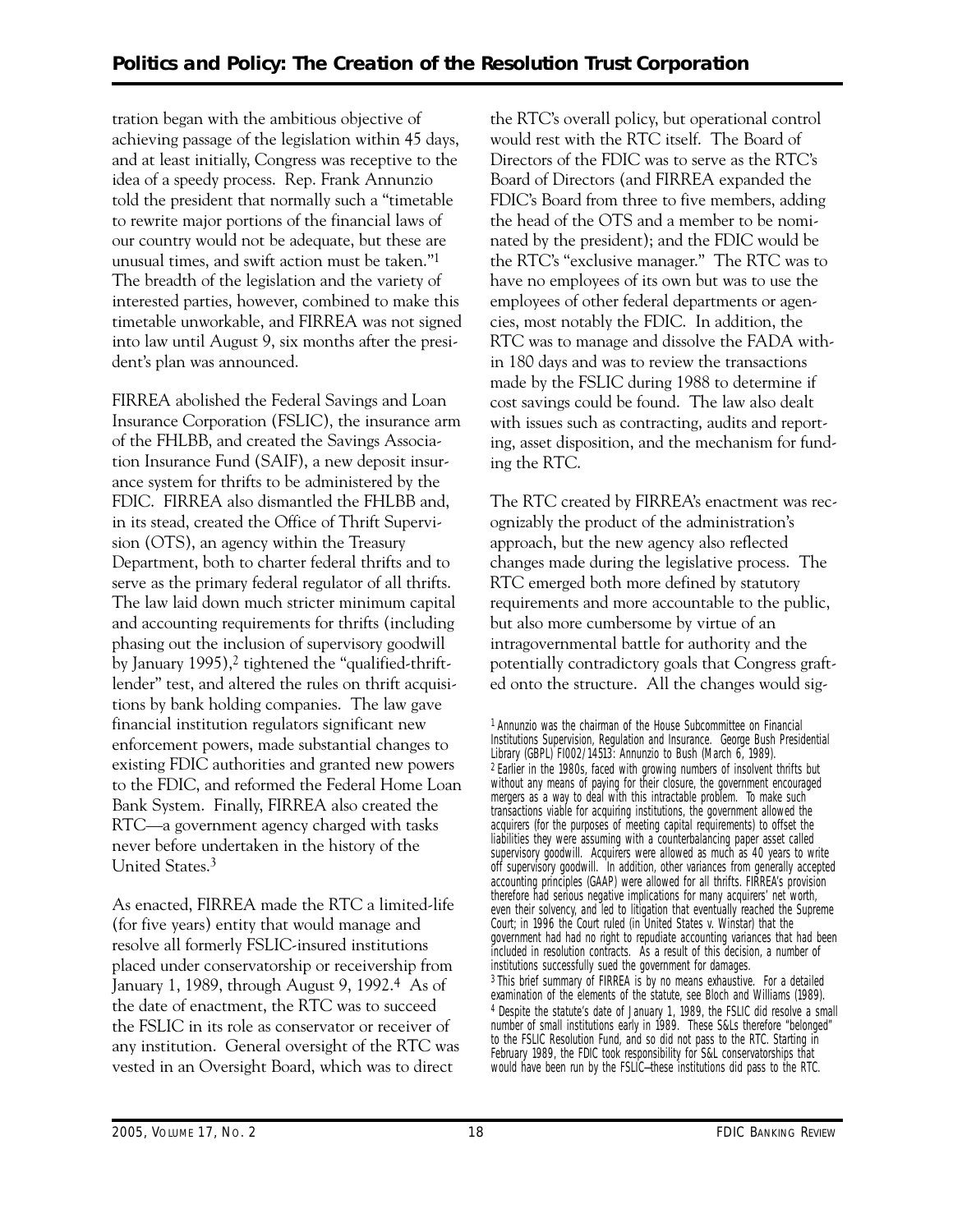tration began with the ambitious objective of achieving passage of the legislation within 45 days, and at least initially, Congress was receptive to the idea of a speedy process. Rep. Frank Annunzio told the president that normally such a "timetable to rewrite major portions of the financial laws of our country would not be adequate, but these are unusual times, and swift action must be taken."[1] The breadth of the legislation and the variety of interested parties, however, combined to make this timetable unworkable, and FIRREA was not signed into law until August 9, six months after the president's plan was announced.

FIRREA abolished the Federal Savings and Loan Insurance Corporation (FSLIC), the insurance arm of the FHLBB, and created the Savings Association Insurance Fund (SAIF), a new deposit insurance system for thrifts to be administered by the FDIC. FIRREA also dismantled the FHLBB and, in its stead, created the Office of Thrift Supervision (OTS), an agency within the Treasury Department, both to charter federal thrifts and to serve as the primary federal regulator of all thrifts. The law laid down much stricter minimum capital and accounting requirements for thrifts (including phasing out the inclusion of supervisory goodwill by January 1995),[2] tightened the "qualified-thrift-lender" test, and altered the rules on thrift acquisitions by bank holding companies. The law gave financial institution regulators significant new enforcement powers, made substantial changes to existing FDIC authorities and granted new powers to the FDIC, and reformed the Federal Home Loan Bank System. Finally, FIRREA also created the RTC—a government agency charged with tasks never before undertaken in the history of the United States.[3]

As enacted, FIRREA made the RTC a limited-life (for five years) entity that would manage and resolve all formerly FSLIC-insured institutions placed under conservatorship or receivership from January 1, 1989, through August 9, 1992.[4] As of the date of enactment, the RTC was to succeed the FSLIC in its role as conservator or receiver of any institution. General oversight of the RTC was vested in an Oversight Board, which was to direct the RTC's overall policy, but operational control would rest with the RTC itself. The Board of Directors of the FDIC was to serve as the RTC's Board of Directors (and FIRREA expanded the FDIC's Board from three to five members, adding the head of the OTS and a member to be nominated by the president); and the FDIC would be the RTC's "exclusive manager." The RTC was to have no employees of its own but was to use the employees of other federal departments or agencies, most notably the FDIC. In addition, the RTC was to manage and dissolve the FADA within 180 days and was to review the transactions made by the FSLIC during 1988 to determine if cost savings could be found. The law also dealt with issues such as contracting, audits and reporting, asset disposition, and the mechanism for funding the RTC.

The RTC created by FIRREA's enactment was recognizably the product of the administration's approach, but the new agency also reflected changes made during the legislative process. The RTC emerged both more defined by statutory requirements and more accountable to the public, but also more cumbersome by virtue of an intragovernmental battle for authority and the potentially contradictory goals that Congress grafted onto the structure. All the changes would sig-

[1] Annunzio was the chairman of the House Subcommittee on Financial Institutions Supervision, Regulation and Insurance. George Bush Presidential Library (GBPL) FI002/14513: Annunzio to Bush (March 6, 1989).

[2] Earlier in the 1980s, faced with growing numbers of insolvent thrifts but without any means of paying for their closure, the government encouraged mergers as a way to deal with this intractable problem. To make such transactions viable for acquiring institutions, the government allowed the acquirers (for the purposes of meeting capital requirements) to offset the liabilities they were assuming with a counterbalancing paper asset called supervisory goodwill. Acquirers were allowed as much as 40 years to write off supervisory goodwill. In addition, other variances from generally accepted accounting principles (GAAP) were allowed for all thrifts. FIRREA's provision therefore had serious negative implications for many acquirers' net worth, even their solvency, and led to litigation that eventually reached the Supreme Court; in 1996 the Court ruled (in United States v. Winstar) that the government had had no right to repudiate accounting variances that had been included in resolution contracts. As a result of this decision, a number of institutions successfully sued the government for damages.

[3] This brief summary of FIRREA is by no means exhaustive. For a detailed examination of the elements of the statute, see Bloch and Williams (1989).

[4] Despite the statute's date of January 1, 1989, the FSLIC did resolve a small number of small institutions early in 1989. These S&Ls therefore "belonged" to the FSLIC Resolution Fund, and so did not pass to the RTC. Starting in February 1989, the FDIC took responsibility for S&L conservatorships that would have been run by the FSLIC—these institutions did pass to the RTC.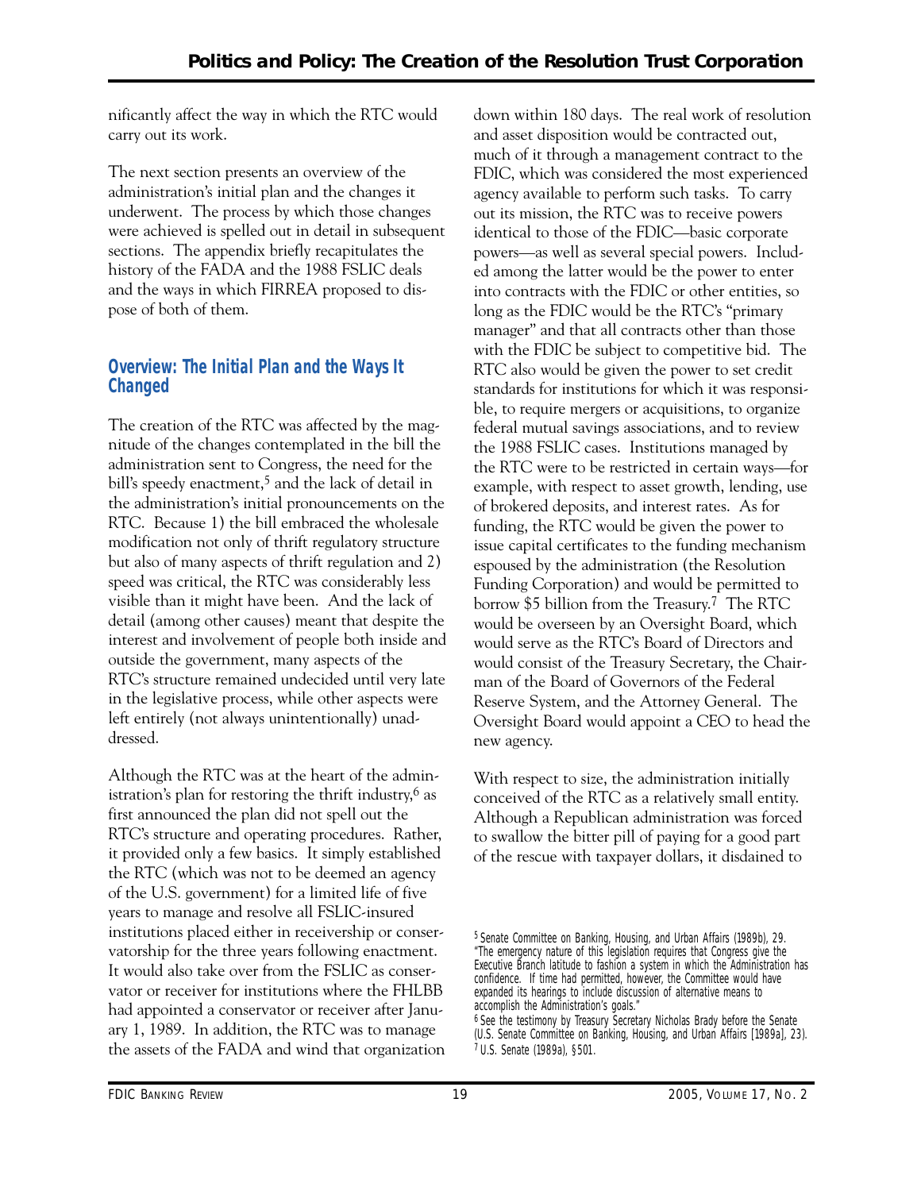nificantly affect the way in which the RTC would carry out its work.

The next section presents an overview of the administration's initial plan and the changes it underwent. The process by which those changes were achieved is spelled out in detail in subsequent sections. The appendix briefly recapitulates the history of the FADA and the 1988 FSLIC deals and the ways in which FIRREA proposed to dispose of both of them.

## Overview: The Initial Plan and the Ways It Changed

The creation of the RTC was affected by the magnitude of the changes contemplated in the bill the administration sent to Congress, the need for the bill's speedy enactment,[5] and the lack of detail in the administration's initial pronouncements on the RTC. Because 1) the bill embraced the wholesale modification not only of thrift regulatory structure but also of many aspects of thrift regulation and 2) speed was critical, the RTC was considerably less visible than it might have been. And the lack of detail (among other causes) meant that despite the interest and involvement of people both inside and outside the government, many aspects of the RTC's structure remained undecided until very late in the legislative process, while other aspects were left entirely (not always unintentionally) unaddressed.

Although the RTC was at the heart of the administration's plan for restoring the thrift industry,[6] as first announced the plan did not spell out the RTC's structure and operating procedures. Rather, it provided only a few basics. It simply established the RTC (which was not to be deemed an agency of the U.S. government) for a limited life of five years to manage and resolve all FSLIC-insured institutions placed either in receivership or conservatorship for the three years following enactment. It would also take over from the FSLIC as conservator or receiver for institutions where the FHLBB had appointed a conservator or receiver after January 1, 1989. In addition, the RTC was to manage the assets of the FADA and wind that organization down within 180 days. The real work of resolution and asset disposition would be contracted out, much of it through a management contract to the FDIC, which was considered the most experienced agency available to perform such tasks. To carry out its mission, the RTC was to receive powers identical to those of the FDIC—basic corporate powers—as well as several special powers. Included among the latter would be the power to enter into contracts with the FDIC or other entities, so long as the FDIC would be the RTC's "primary manager" and that all contracts other than those with the FDIC be subject to competitive bid. The RTC also would be given the power to set credit standards for institutions for which it was responsible, to require mergers or acquisitions, to organize federal mutual savings associations, and to review the 1988 FSLIC cases. Institutions managed by the RTC were to be restricted in certain ways—for example, with respect to asset growth, lending, use of brokered deposits, and interest rates. As for funding, the RTC would be given the power to issue capital certificates to the funding mechanism espoused by the administration (the Resolution Funding Corporation) and would be permitted to borrow $5 billion from the Treasury.[7] The RTC would be overseen by an Oversight Board, which would serve as the RTC's Board of Directors and would consist of the Treasury Secretary, the Chairman of the Board of Governors of the Federal Reserve System, and the Attorney General. The Oversight Board would appoint a CEO to head the new agency.

With respect to size, the administration initially conceived of the RTC as a relatively small entity. Although a Republican administration was forced to swallow the bitter pill of paying for a good part of the rescue with taxpayer dollars, it disdained to

---

[5] Senate Committee on Banking, Housing, and Urban Affairs (1989b), 29. "The emergency nature of this legislation requires that Congress give the Executive Branch latitude to fashion a system in which the Administration has confidence. If time had permitted, however, the Committee would have expanded its hearings to include discussion of alternative means to accomplish the Administration's goals."

[6] See the testimony by Treasury Secretary Nicholas Brady before the Senate (U.S. Senate Committee on Banking, Housing, and Urban Affairs [1989a], 23).

[7] U.S. Senate (1989a), §501.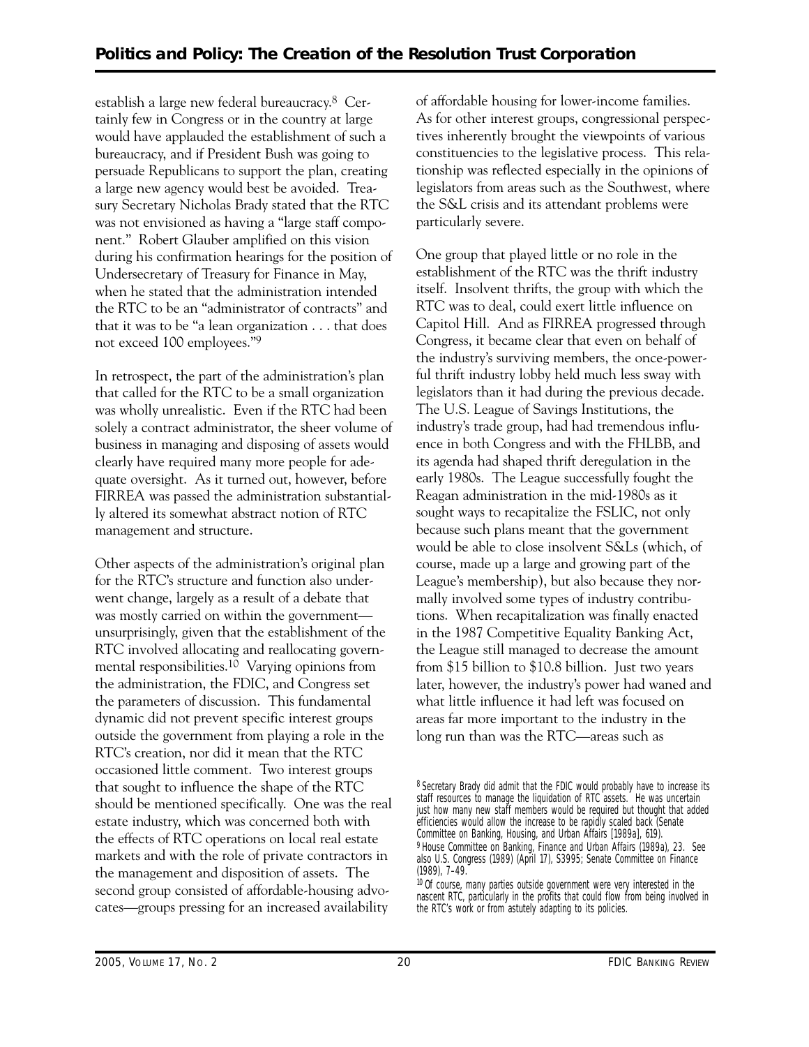establish a large new federal bureaucracy.[8] Certainly few in Congress or in the country at large would have applauded the establishment of such a bureaucracy, and if President Bush was going to persuade Republicans to support the plan, creating a large new agency would best be avoided. Treasury Secretary Nicholas Brady stated that the RTC was not envisioned as having a "large staff component." Robert Glauber amplified on this vision during his confirmation hearings for the position of Undersecretary of Treasury for Finance in May, when he stated that the administration intended the RTC to be an "administrator of contracts" and that it was to be "a lean organization . . . that does not exceed 100 employees."[9]

In retrospect, the part of the administration's plan that called for the RTC to be a small organization was wholly unrealistic. Even if the RTC had been solely a contract administrator, the sheer volume of business in managing and disposing of assets would clearly have required many more people for adequate oversight. As it turned out, however, before FIRREA was passed the administration substantially altered its somewhat abstract notion of RTC management and structure.

Other aspects of the administration's original plan for the RTC's structure and function also underwent change, largely as a result of a debate that was mostly carried on within the government—unsurprisingly, given that the establishment of the RTC involved allocating and reallocating governmental responsibilities.[10] Varying opinions from the administration, the FDIC, and Congress set the parameters of discussion. This fundamental dynamic did not prevent specific interest groups outside the government from playing a role in the RTC's creation, nor did it mean that the RTC occasioned little comment. Two interest groups that sought to influence the shape of the RTC should be mentioned specifically. One was the real estate industry, which was concerned both with the effects of RTC operations on local real estate markets and with the role of private contractors in the management and disposition of assets. The second group consisted of affordable-housing advocates—groups pressing for an increased availability of affordable housing for lower-income families. As for other interest groups, congressional perspectives inherently brought the viewpoints of various constituencies to the legislative process. This relationship was reflected especially in the opinions of legislators from areas such as the Southwest, where the S&L crisis and its attendant problems were particularly severe.

One group that played little or no role in the establishment of the RTC was the thrift industry itself. Insolvent thrifts, the group with which the RTC was to deal, could exert little influence on Capitol Hill. And as FIRREA progressed through Congress, it became clear that even on behalf of the industry's surviving members, the once-powerful thrift industry lobby held much less sway with legislators than it had during the previous decade. The U.S. League of Savings Institutions, the industry's trade group, had had tremendous influence in both Congress and with the FHLBB, and its agenda had shaped thrift deregulation in the early 1980s. The League successfully fought the Reagan administration in the mid-1980s as it sought ways to recapitalize the FSLIC, not only because such plans meant that the government would be able to close insolvent S&Ls (which, of course, made up a large and growing part of the League's membership), but also because they normally involved some types of industry contributions. When recapitalization was finally enacted in the 1987 Competitive Equality Banking Act, the League still managed to decrease the amount from $15 billion to $10.8 billion. Just two years later, however, the industry's power had waned and what little influence it had left was focused on areas far more important to the industry in the long run than was the RTC—areas such as

[8] Secretary Brady did admit that the FDIC would probably have to increase its staff resources to manage the liquidation of RTC assets. He was uncertain just how many new staff members would be required but thought that added efficiencies would allow the increase to be rapidly scaled back (Senate Committee on Banking, Housing, and Urban Affairs [1989a], 619).

[9] House Committee on Banking, Finance and Urban Affairs (1989a), 23. See also U.S. Congress (1989) (April 17), S3995; Senate Committee on Finance (1989), 7–49.

[10] Of course, many parties outside government were very interested in the nascent RTC, particularly in the profits that could flow from being involved in the RTC's work or from astutely adapting to its policies.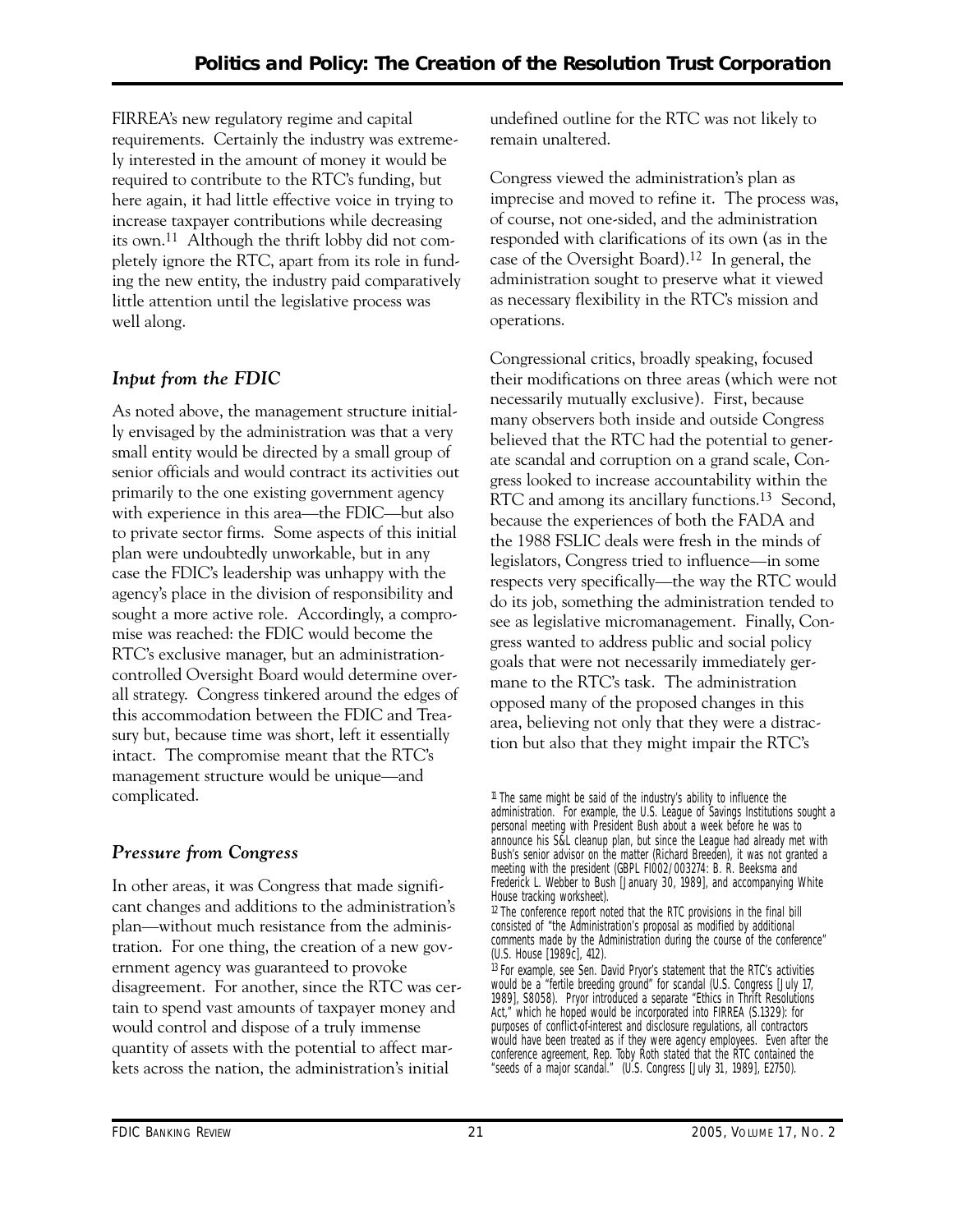FIRREA's new regulatory regime and capital requirements. Certainly the industry was extremely interested in the amount of money it would be required to contribute to the RTC's funding, but here again, it had little effective voice in trying to increase taxpayer contributions while decreasing its own.[11] Although the thrift lobby did not completely ignore the RTC, apart from its role in funding the new entity, the industry paid comparatively little attention until the legislative process was well along.

### *Input from the FDIC*

As noted above, the management structure initially envisaged by the administration was that a very small entity would be directed by a small group of senior officials and would contract its activities out primarily to the one existing government agency with experience in this area—the FDIC—but also to private sector firms. Some aspects of this initial plan were undoubtedly unworkable, but in any case the FDIC's leadership was unhappy with the agency's place in the division of responsibility and sought a more active role. Accordingly, a compromise was reached: the FDIC would become the RTC's exclusive manager, but an administration-controlled Oversight Board would determine overall strategy. Congress tinkered around the edges of this accommodation between the FDIC and Treasury but, because time was short, left it essentially intact. The compromise meant that the RTC's management structure would be unique—and complicated.

### *Pressure from Congress*

In other areas, it was Congress that made significant changes and additions to the administration's plan—without much resistance from the administration. For one thing, the creation of a new government agency was guaranteed to provoke disagreement. For another, since the RTC was certain to spend vast amounts of taxpayer money and would control and dispose of a truly immense quantity of assets with the potential to affect markets across the nation, the administration's initial undefined outline for the RTC was not likely to remain unaltered.

Congress viewed the administration's plan as imprecise and moved to refine it. The process was, of course, not one-sided, and the administration responded with clarifications of its own (as in the case of the Oversight Board).[12] In general, the administration sought to preserve what it viewed as necessary flexibility in the RTC's mission and operations.

Congressional critics, broadly speaking, focused their modifications on three areas (which were not necessarily mutually exclusive). First, because many observers both inside and outside Congress believed that the RTC had the potential to generate scandal and corruption on a grand scale, Congress looked to increase accountability within the RTC and among its ancillary functions.[13] Second, because the experiences of both the FADA and the 1988 FSLIC deals were fresh in the minds of legislators, Congress tried to influence—in some respects very specifically—the way the RTC would do its job, something the administration tended to see as legislative micromanagement. Finally, Congress wanted to address public and social policy goals that were not necessarily immediately germane to the RTC's task. The administration opposed many of the proposed changes in this area, believing not only that they were a distraction but also that they might impair the RTC's

---

[11] The same might be said of the industry's ability to influence the administration. For example, the U.S. League of Savings Institutions sought a personal meeting with President Bush about a week before he was to announce his S&L cleanup plan, but since the League had already met with Bush's senior advisor on the matter (Richard Breeden), it was not granted a meeting with the president (GBPL FI002/003274: B. R. Beeksma and Frederick L. Webber to Bush [January 30, 1989], and accompanying White House tracking worksheet).

[12] The conference report noted that the RTC provisions in the final bill consisted of "the Administration's proposal as modified by additional comments made by the Administration during the course of the conference" (U.S. House [1989c], 412).

[13] For example, see Sen. David Pryor's statement that the RTC's activities would be a "fertile breeding ground" for scandal (U.S. Congress [July 17, 1989], S8058). Pryor introduced a separate "Ethics in Thrift Resolutions Act," which he hoped would be incorporated into FIRREA (S.1329): for purposes of conflict-of-interest and disclosure regulations, all contractors would have been treated as if they were agency employees. Even after the conference agreement, Rep. Toby Roth stated that the RTC contained the "seeds of a major scandal." (U.S. Congress [July 31, 1989], E2750).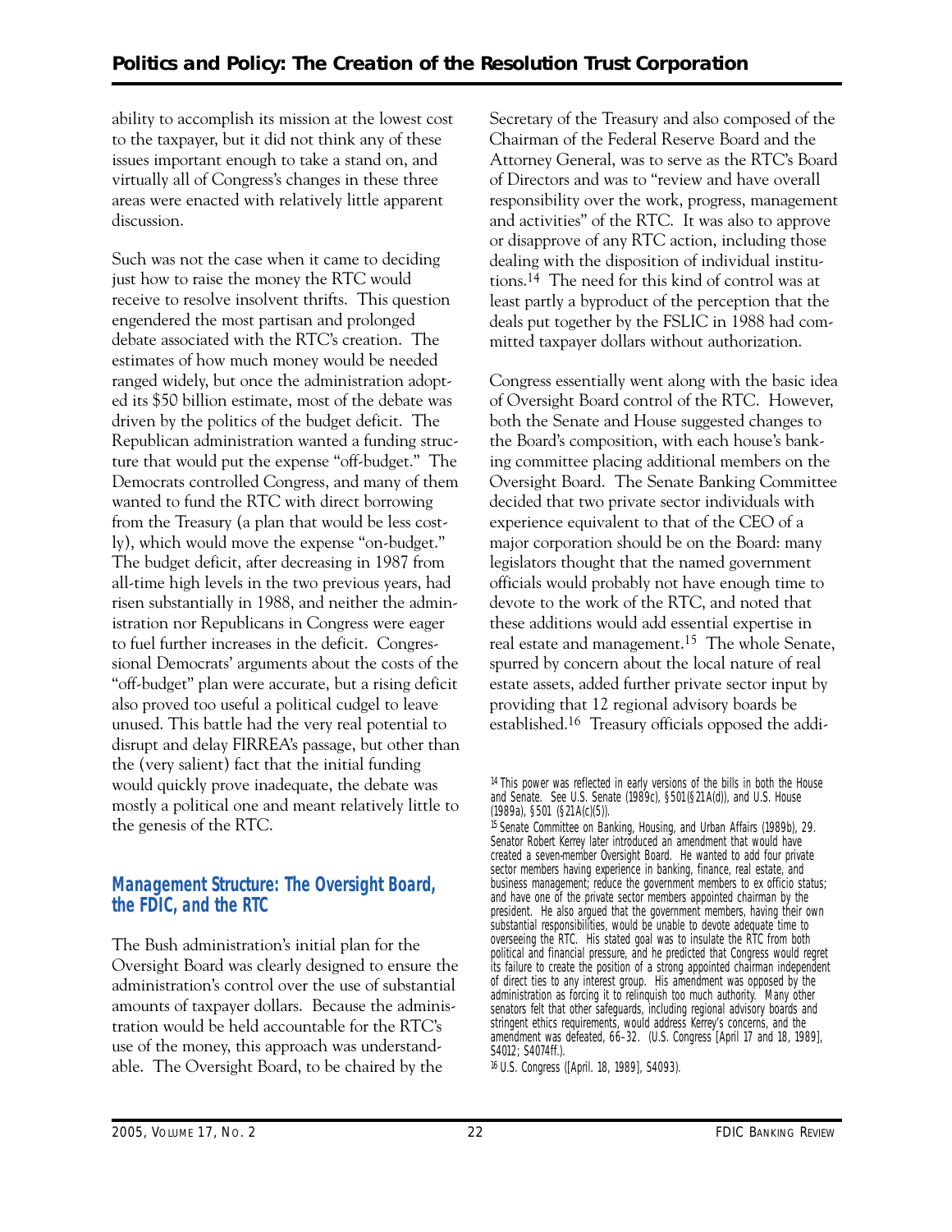ability to accomplish its mission at the lowest cost to the taxpayer, but it did not think any of these issues important enough to take a stand on, and virtually all of Congress's changes in these three areas were enacted with relatively little apparent discussion.

Such was not the case when it came to deciding just how to raise the money the RTC would receive to resolve insolvent thrifts. This question engendered the most partisan and prolonged debate associated with the RTC's creation. The estimates of how much money would be needed ranged widely, but once the administration adopted its $50 billion estimate, most of the debate was driven by the politics of the budget deficit. The Republican administration wanted a funding structure that would put the expense "off-budget." The Democrats controlled Congress, and many of them wanted to fund the RTC with direct borrowing from the Treasury (a plan that would be less costly), which would move the expense "on-budget." The budget deficit, after decreasing in 1987 from all-time high levels in the two previous years, had risen substantially in 1988, and neither the administration nor Republicans in Congress were eager to fuel further increases in the deficit. Congressional Democrats' arguments about the costs of the "off-budget" plan were accurate, but a rising deficit also proved too useful a political cudgel to leave unused. This battle had the very real potential to disrupt and delay FIRREA's passage, but other than the (very salient) fact that the initial funding would quickly prove inadequate, the debate was mostly a political one and meant relatively little to the genesis of the RTC.

## Management Structure: The Oversight Board, the FDIC, and the RTC

The Bush administration's initial plan for the Oversight Board was clearly designed to ensure the administration's control over the use of substantial amounts of taxpayer dollars. Because the administration would be held accountable for the RTC's use of the money, this approach was understandable. The Oversight Board, to be chaired by the Secretary of the Treasury and also composed of the Chairman of the Federal Reserve Board and the Attorney General, was to serve as the RTC's Board of Directors and was to "review and have overall responsibility over the work, progress, management and activities" of the RTC. It was also to approve or disapprove of any RTC action, including those dealing with the disposition of individual institutions.[14] The need for this kind of control was at least partly a byproduct of the perception that the deals put together by the FSLIC in 1988 had committed taxpayer dollars without authorization.

Congress essentially went along with the basic idea of Oversight Board control of the RTC. However, both the Senate and House suggested changes to the Board's composition, with each house's banking committee placing additional members on the Oversight Board. The Senate Banking Committee decided that two private sector individuals with experience equivalent to that of the CEO of a major corporation should be on the Board: many legislators thought that the named government officials would probably not have enough time to devote to the work of the RTC, and noted that these additions would add essential expertise in real estate and management.[15] The whole Senate, spurred by concern about the local nature of real estate assets, added further private sector input by providing that 12 regional advisory boards be established.[16] Treasury officials opposed the addi-

[14] This power was reflected in early versions of the bills in both the House and Senate. See U.S. Senate (1989c), §501(§21A(d)), and U.S. House (1989a), §501 (§21A(c)(5)).

[15] Senate Committee on Banking, Housing, and Urban Affairs (1989b), 29. Senator Robert Kerrey later introduced an amendment that would have created a seven-member Oversight Board. He wanted to add four private sector members having experience in banking, finance, real estate, and business management; reduce the government members to ex officio status; and have one of the private sector members appointed chairman by the president. He also argued that the government members, having their own substantial responsibilities, would be unable to devote adequate time to overseeing the RTC. His stated goal was to insulate the RTC from both political and financial pressure, and he predicted that Congress would regret its failure to create the position of a strong appointed chairman independent of direct ties to any interest group. His amendment was opposed by the administration as forcing it to relinquish too much authority. Many other senators felt that other safeguards, including regional advisory boards and stringent ethics requirements, would address Kerrey's concerns, and the amendment was defeated, 66–32. (U.S. Congress [April 17 and 18, 1989], S4012; S4074ff.).

[16] U.S. Congress ([April. 18, 1989], S4093).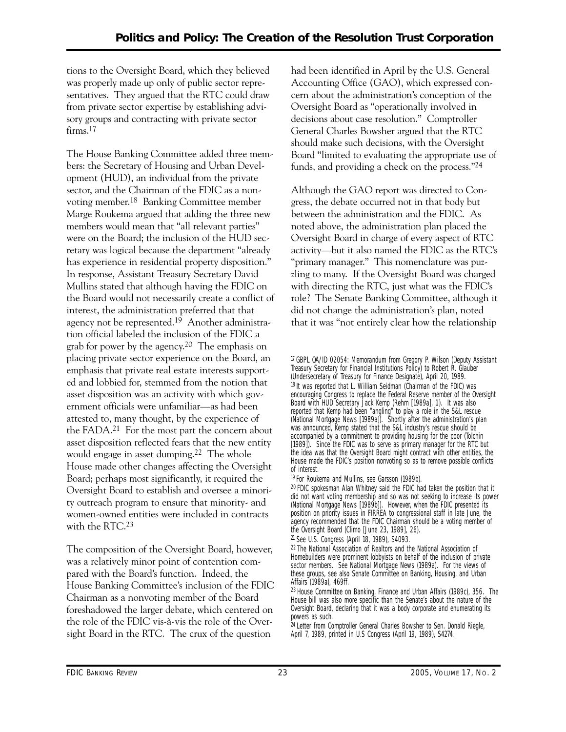tions to the Oversight Board, which they believed was properly made up only of public sector representatives. They argued that the RTC could draw from private sector expertise by establishing advisory groups and contracting with private sector firms.[17]

The House Banking Committee added three members: the Secretary of Housing and Urban Development (HUD), an individual from the private sector, and the Chairman of the FDIC as a nonvoting member.[18] Banking Committee member Marge Roukema argued that adding the three new members would mean that "all relevant parties" were on the Board; the inclusion of the HUD secretary was logical because the department "already has experience in residential property disposition." In response, Assistant Treasury Secretary David Mullins stated that although having the FDIC on the Board would not necessarily create a conflict of interest, the administration preferred that that agency not be represented.[19] Another administration official labeled the inclusion of the FDIC a grab for power by the agency.[20] The emphasis on placing private sector experience on the Board, an emphasis that private real estate interests supported and lobbied for, stemmed from the notion that asset disposition was an activity with which government officials were unfamiliar—as had been attested to, many thought, by the experience of the FADA.[21] For the most part the concern about asset disposition reflected fears that the new entity would engage in asset dumping.[22] The whole House made other changes affecting the Oversight Board; perhaps most significantly, it required the Oversight Board to establish and oversee a minority outreach program to ensure that minority- and women-owned entities were included in contracts with the RTC.[23]

The composition of the Oversight Board, however, was a relatively minor point of contention compared with the Board's function. Indeed, the House Banking Committee's inclusion of the FDIC Chairman as a nonvoting member of the Board foreshadowed the larger debate, which centered on the role of the FDIC vis-à-vis the role of the Oversight Board in the RTC. The crux of the question had been identified in April by the U.S. General Accounting Office (GAO), which expressed concern about the administration's conception of the Oversight Board as "operationally involved in decisions about case resolution." Comptroller General Charles Bowsher argued that the RTC should make such decisions, with the Oversight Board "limited to evaluating the appropriate use of funds, and providing a check on the process."[24]

Although the GAO report was directed to Congress, the debate occurred not in that body but between the administration and the FDIC. As noted above, the administration plan placed the Oversight Board in charge of every aspect of RTC activity—but it also named the FDIC as the RTC's "primary manager." This nomenclature was puzzling to many. If the Oversight Board was charged with directing the RTC, just what was the FDIC's role? The Senate Banking Committee, although it did not change the administration's plan, noted that it was "not entirely clear how the relationship

---

[17] GBPL OA/ID 02054: Memorandum from Gregory P. Wilson (Deputy Assistant Treasury Secretary for Financial Institutions Policy) to Robert R. Glauber (Undersecretary of Treasury for Finance Designate), April 20, 1989.

[18] It was reported that L. William Seidman (Chairman of the FDIC) was encouraging Congress to replace the Federal Reserve member of the Oversight Board with HUD Secretary Jack Kemp (Rehm [1989a], 1). It was also reported that Kemp had been "angling" to play a role in the S&L rescue (National Mortgage News [1989a]). Shortly after the administration's plan was announced, Kemp stated that the S&L industry's rescue should be accompanied by a commitment to providing housing for the poor (Tolchin [1989]). Since the FDIC was to serve as primary manager for the RTC but the idea was that the Oversight Board might contract with other entities, the House made the FDIC's position nonvoting so as to remove possible conflicts of interest.

[19] For Roukema and Mullins, see Garsson (1989b).

[20] FDIC spokesman Alan Whitney said the FDIC had taken the position that it did not want voting membership and so was not seeking to increase its power (National Mortgage News [1989b]). However, when the FDIC presented its position on priority issues in FIRREA to congressional staff in late June, the agency recommended that the FDIC Chairman should be a voting member of the Oversight Board (Climo [June 23, 1989], 26).

[21] See U.S. Congress (April 18, 1989), S4093.

[22] The National Association of Realtors and the National Association of Homebuilders were prominent lobbyists on behalf of the inclusion of private sector members. See National Mortgage News (1989a). For the views of these groups, see also Senate Committee on Banking, Housing, and Urban Affairs (1989a), 469ff.

[23] House Committee on Banking, Finance and Urban Affairs (1989c), 356. The House bill was also more specific than the Senate's about the nature of the Oversight Board, declaring that it was a body corporate and enumerating its powers as such.

[24] Letter from Comptroller General Charles Bowsher to Sen. Donald Riegle, April 7, 1989, printed in U.S Congress (April 19, 1989), S4274.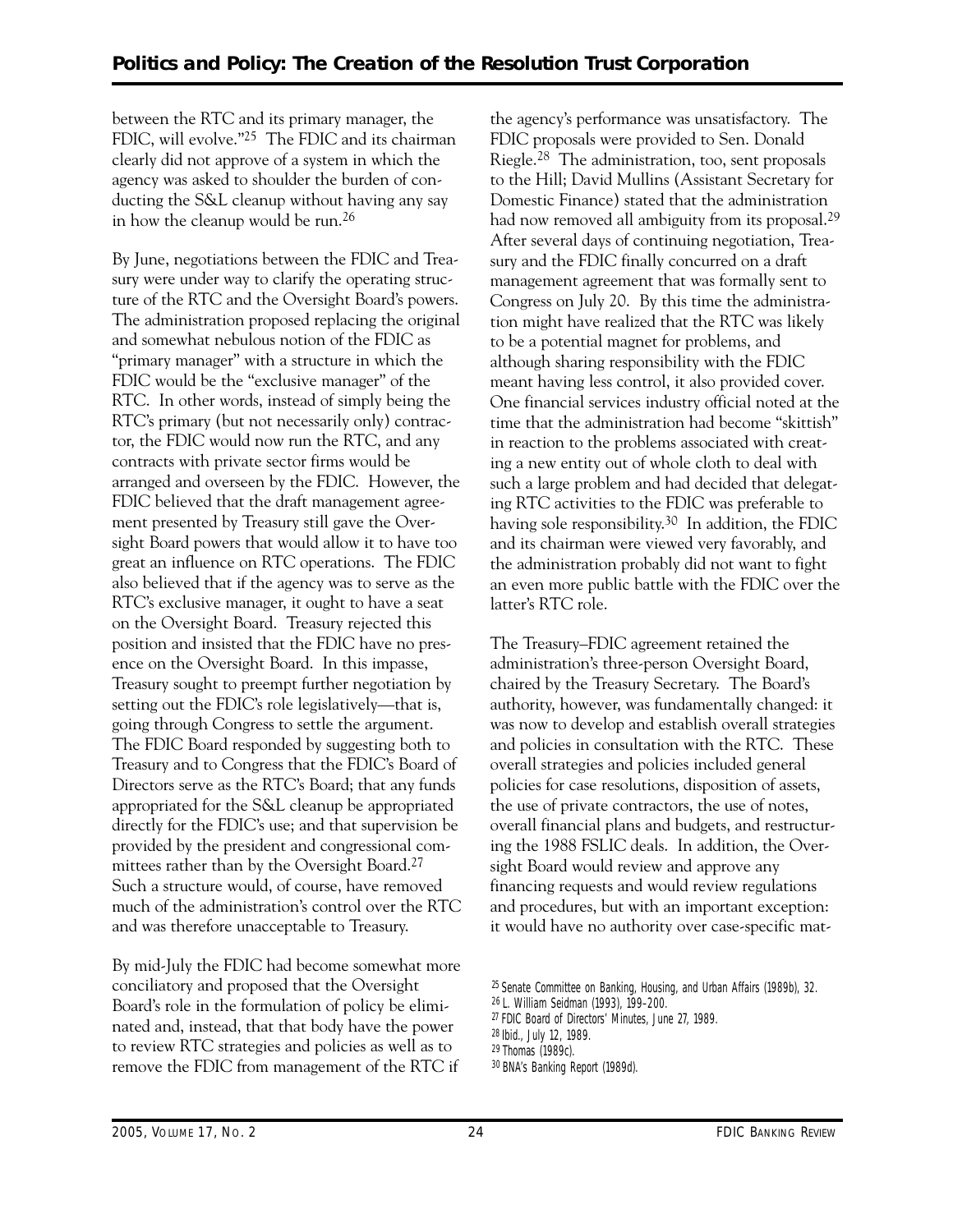between the RTC and its primary manager, the FDIC, will evolve."[25] The FDIC and its chairman clearly did not approve of a system in which the agency was asked to shoulder the burden of conducting the S&L cleanup without having any say in how the cleanup would be run.[26]

By June, negotiations between the FDIC and Treasury were under way to clarify the operating structure of the RTC and the Oversight Board's powers. The administration proposed replacing the original and somewhat nebulous notion of the FDIC as "primary manager" with a structure in which the FDIC would be the "exclusive manager" of the RTC. In other words, instead of simply being the RTC's primary (but not necessarily only) contractor, the FDIC would now run the RTC, and any contracts with private sector firms would be arranged and overseen by the FDIC. However, the FDIC believed that the draft management agreement presented by Treasury still gave the Oversight Board powers that would allow it to have too great an influence on RTC operations. The FDIC also believed that if the agency was to serve as the RTC's exclusive manager, it ought to have a seat on the Oversight Board. Treasury rejected this position and insisted that the FDIC have no presence on the Oversight Board. In this impasse, Treasury sought to preempt further negotiation by setting out the FDIC's role legislatively—that is, going through Congress to settle the argument. The FDIC Board responded by suggesting both to Treasury and to Congress that the FDIC's Board of Directors serve as the RTC's Board; that any funds appropriated for the S&L cleanup be appropriated directly for the FDIC's use; and that supervision be provided by the president and congressional committees rather than by the Oversight Board.[27] Such a structure would, of course, have removed much of the administration's control over the RTC and was therefore unacceptable to Treasury.

By mid-July the FDIC had become somewhat more conciliatory and proposed that the Oversight Board's role in the formulation of policy be eliminated and, instead, that that body have the power to review RTC strategies and policies as well as to remove the FDIC from management of the RTC if the agency's performance was unsatisfactory. The FDIC proposals were provided to Sen. Donald Riegle.[28] The administration, too, sent proposals to the Hill; David Mullins (Assistant Secretary for Domestic Finance) stated that the administration had now removed all ambiguity from its proposal.[29] After several days of continuing negotiation, Treasury and the FDIC finally concurred on a draft management agreement that was formally sent to Congress on July 20. By this time the administration might have realized that the RTC was likely to be a potential magnet for problems, and although sharing responsibility with the FDIC meant having less control, it also provided cover. One financial services industry official noted at the time that the administration had become "skittish" in reaction to the problems associated with creating a new entity out of whole cloth to deal with such a large problem and had decided that delegating RTC activities to the FDIC was preferable to having sole responsibility.[30] In addition, the FDIC and its chairman were viewed very favorably, and the administration probably did not want to fight an even more public battle with the FDIC over the latter's RTC role.

The Treasury–FDIC agreement retained the administration's three-person Oversight Board, chaired by the Treasury Secretary. The Board's authority, however, was fundamentally changed: it was now to develop and establish overall strategies and policies in consultation with the RTC. These overall strategies and policies included general policies for case resolutions, disposition of assets, the use of private contractors, the use of notes, overall financial plans and budgets, and restructuring the 1988 FSLIC deals. In addition, the Oversight Board would review and approve any financing requests and would review regulations and procedures, but with an important exception: it would have no authority over case-specific mat-

[25] Senate Committee on Banking, Housing, and Urban Affairs (1989b), 32.
[26] L. William Seidman (1993), 199–200.
[27] FDIC Board of Directors' Minutes, June 27, 1989.
[28] Ibid., July 12, 1989.
[29] Thomas (1989c).
[30] BNA's Banking Report (1989d).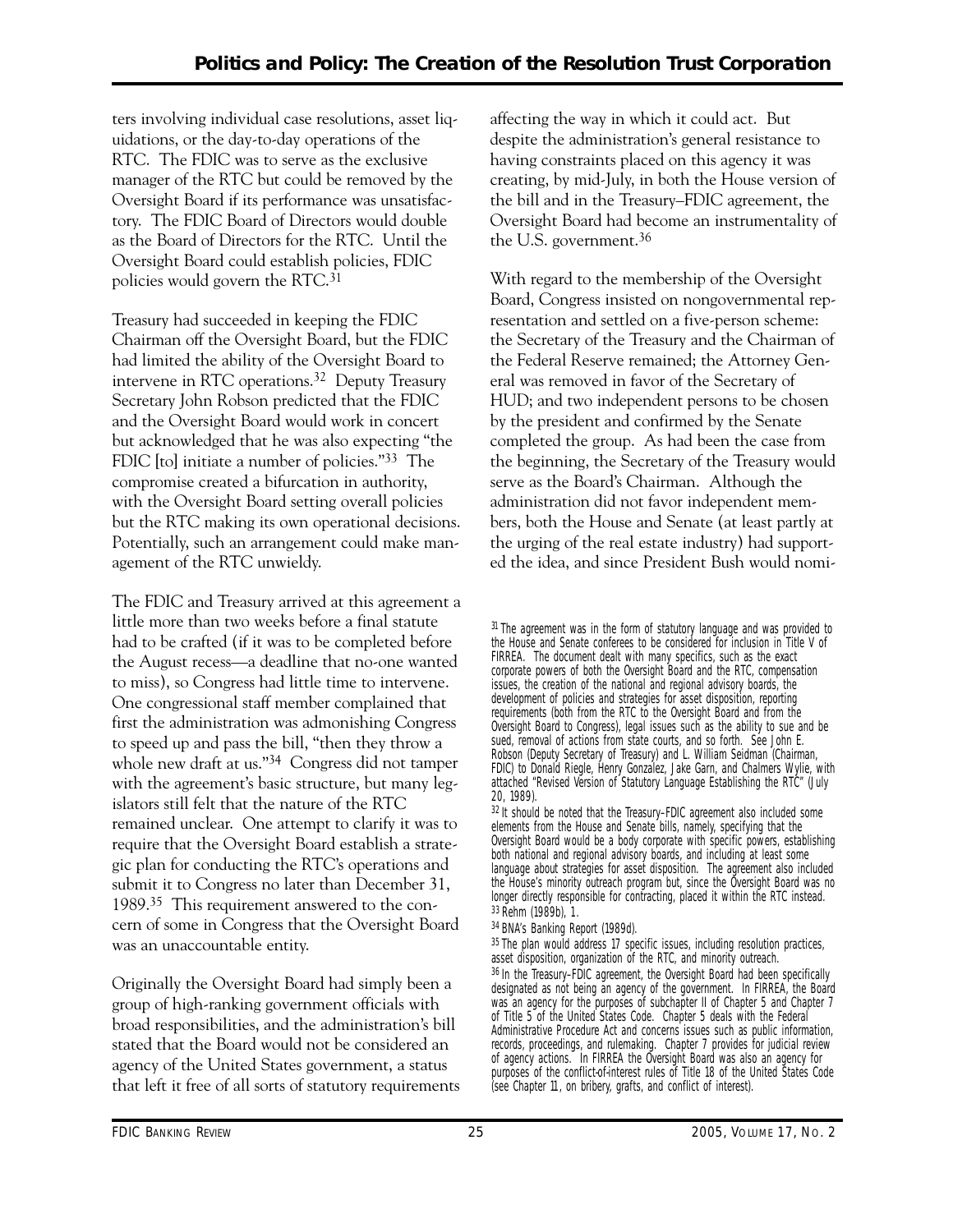ters involving individual case resolutions, asset liquidations, or the day-to-day operations of the RTC. The FDIC was to serve as the exclusive manager of the RTC but could be removed by the Oversight Board if its performance was unsatisfactory. The FDIC Board of Directors would double as the Board of Directors for the RTC. Until the Oversight Board could establish policies, FDIC policies would govern the RTC.[31]

Treasury had succeeded in keeping the FDIC Chairman off the Oversight Board, but the FDIC had limited the ability of the Oversight Board to intervene in RTC operations.[32] Deputy Treasury Secretary John Robson predicted that the FDIC and the Oversight Board would work in concert but acknowledged that he was also expecting "the FDIC [to] initiate a number of policies."[33] The compromise created a bifurcation in authority, with the Oversight Board setting overall policies but the RTC making its own operational decisions. Potentially, such an arrangement could make management of the RTC unwieldy.

The FDIC and Treasury arrived at this agreement a little more than two weeks before a final statute had to be crafted (if it was to be completed before the August recess—a deadline that no-one wanted to miss), so Congress had little time to intervene. One congressional staff member complained that first the administration was admonishing Congress to speed up and pass the bill, "then they throw a whole new draft at us."[34] Congress did not tamper with the agreement's basic structure, but many legislators still felt that the nature of the RTC remained unclear. One attempt to clarify it was to require that the Oversight Board establish a strategic plan for conducting the RTC's operations and submit it to Congress no later than December 31, 1989.[35] This requirement answered to the concern of some in Congress that the Oversight Board was an unaccountable entity.

Originally the Oversight Board had simply been a group of high-ranking government officials with broad responsibilities, and the administration's bill stated that the Board would not be considered an agency of the United States government, a status that left it free of all sorts of statutory requirements affecting the way in which it could act. But despite the administration's general resistance to having constraints placed on this agency it was creating, by mid-July, in both the House version of the bill and in the Treasury–FDIC agreement, the Oversight Board had become an instrumentality of the U.S. government.[36]

With regard to the membership of the Oversight Board, Congress insisted on nongovernmental representation and settled on a five-person scheme: the Secretary of the Treasury and the Chairman of the Federal Reserve remained; the Attorney General was removed in favor of the Secretary of HUD; and two independent persons to be chosen by the president and confirmed by the Senate completed the group. As had been the case from the beginning, the Secretary of the Treasury would serve as the Board's Chairman. Although the administration did not favor independent members, both the House and Senate (at least partly at the urging of the real estate industry) had supported the idea, and since President Bush would nomi-

---

[31] The agreement was in the form of statutory language and was provided to the House and Senate conferees to be considered for inclusion in Title V of FIRREA. The document dealt with many specifics, such as the exact corporate powers of both the Oversight Board and the RTC, compensation issues, the creation of the national and regional advisory boards, the development of policies and strategies for asset disposition, reporting requirements (both from the RTC to the Oversight Board and from the Oversight Board to Congress), legal issues such as the ability to sue and be sued, removal of actions from state courts, and so forth. See John E. Robson (Deputy Secretary of Treasury) and L. William Seidman (Chairman, FDIC) to Donald Riegle, Henry Gonzalez, Jake Garn, and Chalmers Wylie, with attached "Revised Version of Statutory Language Establishing the RTC" (July 20, 1989).

[32] It should be noted that the Treasury–FDIC agreement also included some elements from the House and Senate bills, namely, specifying that the Oversight Board would be a body corporate with specific powers, establishing both national and regional advisory boards, and including at least some language about strategies for asset disposition. The agreement also included the House's minority outreach program but, since the Oversight Board was no longer directly responsible for contracting, placed it within the RTC instead.

[33] Rehm (1989b), 1.

[34] BNA's Banking Report (1989d).

[35] The plan would address 17 specific issues, including resolution practices, asset disposition, organization of the RTC, and minority outreach.

[36] In the Treasury–FDIC agreement, the Oversight Board had been specifically designated as not being an agency of the government. In FIRREA, the Board was an agency for the purposes of subchapter II of Chapter 5 and Chapter 7 of Title 5 of the United States Code. Chapter 5 deals with the Federal Administrative Procedure Act and concerns issues such as public information, records, proceedings, and rulemaking. Chapter 7 provides for judicial review of agency actions. In FIRREA the Oversight Board was also an agency for purposes of the conflict-of-interest rules of Title 18 of the United States Code (see Chapter 11, on bribery, grafts, and conflict of interest).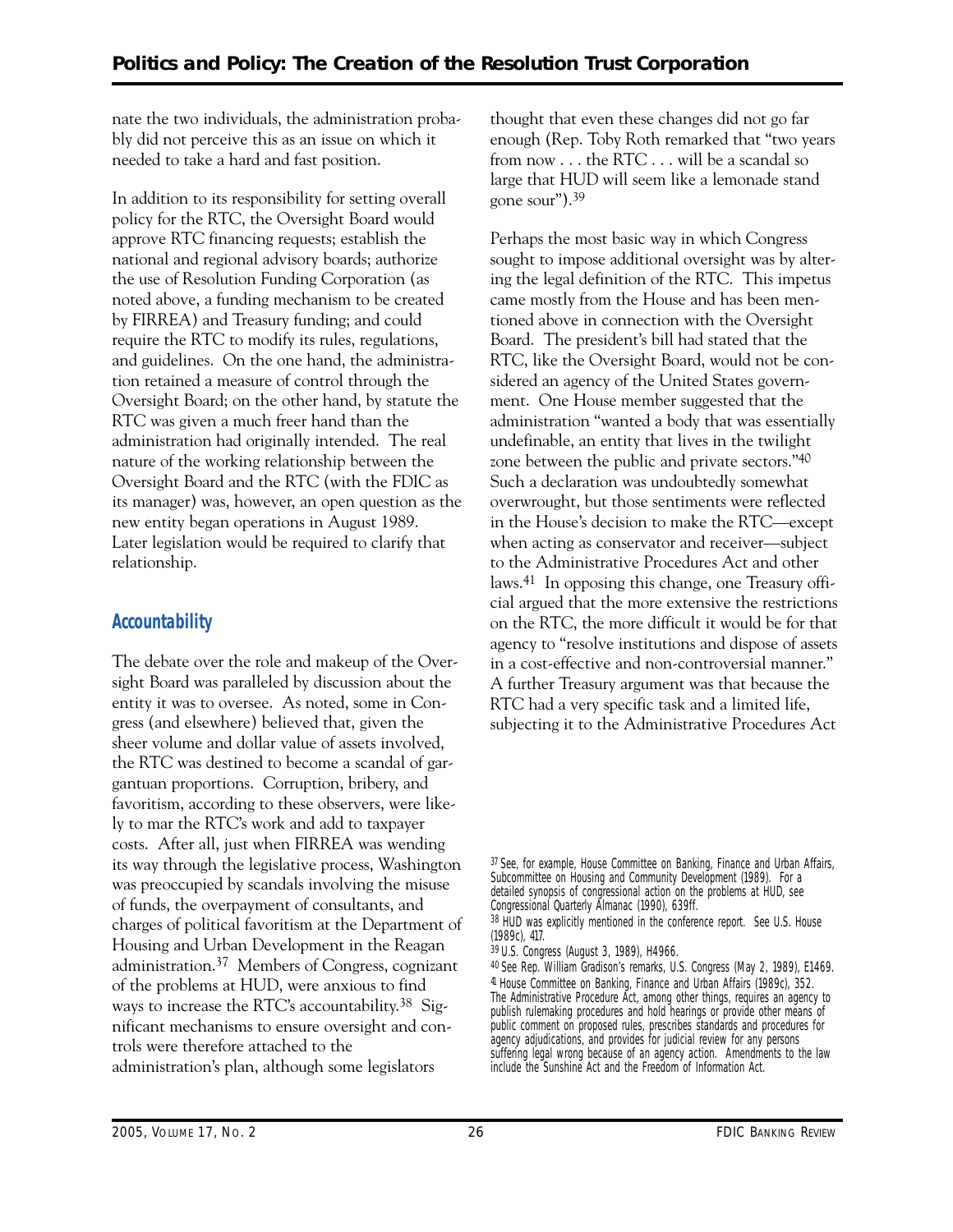nate the two individuals, the administration probably did not perceive this as an issue on which it needed to take a hard and fast position.

In addition to its responsibility for setting overall policy for the RTC, the Oversight Board would approve RTC financing requests; establish the national and regional advisory boards; authorize the use of Resolution Funding Corporation (as noted above, a funding mechanism to be created by FIRREA) and Treasury funding; and could require the RTC to modify its rules, regulations, and guidelines. On the one hand, the administration retained a measure of control through the Oversight Board; on the other hand, by statute the RTC was given a much freer hand than the administration had originally intended. The real nature of the working relationship between the Oversight Board and the RTC (with the FDIC as its manager) was, however, an open question as the new entity began operations in August 1989. Later legislation would be required to clarify that relationship.

### Accountability

The debate over the role and makeup of the Oversight Board was paralleled by discussion about the entity it was to oversee. As noted, some in Congress (and elsewhere) believed that, given the sheer volume and dollar value of assets involved, the RTC was destined to become a scandal of gargantuan proportions. Corruption, bribery, and favoritism, according to these observers, were likely to mar the RTC's work and add to taxpayer costs. After all, just when FIRREA was wending its way through the legislative process, Washington was preoccupied by scandals involving the misuse of funds, the overpayment of consultants, and charges of political favoritism at the Department of Housing and Urban Development in the Reagan administration.[37] Members of Congress, cognizant of the problems at HUD, were anxious to find ways to increase the RTC's accountability.[38] Significant mechanisms to ensure oversight and controls were therefore attached to the administration's plan, although some legislators thought that even these changes did not go far enough (Rep. Toby Roth remarked that "two years from now . . . the RTC . . . will be a scandal so large that HUD will seem like a lemonade stand gone sour").[39]

Perhaps the most basic way in which Congress sought to impose additional oversight was by altering the legal definition of the RTC. This impetus came mostly from the House and has been mentioned above in connection with the Oversight Board. The president's bill had stated that the RTC, like the Oversight Board, would not be considered an agency of the United States government. One House member suggested that the administration "wanted a body that was essentially undefinable, an entity that lives in the twilight zone between the public and private sectors."[40] Such a declaration was undoubtedly somewhat overwrought, but those sentiments were reflected in the House's decision to make the RTC—except when acting as conservator and receiver—subject to the Administrative Procedures Act and other laws.[41] In opposing this change, one Treasury official argued that the more extensive the restrictions on the RTC, the more difficult it would be for that agency to "resolve institutions and dispose of assets in a cost-effective and non-controversial manner." A further Treasury argument was that because the RTC had a very specific task and a limited life, subjecting it to the Administrative Procedures Act

---

[37] See, for example, House Committee on Banking, Finance and Urban Affairs, Subcommittee on Housing and Community Development (1989). For a detailed synopsis of congressional action on the problems at HUD, see Congressional Quarterly Almanac (1990), 639ff.

[38] HUD was explicitly mentioned in the conference report. See U.S. House (1989c), 417.

[39] U.S. Congress (August 3, 1989), H4966.

[40] See Rep. William Gradison's remarks, U.S. Congress (May 2, 1989), E1469.

[41] House Committee on Banking, Finance and Urban Affairs (1989c), 352. The Administrative Procedure Act, among other things, requires an agency to publish rulemaking procedures and hold hearings or provide other means of public comment on proposed rules, prescribes standards and procedures for agency adjudications, and provides for judicial review for any persons suffering legal wrong because of an agency action. Amendments to the law include the Sunshine Act and the Freedom of Information Act.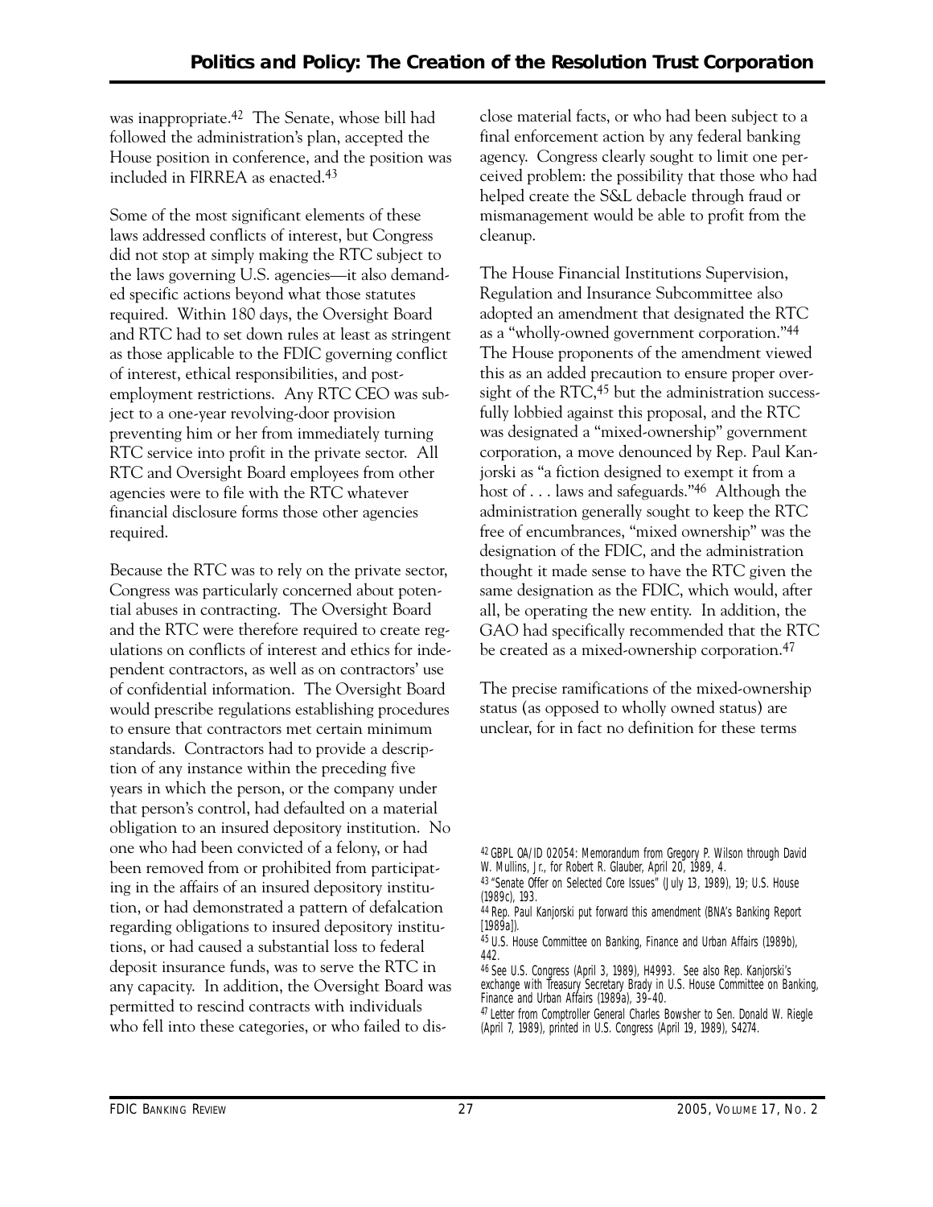was inappropriate.[42] The Senate, whose bill had followed the administration's plan, accepted the House position in conference, and the position was included in FIRREA as enacted.[43]

Some of the most significant elements of these laws addressed conflicts of interest, but Congress did not stop at simply making the RTC subject to the laws governing U.S. agencies—it also demanded specific actions beyond what those statutes required. Within 180 days, the Oversight Board and RTC had to set down rules at least as stringent as those applicable to the FDIC governing conflict of interest, ethical responsibilities, and post-employment restrictions. Any RTC CEO was subject to a one-year revolving-door provision preventing him or her from immediately turning RTC service into profit in the private sector. All RTC and Oversight Board employees from other agencies were to file with the RTC whatever financial disclosure forms those other agencies required.

Because the RTC was to rely on the private sector, Congress was particularly concerned about potential abuses in contracting. The Oversight Board and the RTC were therefore required to create regulations on conflicts of interest and ethics for independent contractors, as well as on contractors' use of confidential information. The Oversight Board would prescribe regulations establishing procedures to ensure that contractors met certain minimum standards. Contractors had to provide a description of any instance within the preceding five years in which the person, or the company under that person's control, had defaulted on a material obligation to an insured depository institution. No one who had been convicted of a felony, or had been removed from or prohibited from participating in the affairs of an insured depository institution, or had demonstrated a pattern of defalcation regarding obligations to insured depository institutions, or had caused a substantial loss to federal deposit insurance funds, was to serve the RTC in any capacity. In addition, the Oversight Board was permitted to rescind contracts with individuals who fell into these categories, or who failed to disclose material facts, or who had been subject to a final enforcement action by any federal banking agency. Congress clearly sought to limit one perceived problem: the possibility that those who had helped create the S&L debacle through fraud or mismanagement would be able to profit from the cleanup.

The House Financial Institutions Supervision, Regulation and Insurance Subcommittee also adopted an amendment that designated the RTC as a "wholly-owned government corporation."[44] The House proponents of the amendment viewed this as an added precaution to ensure proper oversight of the RTC,[45] but the administration successfully lobbied against this proposal, and the RTC was designated a "mixed-ownership" government corporation, a move denounced by Rep. Paul Kanjorski as "a fiction designed to exempt it from a host of . . . laws and safeguards."[46] Although the administration generally sought to keep the RTC free of encumbrances, "mixed ownership" was the designation of the FDIC, and the administration thought it made sense to have the RTC given the same designation as the FDIC, which would, after all, be operating the new entity. In addition, the GAO had specifically recommended that the RTC be created as a mixed-ownership corporation.[47]

The precise ramifications of the mixed-ownership status (as opposed to wholly owned status) are unclear, for in fact no definition for these terms

---

[42] GBPL OA/ID 02054: Memorandum from Gregory P. Wilson through David W. Mullins, Jr., for Robert R. Glauber, April 20, 1989, 4.

[43] "Senate Offer on Selected Core Issues" (July 13, 1989), 19; U.S. House (1989c), 193.

[44] Rep. Paul Kanjorski put forward this amendment (BNA's Banking Report [1989a]).

[45] U.S. House Committee on Banking, Finance and Urban Affairs (1989b), 442.

[46] See U.S. Congress (April 3, 1989), H4993. See also Rep. Kanjorski's exchange with Treasury Secretary Brady in U.S. House Committee on Banking, Finance and Urban Affairs (1989a), 39–40.

[47] Letter from Comptroller General Charles Bowsher to Sen. Donald W. Riegle (April 7, 1989), printed in U.S. Congress (April 19, 1989), S4274.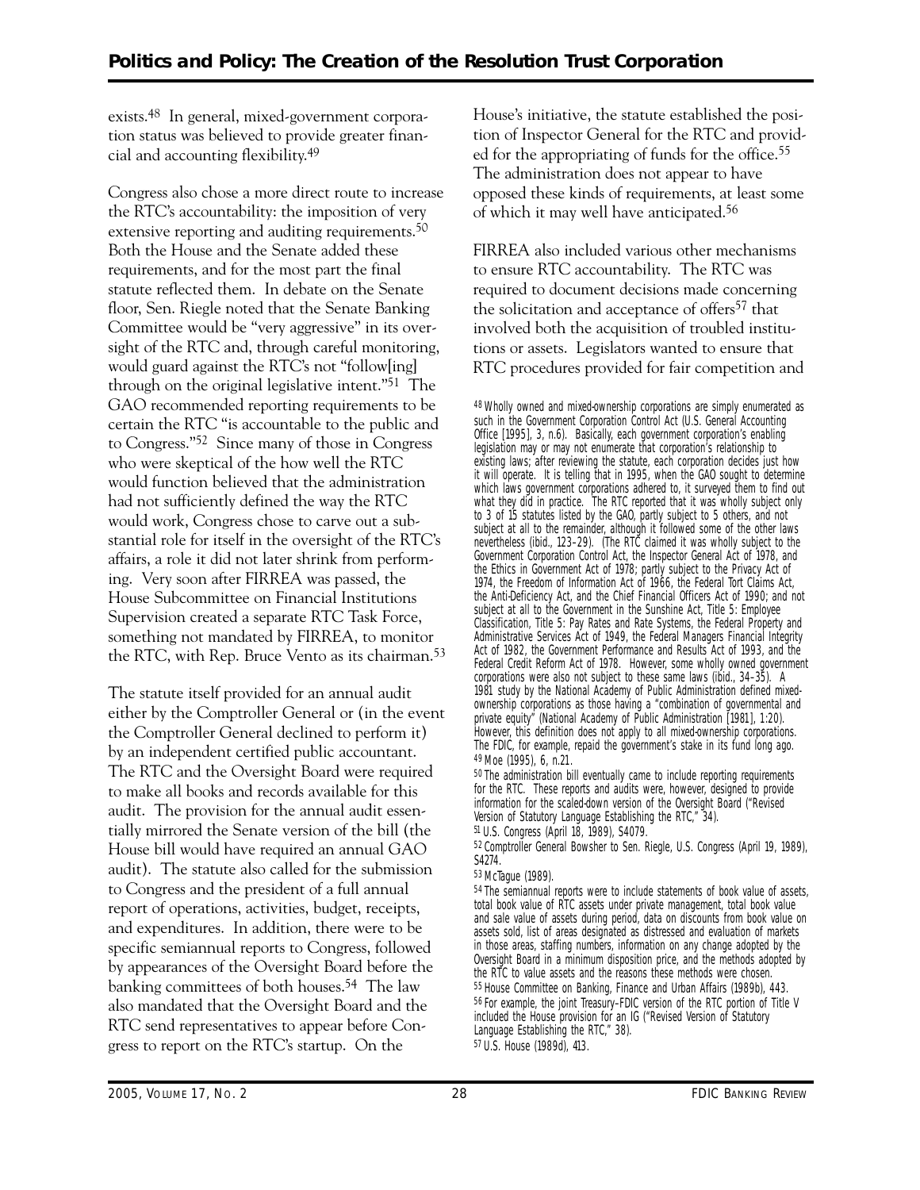exists.[48] In general, mixed-government corporation status was believed to provide greater financial and accounting flexibility.[49]

Congress also chose a more direct route to increase the RTC's accountability: the imposition of very extensive reporting and auditing requirements.[50] Both the House and the Senate added these requirements, and for the most part the final statute reflected them. In debate on the Senate floor, Sen. Riegle noted that the Senate Banking Committee would be "very aggressive" in its oversight of the RTC and, through careful monitoring, would guard against the RTC's not "follow[ing] through on the original legislative intent."[51] The GAO recommended reporting requirements to be certain the RTC "is accountable to the public and to Congress."[52] Since many of those in Congress who were skeptical of the how well the RTC would function believed that the administration had not sufficiently defined the way the RTC would work, Congress chose to carve out a substantial role for itself in the oversight of the RTC's affairs, a role it did not later shrink from performing. Very soon after FIRREA was passed, the House Subcommittee on Financial Institutions Supervision created a separate RTC Task Force, something not mandated by FIRREA, to monitor the RTC, with Rep. Bruce Vento as its chairman.[53]

The statute itself provided for an annual audit either by the Comptroller General or (in the event the Comptroller General declined to perform it) by an independent certified public accountant. The RTC and the Oversight Board were required to make all books and records available for this audit. The provision for the annual audit essentially mirrored the Senate version of the bill (the House bill would have required an annual GAO audit). The statute also called for the submission to Congress and the president of a full annual report of operations, activities, budget, receipts, and expenditures. In addition, there were to be specific semiannual reports to Congress, followed by appearances of the Oversight Board before the banking committees of both houses.[54] The law also mandated that the Oversight Board and the RTC send representatives to appear before Congress to report on the RTC's startup. On the House's initiative, the statute established the position of Inspector General for the RTC and provided for the appropriating of funds for the office.[55] The administration does not appear to have opposed these kinds of requirements, at least some of which it may well have anticipated.[56]

FIRREA also included various other mechanisms to ensure RTC accountability. The RTC was required to document decisions made concerning the solicitation and acceptance of offers[57] that involved both the acquisition of troubled institutions or assets. Legislators wanted to ensure that RTC procedures provided for fair competition and

---

[48] Wholly owned and mixed-ownership corporations are simply enumerated as such in the Government Corporation Control Act (U.S. General Accounting Office [1995], 3, n.6). Basically, each government corporation's enabling legislation may or may not enumerate that corporation's relationship to existing laws; after reviewing the statute, each corporation decides just how it will operate. It is telling that in 1995, when the GAO sought to determine which laws government corporations adhered to, it surveyed them to find out what they did in practice. The RTC reported that it was wholly subject only to 3 of 15 statutes listed by the GAO, partly subject to 5 others, and not subject at all to the remainder, although it followed some of the other laws nevertheless (ibid., 123–29). (The RTC claimed it was wholly subject to the Government Corporation Control Act, the Inspector General Act of 1978, and the Ethics in Government Act of 1978; partly subject to the Privacy Act of 1974, the Freedom of Information Act of 1966, the Federal Tort Claims Act, the Anti-Deficiency Act, and the Chief Financial Officers Act of 1990; and not subject at all to the Government in the Sunshine Act, Title 5: Employee Classification, Title 5: Pay Rates and Rate Systems, the Federal Property and Administrative Services Act of 1949, the Federal Managers Financial Integrity Act of 1982, the Government Performance and Results Act of 1993, and the Federal Credit Reform Act of 1978. However, some wholly owned government corporations were also not subject to these same laws (ibid., 34–35). A 1981 study by the National Academy of Public Administration defined mixed-ownership corporations as those having a "combination of governmental and private equity" (National Academy of Public Administration [1981], 1:20). However, this definition does not apply to all mixed-ownership corporations. The FDIC, for example, repaid the government's stake in its fund long ago.

[49] Moe (1995), 6, n.21.

[50] The administration bill eventually came to include reporting requirements for the RTC. These reports and audits were, however, designed to provide information for the scaled-down version of the Oversight Board ("Revised Version of Statutory Language Establishing the RTC," 34).

[51] U.S. Congress (April 18, 1989), S4079.

[52] Comptroller General Bowsher to Sen. Riegle, U.S. Congress (April 19, 1989), S4274.

[53] McTague (1989).

[54] The semiannual reports were to include statements of book value of assets, total book value of RTC assets under private management, total book value and sale value of assets during period, data on discounts from book value on assets sold, list of areas designated as distressed and evaluation of markets in those areas, staffing numbers, information on any change adopted by the Oversight Board in a minimum disposition price, and the methods adopted by the RTC to value assets and the reasons these methods were chosen.

[55] House Committee on Banking, Finance and Urban Affairs (1989b), 443.

[56] For example, the joint Treasury–FDIC version of the RTC portion of Title V included the House provision for an IG ("Revised Version of Statutory Language Establishing the RTC," 38).

[57] U.S. House (1989d), 413.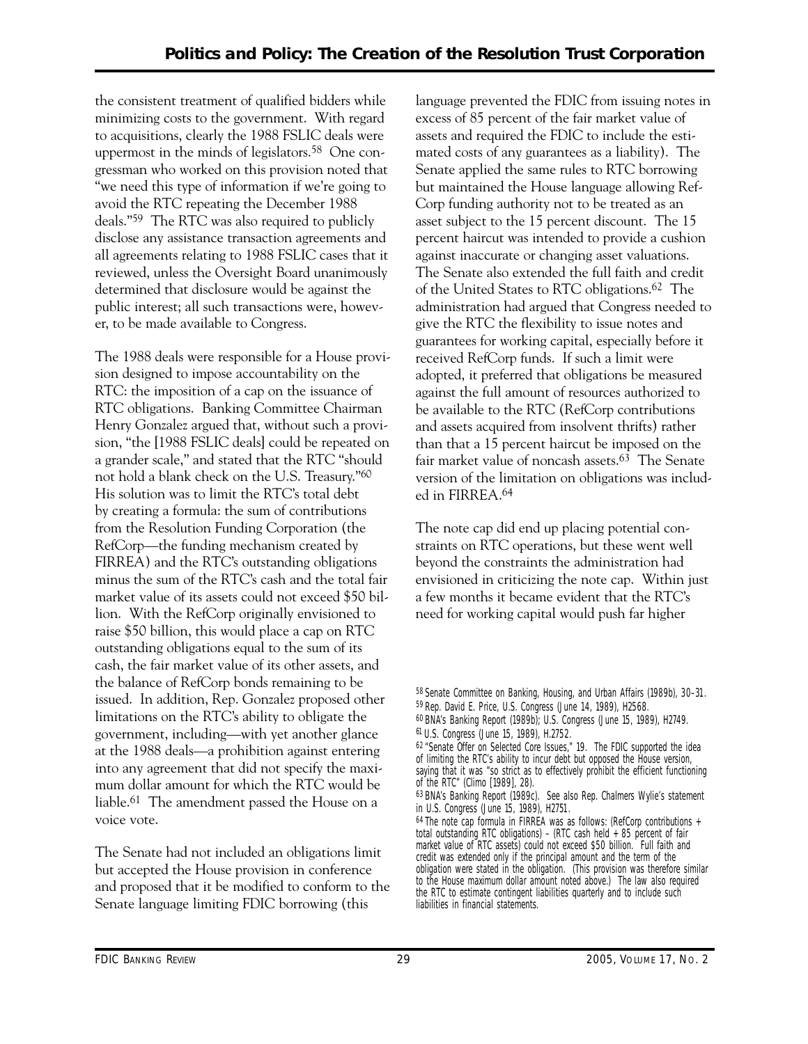the consistent treatment of qualified bidders while minimizing costs to the government. With regard to acquisitions, clearly the 1988 FSLIC deals were uppermost in the minds of legislators.[58] One congressman who worked on this provision noted that "we need this type of information if we're going to avoid the RTC repeating the December 1988 deals."[59] The RTC was also required to publicly disclose any assistance transaction agreements and all agreements relating to 1988 FSLIC cases that it reviewed, unless the Oversight Board unanimously determined that disclosure would be against the public interest; all such transactions were, however, to be made available to Congress.

The 1988 deals were responsible for a House provision designed to impose accountability on the RTC: the imposition of a cap on the issuance of RTC obligations. Banking Committee Chairman Henry Gonzalez argued that, without such a provision, "the [1988 FSLIC deals] could be repeated on a grander scale," and stated that the RTC "should not hold a blank check on the U.S. Treasury."[60] His solution was to limit the RTC's total debt by creating a formula: the sum of contributions from the Resolution Funding Corporation (the RefCorp—the funding mechanism created by FIRREA) and the RTC's outstanding obligations minus the sum of the RTC's cash and the total fair market value of its assets could not exceed $50 billion. With the RefCorp originally envisioned to raise $50 billion, this would place a cap on RTC outstanding obligations equal to the sum of its cash, the fair market value of its other assets, and the balance of RefCorp bonds remaining to be issued. In addition, Rep. Gonzalez proposed other limitations on the RTC's ability to obligate the government, including—with yet another glance at the 1988 deals—a prohibition against entering into any agreement that did not specify the maximum dollar amount for which the RTC would be liable.[61] The amendment passed the House on a voice vote.

The Senate had not included an obligations limit but accepted the House provision in conference and proposed that it be modified to conform to the Senate language limiting FDIC borrowing (this language prevented the FDIC from issuing notes in excess of 85 percent of the fair market value of assets and required the FDIC to include the estimated costs of any guarantees as a liability). The Senate applied the same rules to RTC borrowing but maintained the House language allowing RefCorp funding authority not to be treated as an asset subject to the 15 percent discount. The 15 percent haircut was intended to provide a cushion against inaccurate or changing asset valuations. The Senate also extended the full faith and credit of the United States to RTC obligations.[62] The administration had argued that Congress needed to give the RTC the flexibility to issue notes and guarantees for working capital, especially before it received RefCorp funds. If such a limit were adopted, it preferred that obligations be measured against the full amount of resources authorized to be available to the RTC (RefCorp contributions and assets acquired from insolvent thrifts) rather than that a 15 percent haircut be imposed on the fair market value of noncash assets.[63] The Senate version of the limitation on obligations was included in FIRREA.[64]

The note cap did end up placing potential constraints on RTC operations, but these went well beyond the constraints the administration had envisioned in criticizing the note cap. Within just a few months it became evident that the RTC's need for working capital would push far higher

---

[58] Senate Committee on Banking, Housing, and Urban Affairs (1989b), 30–31.
[59] Rep. David E. Price, U.S. Congress (June 14, 1989), H2568.
[60] BNA's Banking Report (1989b); U.S. Congress (June 15, 1989), H2749.
[61] U.S. Congress (June 15, 1989), H.2752.
[62] "Senate Offer on Selected Core Issues," 19. The FDIC supported the idea of limiting the RTC's ability to incur debt but opposed the House version, saying that it was "so strict as to effectively prohibit the efficient functioning of the RTC" (Climo [1989], 28).
[63] BNA's Banking Report (1989c). See also Rep. Chalmers Wylie's statement in U.S. Congress (June 15, 1989), H2751.
[64] The note cap formula in FIRREA was as follows: (RefCorp contributions + total outstanding RTC obligations) – (RTC cash held + 85 percent of fair market value of RTC assets) could not exceed $50 billion. Full faith and credit was extended only if the principal amount and the term of the obligation were stated in the obligation. (This provision was therefore similar to the House maximum dollar amount noted above.) The law also required the RTC to estimate contingent liabilities quarterly and to include such liabilities in financial statements.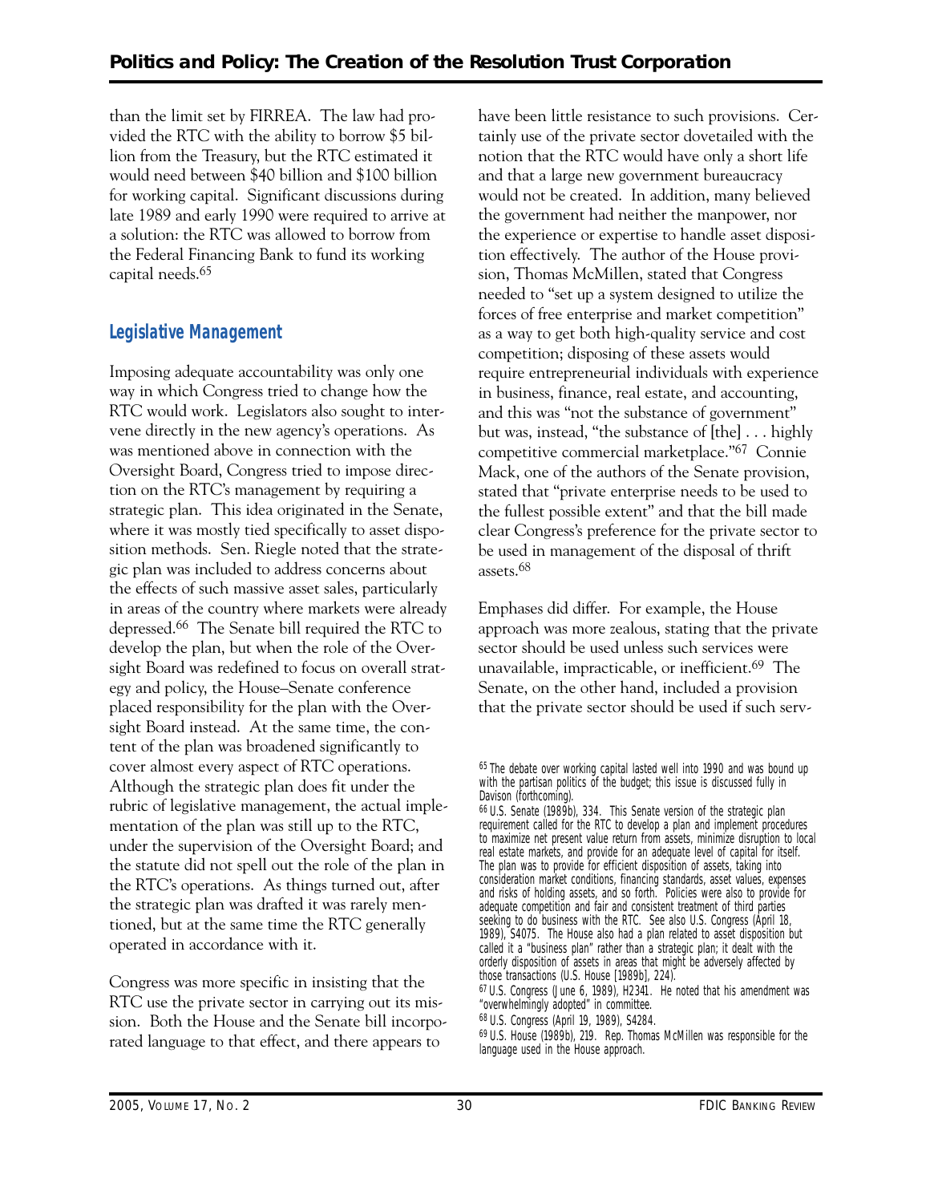than the limit set by FIRREA. The law had provided the RTC with the ability to borrow $5 billion from the Treasury, but the RTC estimated it would need between $40 billion and $100 billion for working capital. Significant discussions during late 1989 and early 1990 were required to arrive at a solution: the RTC was allowed to borrow from the Federal Financing Bank to fund its working capital needs.[65]

## Legislative Management

Imposing adequate accountability was only one way in which Congress tried to change how the RTC would work. Legislators also sought to intervene directly in the new agency's operations. As was mentioned above in connection with the Oversight Board, Congress tried to impose direction on the RTC's management by requiring a strategic plan. This idea originated in the Senate, where it was mostly tied specifically to asset disposition methods. Sen. Riegle noted that the strategic plan was included to address concerns about the effects of such massive asset sales, particularly in areas of the country where markets were already depressed.[66] The Senate bill required the RTC to develop the plan, but when the role of the Oversight Board was redefined to focus on overall strategy and policy, the House–Senate conference placed responsibility for the plan with the Oversight Board instead. At the same time, the content of the plan was broadened significantly to cover almost every aspect of RTC operations. Although the strategic plan does fit under the rubric of legislative management, the actual implementation of the plan was still up to the RTC, under the supervision of the Oversight Board; and the statute did not spell out the role of the plan in the RTC's operations. As things turned out, after the strategic plan was drafted it was rarely mentioned, but at the same time the RTC generally operated in accordance with it.

Congress was more specific in insisting that the RTC use the private sector in carrying out its mission. Both the House and the Senate bill incorporated language to that effect, and there appears to have been little resistance to such provisions. Certainly use of the private sector dovetailed with the notion that the RTC would have only a short life and that a large new government bureaucracy would not be created. In addition, many believed the government had neither the manpower, nor the experience or expertise to handle asset disposition effectively. The author of the House provision, Thomas McMillen, stated that Congress needed to "set up a system designed to utilize the forces of free enterprise and market competition" as a way to get both high-quality service and cost competition; disposing of these assets would require entrepreneurial individuals with experience in business, finance, real estate, and accounting, and this was "not the substance of government" but was, instead, "the substance of [the] . . . highly competitive commercial marketplace."[67] Connie Mack, one of the authors of the Senate provision, stated that "private enterprise needs to be used to the fullest possible extent" and that the bill made clear Congress's preference for the private sector to be used in management of the disposal of thrift assets.[68]

Emphases did differ. For example, the House approach was more zealous, stating that the private sector should be used unless such services were unavailable, impracticable, or inefficient.[69] The Senate, on the other hand, included a provision that the private sector should be used if such serv-

---

[65] The debate over working capital lasted well into 1990 and was bound up with the partisan politics of the budget; this issue is discussed fully in Davison (forthcoming).

[66] U.S. Senate (1989b), 334. This Senate version of the strategic plan requirement called for the RTC to develop a plan and implement procedures to maximize net present value return from assets, minimize disruption to local real estate markets, and provide for an adequate level of capital for itself. The plan was to provide for efficient disposition of assets, taking into consideration market conditions, financing standards, asset values, expenses and risks of holding assets, and so forth. Policies were also to provide for adequate competition and fair and consistent treatment of third parties seeking to do business with the RTC. See also U.S. Congress (April 18, 1989), S4075. The House also had a plan related to asset disposition but called it a "business plan" rather than a strategic plan; it dealt with the orderly disposition of assets in areas that might be adversely affected by those transactions (U.S. House [1989b], 224).

[67] U.S. Congress (June 6, 1989), H2341. He noted that his amendment was "overwhelmingly adopted" in committee.

[68] U.S. Congress (April 19, 1989), S4284.

[69] U.S. House (1989b), 219. Rep. Thomas McMillen was responsible for the language used in the House approach.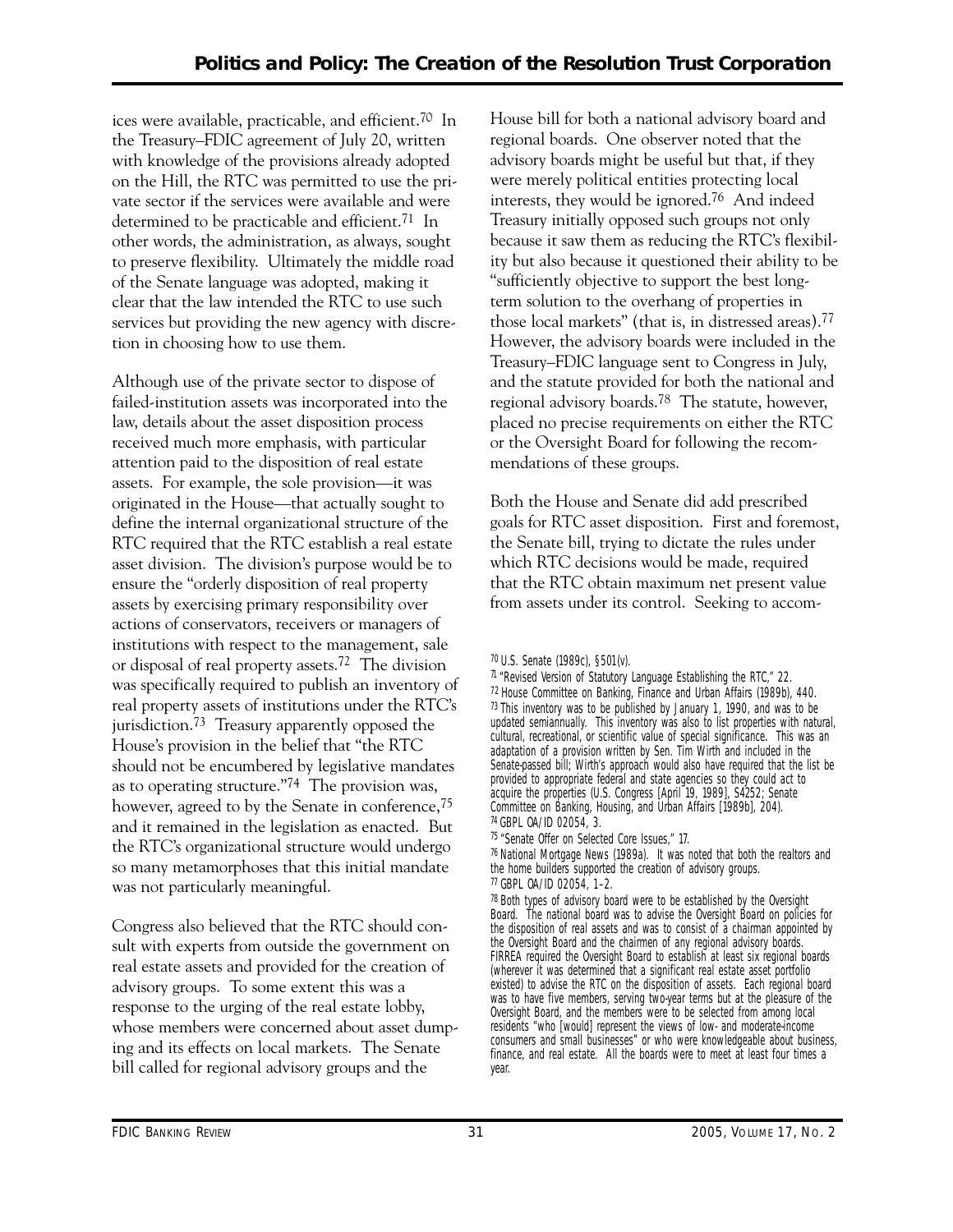ices were available, practicable, and efficient.[70] In the Treasury–FDIC agreement of July 20, written with knowledge of the provisions already adopted on the Hill, the RTC was permitted to use the private sector if the services were available and were determined to be practicable and efficient.[71] In other words, the administration, as always, sought to preserve flexibility. Ultimately the middle road of the Senate language was adopted, making it clear that the law intended the RTC to use such services but providing the new agency with discretion in choosing how to use them.

Although use of the private sector to dispose of failed-institution assets was incorporated into the law, details about the asset disposition process received much more emphasis, with particular attention paid to the disposition of real estate assets. For example, the sole provision—it was originated in the House—that actually sought to define the internal organizational structure of the RTC required that the RTC establish a real estate asset division. The division's purpose would be to ensure the "orderly disposition of real property assets by exercising primary responsibility over actions of conservators, receivers or managers of institutions with respect to the management, sale or disposal of real property assets.[72] The division was specifically required to publish an inventory of real property assets of institutions under the RTC's jurisdiction.[73] Treasury apparently opposed the House's provision in the belief that "the RTC should not be encumbered by legislative mandates as to operating structure."[74] The provision was, however, agreed to by the Senate in conference,[75] and it remained in the legislation as enacted. But the RTC's organizational structure would undergo so many metamorphoses that this initial mandate was not particularly meaningful.

Congress also believed that the RTC should consult with experts from outside the government on real estate assets and provided for the creation of advisory groups. To some extent this was a response to the urging of the real estate lobby, whose members were concerned about asset dumping and its effects on local markets. The Senate bill called for regional advisory groups and the House bill for both a national advisory board and regional boards. One observer noted that the advisory boards might be useful but that, if they were merely political entities protecting local interests, they would be ignored.[76] And indeed Treasury initially opposed such groups not only because it saw them as reducing the RTC's flexibility but also because it questioned their ability to be "sufficiently objective to support the best long-term solution to the overhang of properties in those local markets" (that is, in distressed areas).[77] However, the advisory boards were included in the Treasury–FDIC language sent to Congress in July, and the statute provided for both the national and regional advisory boards.[78] The statute, however, placed no precise requirements on either the RTC or the Oversight Board for following the recommendations of these groups.

Both the House and Senate did add prescribed goals for RTC asset disposition. First and foremost, the Senate bill, trying to dictate the rules under which RTC decisions would be made, required that the RTC obtain maximum net present value from assets under its control. Seeking to accom-

[70] U.S. Senate (1989c), §501(v).

[71] "Revised Version of Statutory Language Establishing the RTC," 22.

[72] House Committee on Banking, Finance and Urban Affairs (1989b), 440.

[73] This inventory was to be published by January 1, 1990, and was to be updated semiannually. This inventory was also to list properties with natural, cultural, recreational, or scientific value of special significance. This was an adaptation of a provision written by Sen. Tim Wirth and included in the Senate-passed bill; Wirth's approach would also have required that the list be provided to appropriate federal and state agencies so they could act to acquire the properties (U.S. Congress [April 19, 1989], S4252; Senate Committee on Banking, Housing, and Urban Affairs [1989b], 204).

[74] GBPL OA/ID 02054, 3.

[75] "Senate Offer on Selected Core Issues," 17.

[76] National Mortgage News (1989a). It was noted that both the realtors and the home builders supported the creation of advisory groups.

[77] GBPL OA/ID 02054, 1–2.

[78] Both types of advisory board were to be established by the Oversight Board. The national board was to advise the Oversight Board on policies for the disposition of real assets and was to consist of a chairman appointed by the Oversight Board and the chairmen of any regional advisory boards. FIRREA required the Oversight Board to establish at least six regional boards (wherever it was determined that a significant real estate asset portfolio existed) to advise the RTC on the disposition of assets. Each regional board was to have five members, serving two-year terms but at the pleasure of the Oversight Board, and the members were to be selected from among local residents "who [would] represent the views of low- and moderate-income consumers and small businesses" or who were knowledgeable about business, finance, and real estate. All the boards were to meet at least four times a year.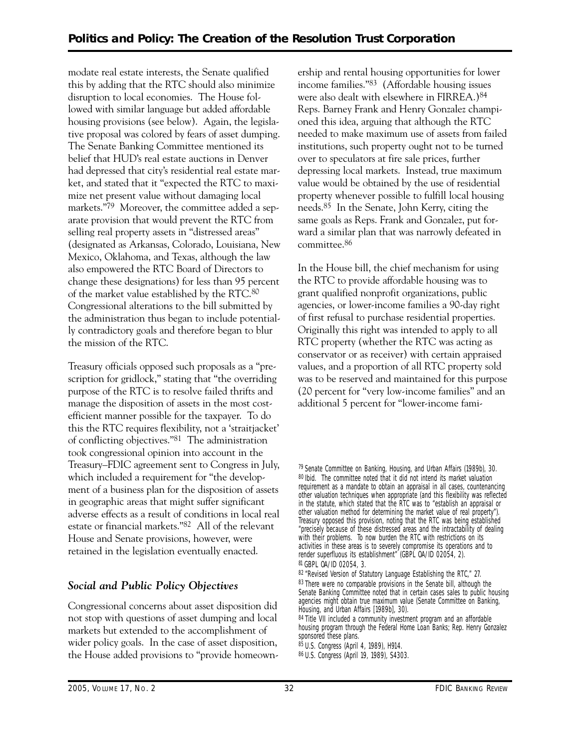modate real estate interests, the Senate qualified this by adding that the RTC should also minimize disruption to local economies. The House followed with similar language but added affordable housing provisions (see below). Again, the legislative proposal was colored by fears of asset dumping. The Senate Banking Committee mentioned its belief that HUD's real estate auctions in Denver had depressed that city's residential real estate market, and stated that it "expected the RTC to maximize net present value without damaging local markets."[79] Moreover, the committee added a separate provision that would prevent the RTC from selling real property assets in "distressed areas" (designated as Arkansas, Colorado, Louisiana, New Mexico, Oklahoma, and Texas, although the law also empowered the RTC Board of Directors to change these designations) for less than 95 percent of the market value established by the RTC.[80] Congressional alterations to the bill submitted by the administration thus began to include potentially contradictory goals and therefore began to blur the mission of the RTC.

Treasury officials opposed such proposals as a "prescription for gridlock," stating that "the overriding purpose of the RTC is to resolve failed thrifts and manage the disposition of assets in the most cost-efficient manner possible for the taxpayer. To do this the RTC requires flexibility, not a 'straitjacket' of conflicting objectives."[81] The administration took congressional opinion into account in the Treasury–FDIC agreement sent to Congress in July, which included a requirement for "the development of a business plan for the disposition of assets in geographic areas that might suffer significant adverse effects as a result of conditions in local real estate or financial markets."[82] All of the relevant House and Senate provisions, however, were retained in the legislation eventually enacted.

### *Social and Public Policy Objectives*

Congressional concerns about asset disposition did not stop with questions of asset dumping and local markets but extended to the accomplishment of wider policy goals. In the case of asset disposition, the House added provisions to "provide homeownership and rental housing opportunities for lower income families."[83] (Affordable housing issues were also dealt with elsewhere in FIRREA.)[84] Reps. Barney Frank and Henry Gonzalez championed this idea, arguing that although the RTC needed to make maximum use of assets from failed institutions, such property ought not to be turned over to speculators at fire sale prices, further depressing local markets. Instead, true maximum value would be obtained by the use of residential property whenever possible to fulfill local housing needs.[85] In the Senate, John Kerry, citing the same goals as Reps. Frank and Gonzalez, put forward a similar plan that was narrowly defeated in committee.[86]

In the House bill, the chief mechanism for using the RTC to provide affordable housing was to grant qualified nonprofit organizations, public agencies, or lower-income families a 90-day right of first refusal to purchase residential properties. Originally this right was intended to apply to all RTC property (whether the RTC was acting as conservator or as receiver) with certain appraised values, and a proportion of all RTC property sold was to be reserved and maintained for this purpose (20 percent for "very low-income families" and an additional 5 percent for "lower-income fami-

---

[79] Senate Committee on Banking, Housing, and Urban Affairs (1989b), 30.

[80] Ibid. The committee noted that it did not intend its market valuation requirement as a mandate to obtain an appraisal in all cases, countenancing other valuation techniques when appropriate (and this flexibility was reflected in the statute, which stated that the RTC was to "establish an appraisal or other valuation method for determining the market value of real property"). Treasury opposed this provision, noting that the RTC was being established "precisely because of these distressed areas and the intractability of dealing with their problems. To now burden the RTC with restrictions on its activities in these areas is to severely compromise its operations and to render superfluous its establishment" (GBPL OA/ID 02054, 2).

[81] GBPL OA/ID 02054, 3.

[82] "Revised Version of Statutory Language Establishing the RTC," 27.

[83] There were no comparable provisions in the Senate bill, although the Senate Banking Committee noted that in certain cases sales to public housing agencies might obtain true maximum value (Senate Committee on Banking, Housing, and Urban Affairs [1989b], 30).

[84] Title VII included a community investment program and an affordable housing program through the Federal Home Loan Banks; Rep. Henry Gonzalez sponsored these plans.

[85] U.S. Congress (April 4, 1989), H914.

[86] U.S. Congress (April 19, 1989), S4303.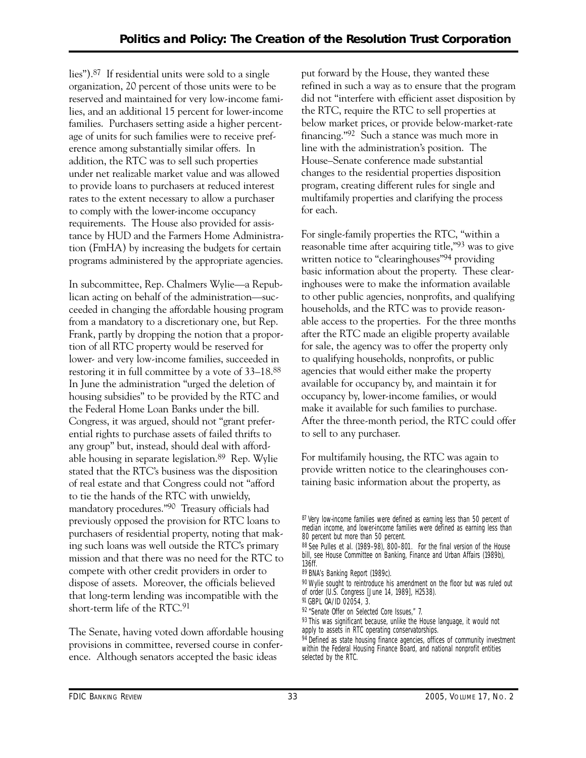lies").[87] If residential units were sold to a single organization, 20 percent of those units were to be reserved and maintained for very low-income families, and an additional 15 percent for lower-income families. Purchasers setting aside a higher percentage of units for such families were to receive preference among substantially similar offers. In addition, the RTC was to sell such properties under net realizable market value and was allowed to provide loans to purchasers at reduced interest rates to the extent necessary to allow a purchaser to comply with the lower-income occupancy requirements. The House also provided for assistance by HUD and the Farmers Home Administration (FmHA) by increasing the budgets for certain programs administered by the appropriate agencies.

In subcommittee, Rep. Chalmers Wylie—a Republican acting on behalf of the administration—succeeded in changing the affordable housing program from a mandatory to a discretionary one, but Rep. Frank, partly by dropping the notion that a proportion of all RTC property would be reserved for lower- and very low-income families, succeeded in restoring it in full committee by a vote of 33–18.[88] In June the administration "urged the deletion of housing subsidies" to be provided by the RTC and the Federal Home Loan Banks under the bill. Congress, it was argued, should not "grant preferential rights to purchase assets of failed thrifts to any group" but, instead, should deal with affordable housing in separate legislation.[89] Rep. Wylie stated that the RTC's business was the disposition of real estate and that Congress could not "afford to tie the hands of the RTC with unwieldy, mandatory procedures."[90] Treasury officials had previously opposed the provision for RTC loans to purchasers of residential property, noting that making such loans was well outside the RTC's primary mission and that there was no need for the RTC to compete with other credit providers in order to dispose of assets. Moreover, the officials believed that long-term lending was incompatible with the short-term life of the RTC.[91]

The Senate, having voted down affordable housing provisions in committee, reversed course in conference. Although senators accepted the basic ideas put forward by the House, they wanted these refined in such a way as to ensure that the program did not "interfere with efficient asset disposition by the RTC, require the RTC to sell properties at below market prices, or provide below-market-rate financing."[92] Such a stance was much more in line with the administration's position. The House–Senate conference made substantial changes to the residential properties disposition program, creating different rules for single and multifamily properties and clarifying the process for each.

For single-family properties the RTC, "within a reasonable time after acquiring title,"[93] was to give written notice to "clearinghouses"[94] providing basic information about the property. These clearinghouses were to make the information available to other public agencies, nonprofits, and qualifying households, and the RTC was to provide reasonable access to the properties. For the three months after the RTC made an eligible property available for sale, the agency was to offer the property only to qualifying households, nonprofits, or public agencies that would either make the property available for occupancy by, and maintain it for occupancy by, lower-income families, or would make it available for such families to purchase. After the three-month period, the RTC could offer to sell to any purchaser.

For multifamily housing, the RTC was again to provide written notice to the clearinghouses containing basic information about the property, as

[87] Very low-income families were defined as earning less than 50 percent of median income, and lower-income families were defined as earning less than 80 percent but more than 50 percent.

[88] See Pulles et al. (1989–98), 800–801. For the final version of the House bill, see House Committee on Banking, Finance and Urban Affairs (1989b), 136ff.

[89] BNA's Banking Report (1989c).

[90] Wylie sought to reintroduce his amendment on the floor but was ruled out of order (U.S. Congress [June 14, 1989], H2538).

[91] GBPL OA/ID 02054, 3.

[92] "Senate Offer on Selected Core Issues," 7.

[93] This was significant because, unlike the House language, it would not apply to assets in RTC operating conservatorships.

[94] Defined as state housing finance agencies, offices of community investment within the Federal Housing Finance Board, and national nonprofit entities selected by the RTC.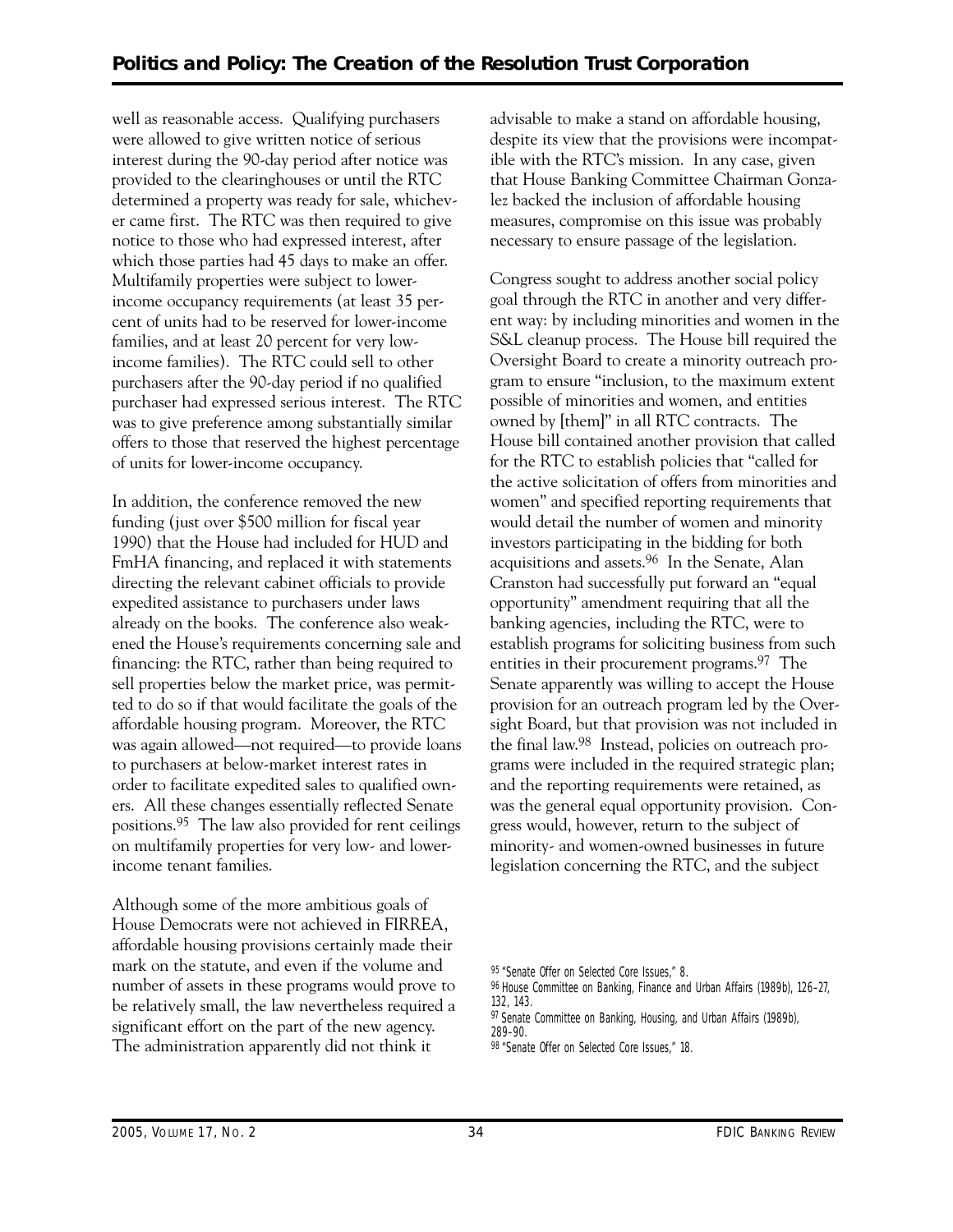well as reasonable access. Qualifying purchasers were allowed to give written notice of serious interest during the 90-day period after notice was provided to the clearinghouses or until the RTC determined a property was ready for sale, whichever came first. The RTC was then required to give notice to those who had expressed interest, after which those parties had 45 days to make an offer. Multifamily properties were subject to lower-income occupancy requirements (at least 35 percent of units had to be reserved for lower-income families, and at least 20 percent for very low-income families). The RTC could sell to other purchasers after the 90-day period if no qualified purchaser had expressed serious interest. The RTC was to give preference among substantially similar offers to those that reserved the highest percentage of units for lower-income occupancy.

In addition, the conference removed the new funding (just over $500 million for fiscal year 1990) that the House had included for HUD and FmHA financing, and replaced it with statements directing the relevant cabinet officials to provide expedited assistance to purchasers under laws already on the books. The conference also weakened the House's requirements concerning sale and financing: the RTC, rather than being required to sell properties below the market price, was permitted to do so if that would facilitate the goals of the affordable housing program. Moreover, the RTC was again allowed—not required—to provide loans to purchasers at below-market interest rates in order to facilitate expedited sales to qualified owners. All these changes essentially reflected Senate positions.[95] The law also provided for rent ceilings on multifamily properties for very low- and lower-income tenant families.

Although some of the more ambitious goals of House Democrats were not achieved in FIRREA, affordable housing provisions certainly made their mark on the statute, and even if the volume and number of assets in these programs would prove to be relatively small, the law nevertheless required a significant effort on the part of the new agency. The administration apparently did not think it advisable to make a stand on affordable housing, despite its view that the provisions were incompatible with the RTC's mission. In any case, given that House Banking Committee Chairman Gonzalez backed the inclusion of affordable housing measures, compromise on this issue was probably necessary to ensure passage of the legislation.

Congress sought to address another social policy goal through the RTC in another and very different way: by including minorities and women in the S&L cleanup process. The House bill required the Oversight Board to create a minority outreach program to ensure "inclusion, to the maximum extent possible of minorities and women, and entities owned by [them]" in all RTC contracts. The House bill contained another provision that called for the RTC to establish policies that "called for the active solicitation of offers from minorities and women" and specified reporting requirements that would detail the number of women and minority investors participating in the bidding for both acquisitions and assets.[96] In the Senate, Alan Cranston had successfully put forward an "equal opportunity" amendment requiring that all the banking agencies, including the RTC, were to establish programs for soliciting business from such entities in their procurement programs.[97] The Senate apparently was willing to accept the House provision for an outreach program led by the Oversight Board, but that provision was not included in the final law.[98] Instead, policies on outreach programs were included in the required strategic plan; and the reporting requirements were retained, as was the general equal opportunity provision. Congress would, however, return to the subject of minority- and women-owned businesses in future legislation concerning the RTC, and the subject

[95] "Senate Offer on Selected Core Issues," 8.

[96] House Committee on Banking, Finance and Urban Affairs (1989b), 126–27, 132, 143.

[97] Senate Committee on Banking, Housing, and Urban Affairs (1989b), 289–90.

[98] "Senate Offer on Selected Core Issues," 18.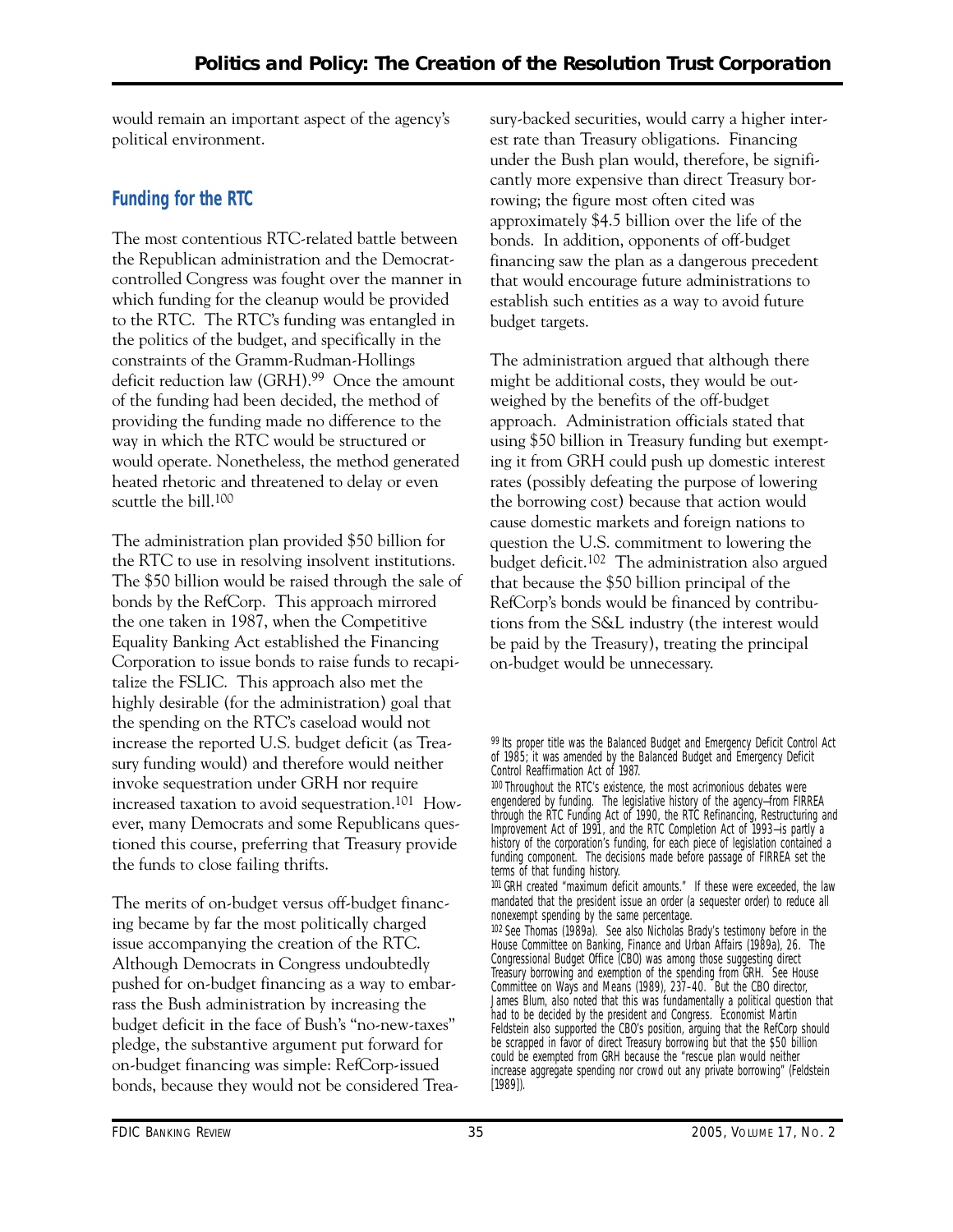would remain an important aspect of the agency's political environment.

## Funding for the RTC

The most contentious RTC-related battle between the Republican administration and the Democrat-controlled Congress was fought over the manner in which funding for the cleanup would be provided to the RTC. The RTC's funding was entangled in the politics of the budget, and specifically in the constraints of the Gramm-Rudman-Hollings deficit reduction law (GRH).[99] Once the amount of the funding had been decided, the method of providing the funding made no difference to the way in which the RTC would be structured or would operate. Nonetheless, the method generated heated rhetoric and threatened to delay or even scuttle the bill.[100]

The administration plan provided $50 billion for the RTC to use in resolving insolvent institutions. The $50 billion would be raised through the sale of bonds by the RefCorp. This approach mirrored the one taken in 1987, when the Competitive Equality Banking Act established the Financing Corporation to issue bonds to raise funds to recapitalize the FSLIC. This approach also met the highly desirable (for the administration) goal that the spending on the RTC's caseload would not increase the reported U.S. budget deficit (as Treasury funding would) and therefore would neither invoke sequestration under GRH nor require increased taxation to avoid sequestration.[101] However, many Democrats and some Republicans questioned this course, preferring that Treasury provide the funds to close failing thrifts.

The merits of on-budget versus off-budget financing became by far the most politically charged issue accompanying the creation of the RTC. Although Democrats in Congress undoubtedly pushed for on-budget financing as a way to embarrass the Bush administration by increasing the budget deficit in the face of Bush's "no-new-taxes" pledge, the substantive argument put forward for on-budget financing was simple: RefCorp-issued bonds, because they would not be considered Treasury-backed securities, would carry a higher interest rate than Treasury obligations. Financing under the Bush plan would, therefore, be significantly more expensive than direct Treasury borrowing; the figure most often cited was approximately $4.5 billion over the life of the bonds. In addition, opponents of off-budget financing saw the plan as a dangerous precedent that would encourage future administrations to establish such entities as a way to avoid future budget targets.

The administration argued that although there might be additional costs, they would be outweighed by the benefits of the off-budget approach. Administration officials stated that using $50 billion in Treasury funding but exempting it from GRH could push up domestic interest rates (possibly defeating the purpose of lowering the borrowing cost) because that action would cause domestic markets and foreign nations to question the U.S. commitment to lowering the budget deficit.[102] The administration also argued that because the $50 billion principal of the RefCorp's bonds would be financed by contributions from the S&L industry (the interest would be paid by the Treasury), treating the principal on-budget would be unnecessary.

---

[99] Its proper title was the Balanced Budget and Emergency Deficit Control Act of 1985; it was amended by the Balanced Budget and Emergency Deficit Control Reaffirmation Act of 1987.

[100] Throughout the RTC's existence, the most acrimonious debates were engendered by funding. The legislative history of the agency—from FIRREA through the RTC Funding Act of 1990, the RTC Refinancing, Restructuring and Improvement Act of 1991, and the RTC Completion Act of 1993—is partly a history of the corporation's funding, for each piece of legislation contained a funding component. The decisions made before passage of FIRREA set the terms of that funding history.

[101] GRH created "maximum deficit amounts." If these were exceeded, the law mandated that the president issue an order (a sequester order) to reduce all nonexempt spending by the same percentage.

[102] See Thomas (1989a). See also Nicholas Brady's testimony before in the House Committee on Banking, Finance and Urban Affairs (1989a), 26. The Congressional Budget Office (CBO) was among those suggesting direct Treasury borrowing and exemption of the spending from GRH. See House Committee on Ways and Means (1989), 237–40. But the CBO director, James Blum, also noted that this was fundamentally a political question that had to be decided by the president and Congress. Economist Martin Feldstein also supported the CBO's position, arguing that the RefCorp should be scrapped in favor of direct Treasury borrowing but that the $50 billion could be exempted from GRH because the "rescue plan would neither increase aggregate spending nor crowd out any private borrowing" (Feldstein [1989]).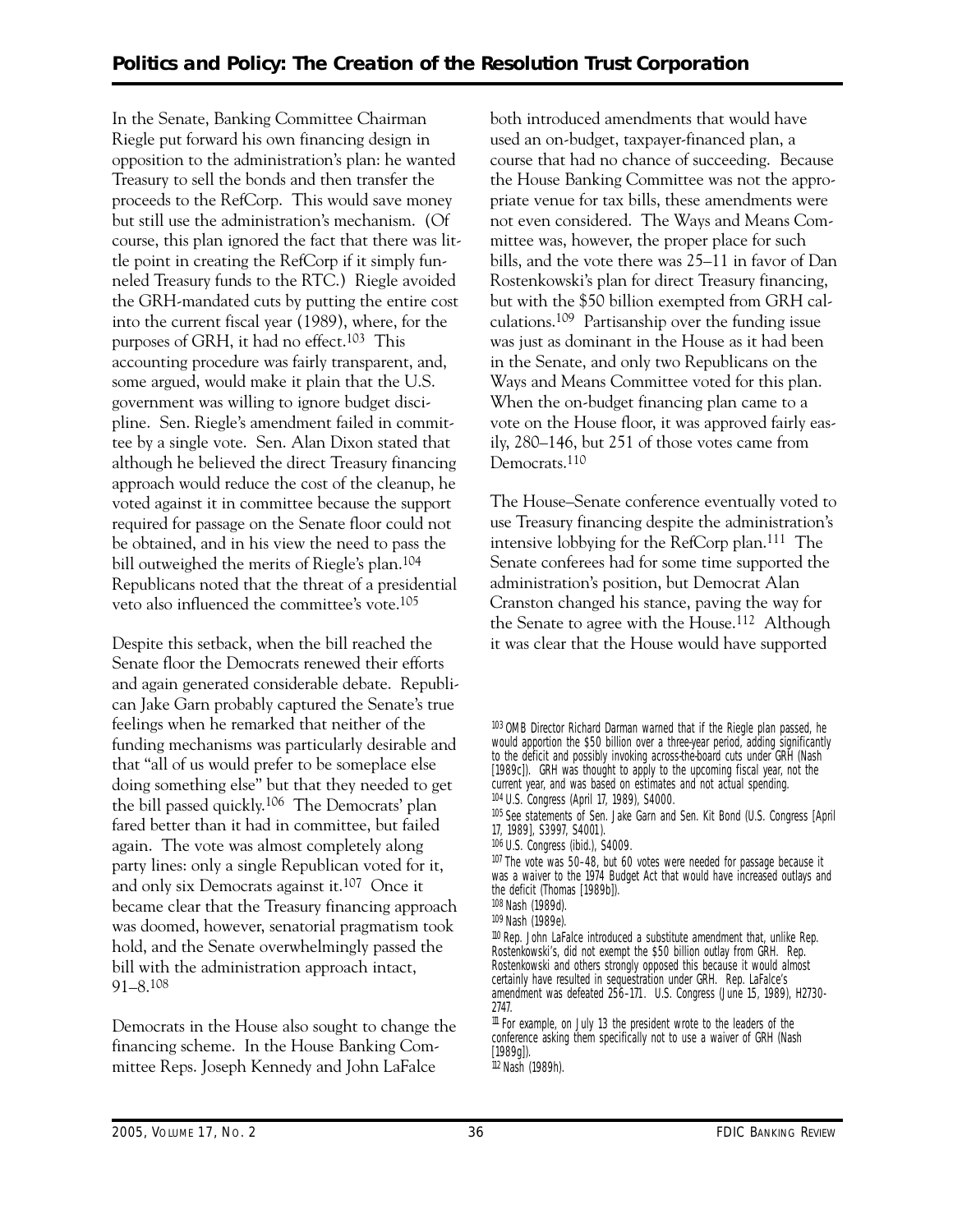In the Senate, Banking Committee Chairman Riegle put forward his own financing design in opposition to the administration's plan: he wanted Treasury to sell the bonds and then transfer the proceeds to the RefCorp. This would save money but still use the administration's mechanism. (Of course, this plan ignored the fact that there was little point in creating the RefCorp if it simply funneled Treasury funds to the RTC.) Riegle avoided the GRH-mandated cuts by putting the entire cost into the current fiscal year (1989), where, for the purposes of GRH, it had no effect.[103] This accounting procedure was fairly transparent, and, some argued, would make it plain that the U.S. government was willing to ignore budget discipline. Sen. Riegle's amendment failed in committee by a single vote. Sen. Alan Dixon stated that although he believed the direct Treasury financing approach would reduce the cost of the cleanup, he voted against it in committee because the support required for passage on the Senate floor could not be obtained, and in his view the need to pass the bill outweighed the merits of Riegle's plan.[104] Republicans noted that the threat of a presidential veto also influenced the committee's vote.[105]

Despite this setback, when the bill reached the Senate floor the Democrats renewed their efforts and again generated considerable debate. Republican Jake Garn probably captured the Senate's true feelings when he remarked that neither of the funding mechanisms was particularly desirable and that "all of us would prefer to be someplace else doing something else" but that they needed to get the bill passed quickly.[106] The Democrats' plan fared better than it had in committee, but failed again. The vote was almost completely along party lines: only a single Republican voted for it, and only six Democrats against it.[107] Once it became clear that the Treasury financing approach was doomed, however, senatorial pragmatism took hold, and the Senate overwhelmingly passed the bill with the administration approach intact, 91–8.[108]

Democrats in the House also sought to change the financing scheme. In the House Banking Committee Reps. Joseph Kennedy and John LaFalce both introduced amendments that would have used an on-budget, taxpayer-financed plan, a course that had no chance of succeeding. Because the House Banking Committee was not the appropriate venue for tax bills, these amendments were not even considered. The Ways and Means Committee was, however, the proper place for such bills, and the vote there was 25–11 in favor of Dan Rostenkowski's plan for direct Treasury financing, but with the $50 billion exempted from GRH calculations.[109] Partisanship over the funding issue was just as dominant in the House as it had been in the Senate, and only two Republicans on the Ways and Means Committee voted for this plan. When the on-budget financing plan came to a vote on the House floor, it was approved fairly easily, 280–146, but 251 of those votes came from Democrats.[110]

The House–Senate conference eventually voted to use Treasury financing despite the administration's intensive lobbying for the RefCorp plan.[111] The Senate conferees had for some time supported the administration's position, but Democrat Alan Cranston changed his stance, paving the way for the Senate to agree with the House.[112] Although it was clear that the House would have supported

---

[103] OMB Director Richard Darman warned that if the Riegle plan passed, he would apportion the $50 billion over a three-year period, adding significantly to the deficit and possibly invoking across-the-board cuts under GRH (Nash [1989c]). GRH was thought to apply to the upcoming fiscal year, not the current year, and was based on estimates and not actual spending.

[104] U.S. Congress (April 17, 1989), S4000.

[105] See statements of Sen. Jake Garn and Sen. Kit Bond (U.S. Congress [April 17, 1989], S3997, S4001).

[106] U.S. Congress (ibid.), S4009.

[107] The vote was 50–48, but 60 votes were needed for passage because it was a waiver to the 1974 Budget Act that would have increased outlays and the deficit (Thomas [1989b]).

[108] Nash (1989d).

[109] Nash (1989e).

[110] Rep. John LaFalce introduced a substitute amendment that, unlike Rep. Rostenkowski's, did not exempt the $50 billion outlay from GRH. Rep. Rostenkowski and others strongly opposed this because it would almost certainly have resulted in sequestration under GRH. Rep. LaFalce's amendment was defeated 256–171. U.S. Congress (June 15, 1989), H2730-2747.

[111] For example, on July 13 the president wrote to the leaders of the conference asking them specifically not to use a waiver of GRH (Nash [1989g]).

[112] Nash (1989h).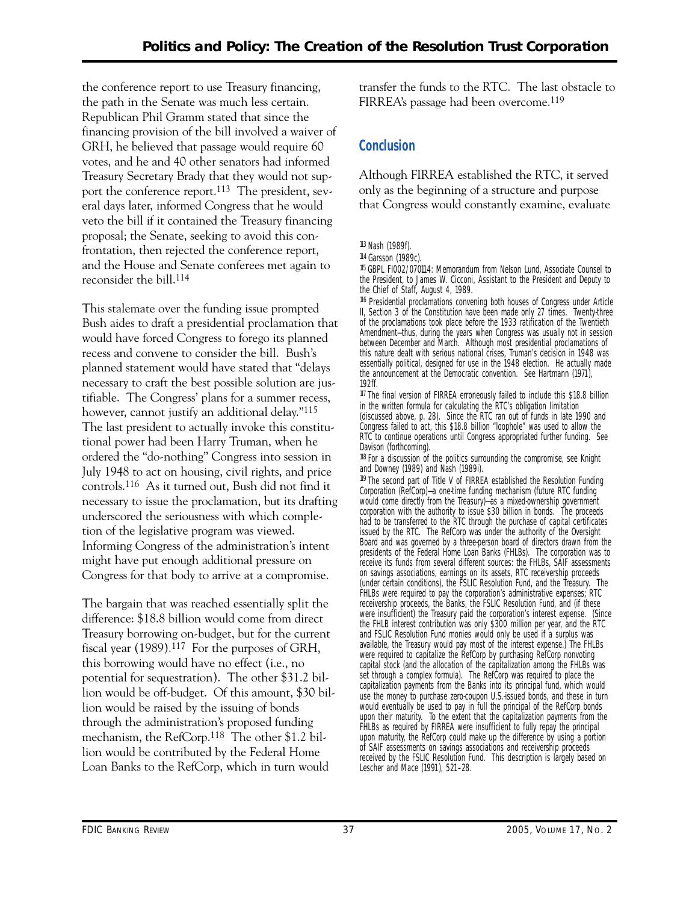the conference report to use Treasury financing, the path in the Senate was much less certain. Republican Phil Gramm stated that since the financing provision of the bill involved a waiver of GRH, he believed that passage would require 60 votes, and he and 40 other senators had informed Treasury Secretary Brady that they would not support the conference report.[113] The president, several days later, informed Congress that he would veto the bill if it contained the Treasury financing proposal; the Senate, seeking to avoid this confrontation, then rejected the conference report, and the House and Senate conferees met again to reconsider the bill.[114]

This stalemate over the funding issue prompted Bush aides to draft a presidential proclamation that would have forced Congress to forego its planned recess and convene to consider the bill. Bush's planned statement would have stated that "delays necessary to craft the best possible solution are justifiable. The Congress' plans for a summer recess, however, cannot justify an additional delay."[115] The last president to actually invoke this constitutional power had been Harry Truman, when he ordered the "do-nothing" Congress into session in July 1948 to act on housing, civil rights, and price controls.[116] As it turned out, Bush did not find it necessary to issue the proclamation, but its drafting underscored the seriousness with which completion of the legislative program was viewed. Informing Congress of the administration's intent might have put enough additional pressure on Congress for that body to arrive at a compromise.

The bargain that was reached essentially split the difference: $18.8 billion would come from direct Treasury borrowing on-budget, but for the current fiscal year (1989).[117] For the purposes of GRH, this borrowing would have no effect (i.e., no potential for sequestration). The other $31.2 billion would be off-budget. Of this amount, $30 billion would be raised by the issuing of bonds through the administration's proposed funding mechanism, the RefCorp.[118] The other $1.2 billion would be contributed by the Federal Home Loan Banks to the RefCorp, which in turn would transfer the funds to the RTC. The last obstacle to FIRREA's passage had been overcome.[119]

## Conclusion

Although FIRREA established the RTC, it served only as the beginning of a structure and purpose that Congress would constantly examine, evaluate

---

[113] Nash (1989f).

[114] Garsson (1989c).

[115] GBPL FI002/070114: Memorandum from Nelson Lund, Associate Counsel to the President, to James W. Cicconi, Assistant to the President and Deputy to the Chief of Staff, August 4, 1989.

[116] Presidential proclamations convening both houses of Congress under Article II, Section 3 of the Constitution have been made only 27 times. Twenty-three of the proclamations took place before the 1933 ratification of the Twentieth Amendment—thus, during the years when Congress was usually not in session between December and March. Although most presidential proclamations of this nature dealt with serious national crises, Truman's decision in 1948 was essentially political, designed for use in the 1948 election. He actually made the announcement at the Democratic convention. See Hartmann (1971), 192ff.

[117] The final version of FIRREA erroneously failed to include this $18.8 billion in the written formula for calculating the RTC's obligation limitation (discussed above, p. 28). Since the RTC ran out of funds in late 1990 and Congress failed to act, this $18.8 billion "loophole" was used to allow the RTC to continue operations until Congress appropriated further funding. See Davison (forthcoming).

[118] For a discussion of the politics surrounding the compromise, see Knight and Downey (1989) and Nash (1989i).

[119] The second part of Title V of FIRREA established the Resolution Funding Corporation (RefCorp)—a one-time funding mechanism (future RTC funding would come directly from the Treasury)—as a mixed-ownership government corporation with the authority to issue $30 billion in bonds. The proceeds had to be transferred to the RTC through the purchase of capital certificates issued by the RTC. The RefCorp was under the authority of the Oversight Board and was governed by a three-person board of directors drawn from the presidents of the Federal Home Loan Banks (FHLBs). The corporation was to receive its funds from several different sources: the FHLBs, SAIF assessments on savings associations, earnings on its assets, RTC receivership proceeds (under certain conditions), the FSLIC Resolution Fund, and the Treasury. The FHLBs were required to pay the corporation's administrative expenses; RTC receivership proceeds, the Banks, the FSLIC Resolution Fund, and (if these were insufficient) the Treasury paid the corporation's interest expense. (Since the FHLB interest contribution was only $300 million per year, and the RTC and FSLIC Resolution Fund monies would only be used if a surplus was available, the Treasury would pay most of the interest expense.) The FHLBs were required to capitalize the RefCorp by purchasing RefCorp nonvoting capital stock (and the allocation of the capitalization among the FHLBs was set through a complex formula). The RefCorp was required to place the capitalization payments from the Banks into its principal fund, which would use the money to purchase zero-coupon U.S.-issued bonds, and these in turn would eventually be used to pay in full the principal of the RefCorp bonds upon their maturity. To the extent that the capitalization payments from the FHLBs as required by FIRREA were insufficient to fully repay the principal upon maturity, the RefCorp could make up the difference by using a portion of SAIF assessments on savings associations and receivership proceeds received by the FSLIC Resolution Fund. This description is largely based on Lescher and Mace (1991), 521–28.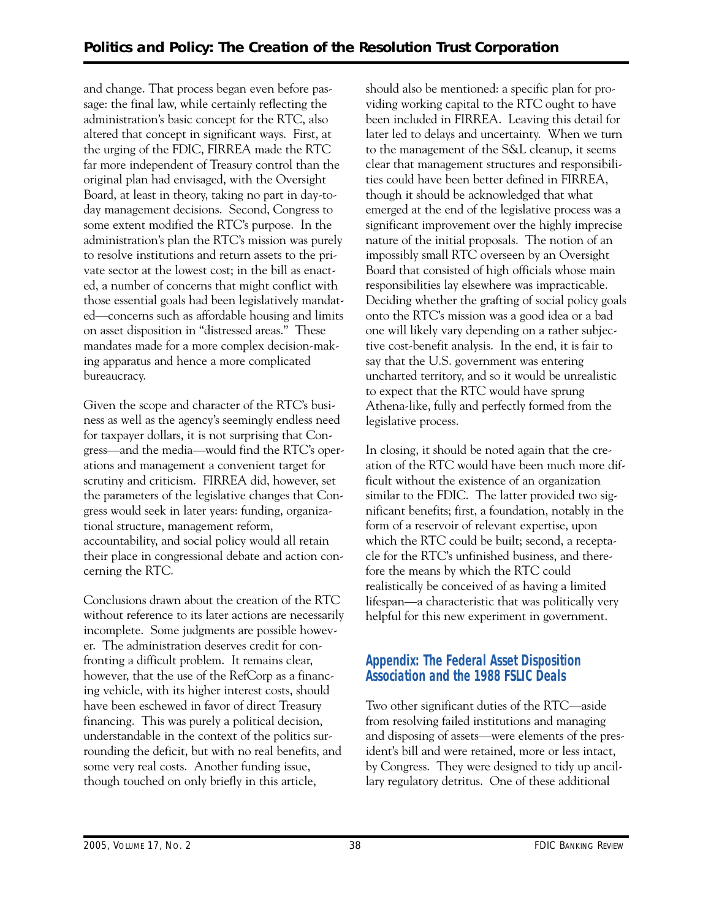and change. That process began even before passage: the final law, while certainly reflecting the administration's basic concept for the RTC, also altered that concept in significant ways. First, at the urging of the FDIC, FIRREA made the RTC far more independent of Treasury control than the original plan had envisaged, with the Oversight Board, at least in theory, taking no part in day-to-day management decisions. Second, Congress to some extent modified the RTC's purpose. In the administration's plan the RTC's mission was purely to resolve institutions and return assets to the private sector at the lowest cost; in the bill as enacted, a number of concerns that might conflict with those essential goals had been legislatively mandated—concerns such as affordable housing and limits on asset disposition in "distressed areas." These mandates made for a more complex decision-making apparatus and hence a more complicated bureaucracy.

Given the scope and character of the RTC's business as well as the agency's seemingly endless need for taxpayer dollars, it is not surprising that Congress—and the media—would find the RTC's operations and management a convenient target for scrutiny and criticism. FIRREA did, however, set the parameters of the legislative changes that Congress would seek in later years: funding, organizational structure, management reform, accountability, and social policy would all retain their place in congressional debate and action concerning the RTC.

Conclusions drawn about the creation of the RTC without reference to its later actions are necessarily incomplete. Some judgments are possible however. The administration deserves credit for confronting a difficult problem. It remains clear, however, that the use of the RefCorp as a financing vehicle, with its higher interest costs, should have been eschewed in favor of direct Treasury financing. This was purely a political decision, understandable in the context of the politics surrounding the deficit, but with no real benefits, and some very real costs. Another funding issue, though touched on only briefly in this article, should also be mentioned: a specific plan for providing working capital to the RTC ought to have been included in FIRREA. Leaving this detail for later led to delays and uncertainty. When we turn to the management of the S&L cleanup, it seems clear that management structures and responsibilities could have been better defined in FIRREA, though it should be acknowledged that what emerged at the end of the legislative process was a significant improvement over the highly imprecise nature of the initial proposals. The notion of an impossibly small RTC overseen by an Oversight Board that consisted of high officials whose main responsibilities lay elsewhere was impracticable. Deciding whether the grafting of social policy goals onto the RTC's mission was a good idea or a bad one will likely vary depending on a rather subjective cost-benefit analysis. In the end, it is fair to say that the U.S. government was entering uncharted territory, and so it would be unrealistic to expect that the RTC would have sprung Athena-like, fully and perfectly formed from the legislative process.

In closing, it should be noted again that the creation of the RTC would have been much more difficult without the existence of an organization similar to the FDIC. The latter provided two significant benefits; first, a foundation, notably in the form of a reservoir of relevant expertise, upon which the RTC could be built; second, a receptacle for the RTC's unfinished business, and therefore the means by which the RTC could realistically be conceived of as having a limited lifespan—a characteristic that was politically very helpful for this new experiment in government.

## Appendix: The Federal Asset Disposition Association and the 1988 FSLIC Deals

Two other significant duties of the RTC—aside from resolving failed institutions and managing and disposing of assets—were elements of the president's bill and were retained, more or less intact, by Congress. They were designed to tidy up ancillary regulatory detritus. One of these additional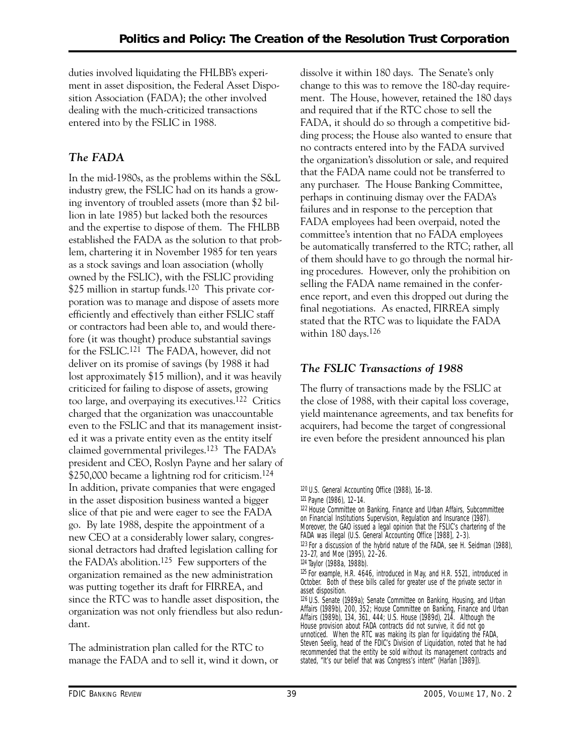duties involved liquidating the FHLBB's experiment in asset disposition, the Federal Asset Disposition Association (FADA); the other involved dealing with the much-criticized transactions entered into by the FSLIC in 1988.

### *The FADA*

In the mid-1980s, as the problems within the S&L industry grew, the FSLIC had on its hands a growing inventory of troubled assets (more than $2 billion in late 1985) but lacked both the resources and the expertise to dispose of them. The FHLBB established the FADA as the solution to that problem, chartering it in November 1985 for ten years as a stock savings and loan association (wholly owned by the FSLIC), with the FSLIC providing $25 million in startup funds.[120] This private corporation was to manage and dispose of assets more efficiently and effectively than either FSLIC staff or contractors had been able to, and would therefore (it was thought) produce substantial savings for the FSLIC.[121] The FADA, however, did not deliver on its promise of savings (by 1988 it had lost approximately $15 million), and it was heavily criticized for failing to dispose of assets, growing too large, and overpaying its executives.[122] Critics charged that the organization was unaccountable even to the FSLIC and that its management insisted it was a private entity even as the entity itself claimed governmental privileges.[123] The FADA's president and CEO, Roslyn Payne and her salary of $250,000 became a lightning rod for criticism.[124] In addition, private companies that were engaged in the asset disposition business wanted a bigger slice of that pie and were eager to see the FADA go. By late 1988, despite the appointment of a new CEO at a considerably lower salary, congressional detractors had drafted legislation calling for the FADA's abolition.[125] Few supporters of the organization remained as the new administration was putting together its draft for FIRREA, and since the RTC was to handle asset disposition, the organization was not only friendless but also redundant.

The administration plan called for the RTC to manage the FADA and to sell it, wind it down, or dissolve it within 180 days. The Senate's only change to this was to remove the 180-day requirement. The House, however, retained the 180 days and required that if the RTC chose to sell the FADA, it should do so through a competitive bidding process; the House also wanted to ensure that no contracts entered into by the FADA survived the organization's dissolution or sale, and required that the FADA name could not be transferred to any purchaser. The House Banking Committee, perhaps in continuing dismay over the FADA's failures and in response to the perception that FADA employees had been overpaid, noted the committee's intention that no FADA employees be automatically transferred to the RTC; rather, all of them should have to go through the normal hiring procedures. However, only the prohibition on selling the FADA name remained in the conference report, and even this dropped out during the final negotiations. As enacted, FIRREA simply stated that the RTC was to liquidate the FADA within 180 days.[126]

### *The FSLIC Transactions of 1988*

The flurry of transactions made by the FSLIC at the close of 1988, with their capital loss coverage, yield maintenance agreements, and tax benefits for acquirers, had become the target of congressional ire even before the president announced his plan

---

[120] U.S. General Accounting Office (1988), 16–18.

[121] Payne (1986), 12–14.

[122] House Committee on Banking, Finance and Urban Affairs, Subcommittee on Financial Institutions Supervision, Regulation and Insurance (1987). Moreover, the GAO issued a legal opinion that the FSLIC's chartering of the FADA was illegal (U.S. General Accounting Office [1988], 2–3).

[123] For a discussion of the hybrid nature of the FADA, see H. Seidman (1988), 23–27, and Moe (1995), 22–26.

[124] Taylor (1988a, 1988b).

[125] For example, H.R. 4646, introduced in May, and H.R. 5521, introduced in October. Both of these bills called for greater use of the private sector in asset disposition.

[126] U.S. Senate (1989a); Senate Committee on Banking, Housing, and Urban Affairs (1989b), 200, 352; House Committee on Banking, Finance and Urban Affairs (1989b), 134, 361, 444; U.S. House (1989d), 214. Although the House provision about FADA contracts did not survive, it did not go unnoticed. When the RTC was making its plan for liquidating the FADA, Steven Seelig, head of the FDIC's Division of Liquidation, noted that he had recommended that the entity be sold without its management contracts and stated, "It's our belief that was Congress's intent" (Harlan [1989]).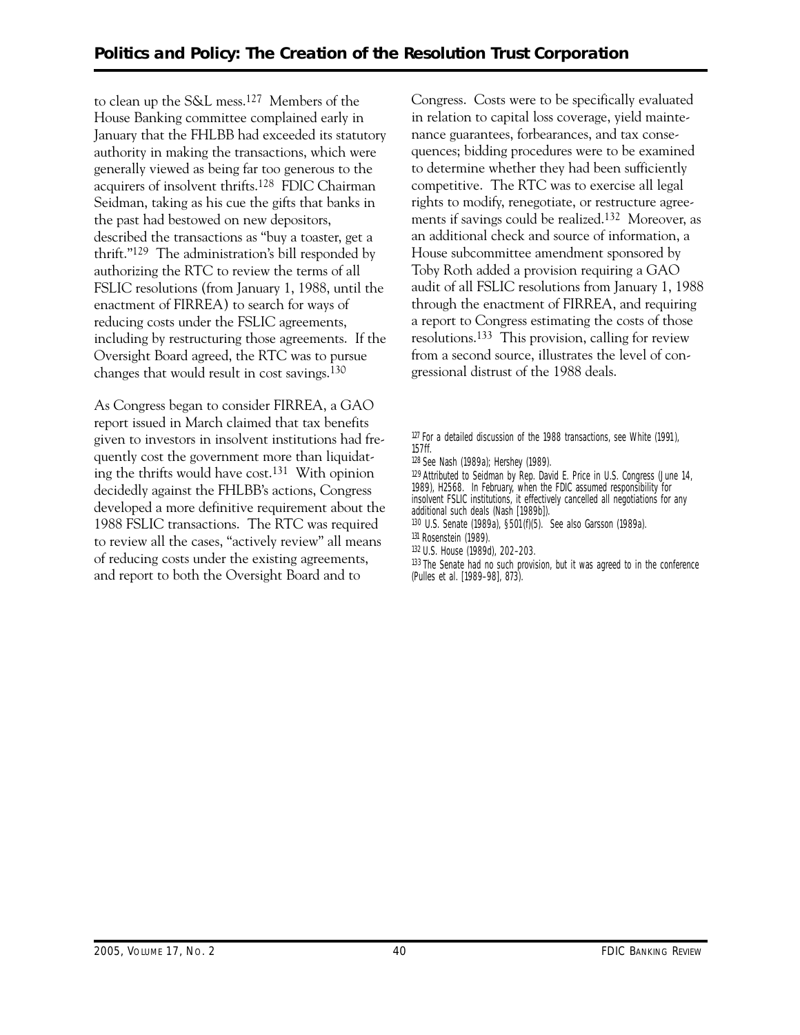to clean up the S&L mess.[127] Members of the House Banking committee complained early in January that the FHLBB had exceeded its statutory authority in making the transactions, which were generally viewed as being far too generous to the acquirers of insolvent thrifts.[128] FDIC Chairman Seidman, taking as his cue the gifts that banks in the past had bestowed on new depositors, described the transactions as "buy a toaster, get a thrift."[129] The administration's bill responded by authorizing the RTC to review the terms of all FSLIC resolutions (from January 1, 1988, until the enactment of FIRREA) to search for ways of reducing costs under the FSLIC agreements, including by restructuring those agreements. If the Oversight Board agreed, the RTC was to pursue changes that would result in cost savings.[130]

As Congress began to consider FIRREA, a GAO report issued in March claimed that tax benefits given to investors in insolvent institutions had frequently cost the government more than liquidating the thrifts would have cost.[131] With opinion decidedly against the FHLBB's actions, Congress developed a more definitive requirement about the 1988 FSLIC transactions. The RTC was required to review all the cases, "actively review" all means of reducing costs under the existing agreements, and report to both the Oversight Board and to Congress. Costs were to be specifically evaluated in relation to capital loss coverage, yield maintenance guarantees, forbearances, and tax consequences; bidding procedures were to be examined to determine whether they had been sufficiently competitive. The RTC was to exercise all legal rights to modify, renegotiate, or restructure agreements if savings could be realized.[132] Moreover, as an additional check and source of information, a House subcommittee amendment sponsored by Toby Roth added a provision requiring a GAO audit of all FSLIC resolutions from January 1, 1988 through the enactment of FIRREA, and requiring a report to Congress estimating the costs of those resolutions.[133] This provision, calling for review from a second source, illustrates the level of congressional distrust of the 1988 deals.

---

[127] For a detailed discussion of the 1988 transactions, see White (1991), 157ff.

[128] See Nash (1989a); Hershey (1989).

[129] Attributed to Seidman by Rep. David E. Price in U.S. Congress (June 14, 1989), H2568. In February, when the FDIC assumed responsibility for insolvent FSLIC institutions, it effectively cancelled all negotiations for any additional such deals (Nash [1989b]).

[130] U.S. Senate (1989a), §501(f)(5). See also Garsson (1989a).

[131] Rosenstein (1989).

[132] U.S. House (1989d), 202–203.

[133] The Senate had no such provision, but it was agreed to in the conference (Pulles et al. [1989–98], 873).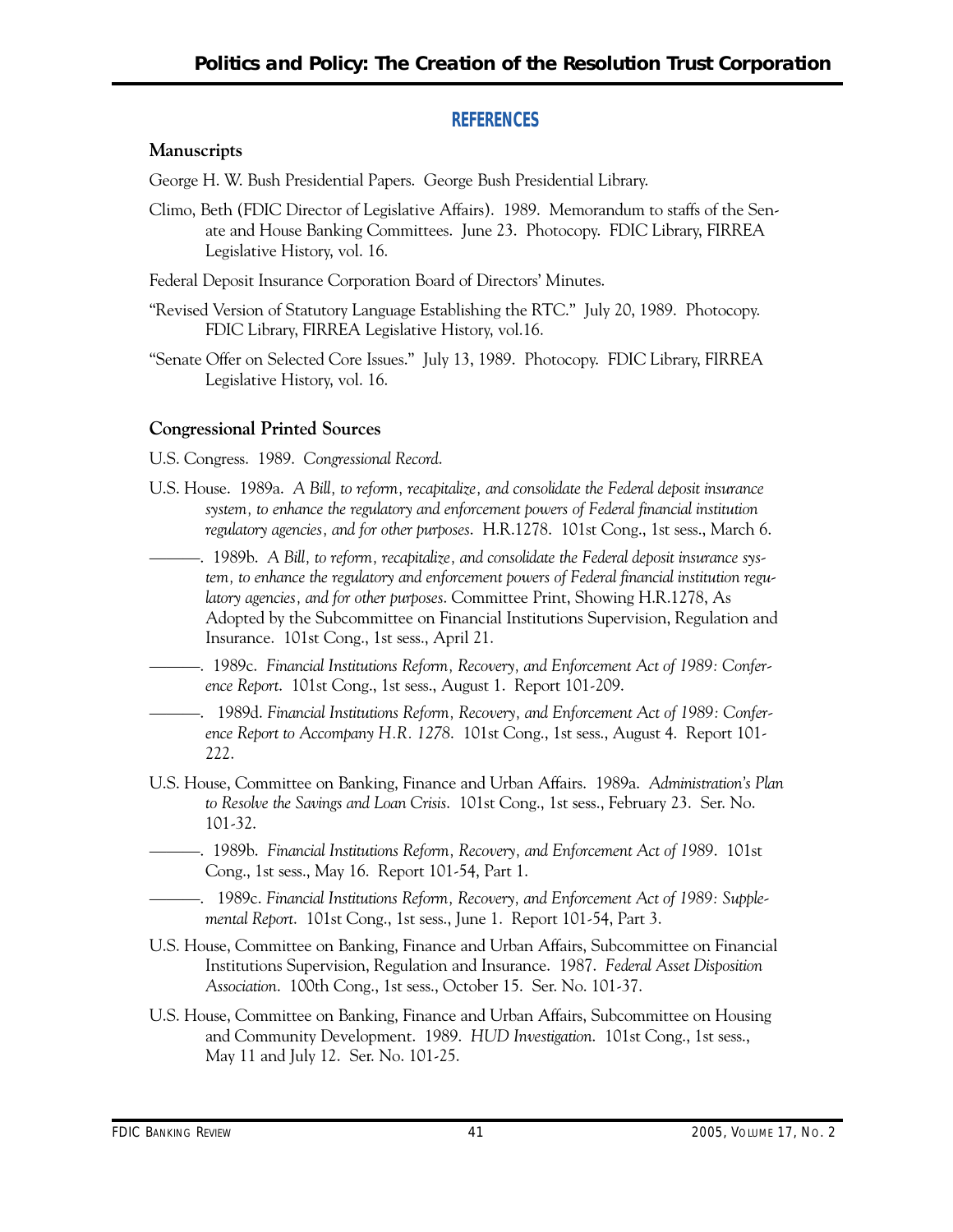## REFERENCES

### Manuscripts

George H. W. Bush Presidential Papers. George Bush Presidential Library.

Climo, Beth (FDIC Director of Legislative Affairs). 1989. Memorandum to staffs of the Senate and House Banking Committees. June 23. Photocopy. FDIC Library, FIRREA Legislative History, vol. 16.

Federal Deposit Insurance Corporation Board of Directors' Minutes.

"Revised Version of Statutory Language Establishing the RTC." July 20, 1989. Photocopy. FDIC Library, FIRREA Legislative History, vol.16.

"Senate Offer on Selected Core Issues." July 13, 1989. Photocopy. FDIC Library, FIRREA Legislative History, vol. 16.

### Congressional Printed Sources

U.S. Congress. 1989. *Congressional Record*.

U.S. House. 1989a. *A Bill, to reform, recapitalize, and consolidate the Federal deposit insurance system, to enhance the regulatory and enforcement powers of Federal financial institution regulatory agencies, and for other purposes*. H.R.1278. 101st Cong., 1st sess., March 6.

———. 1989b. *A Bill, to reform, recapitalize, and consolidate the Federal deposit insurance system, to enhance the regulatory and enforcement powers of Federal financial institution regulatory agencies, and for other purposes*. Committee Print, Showing H.R.1278, As Adopted by the Subcommittee on Financial Institutions Supervision, Regulation and Insurance. 101st Cong., 1st sess., April 21.

———. 1989c. *Financial Institutions Reform, Recovery, and Enforcement Act of 1989: Conference Report*. 101st Cong., 1st sess., August 1. Report 101-209.

———. 1989d. *Financial Institutions Reform, Recovery, and Enforcement Act of 1989: Conference Report to Accompany H.R. 1278*. 101st Cong., 1st sess., August 4. Report 101-222.

U.S. House, Committee on Banking, Finance and Urban Affairs. 1989a. *Administration's Plan to Resolve the Savings and Loan Crisis*. 101st Cong., 1st sess., February 23. Ser. No. 101-32.

———. 1989b. *Financial Institutions Reform, Recovery, and Enforcement Act of 1989*. 101st Cong., 1st sess., May 16. Report 101-54, Part 1.

———. 1989c. *Financial Institutions Reform, Recovery, and Enforcement Act of 1989: Supplemental Report*. 101st Cong., 1st sess., June 1. Report 101-54, Part 3.

U.S. House, Committee on Banking, Finance and Urban Affairs, Subcommittee on Financial Institutions Supervision, Regulation and Insurance. 1987. *Federal Asset Disposition Association*. 100th Cong., 1st sess., October 15. Ser. No. 101-37.

U.S. House, Committee on Banking, Finance and Urban Affairs, Subcommittee on Housing and Community Development. 1989. *HUD Investigation*. 101st Cong., 1st sess., May 11 and July 12. Ser. No. 101-25.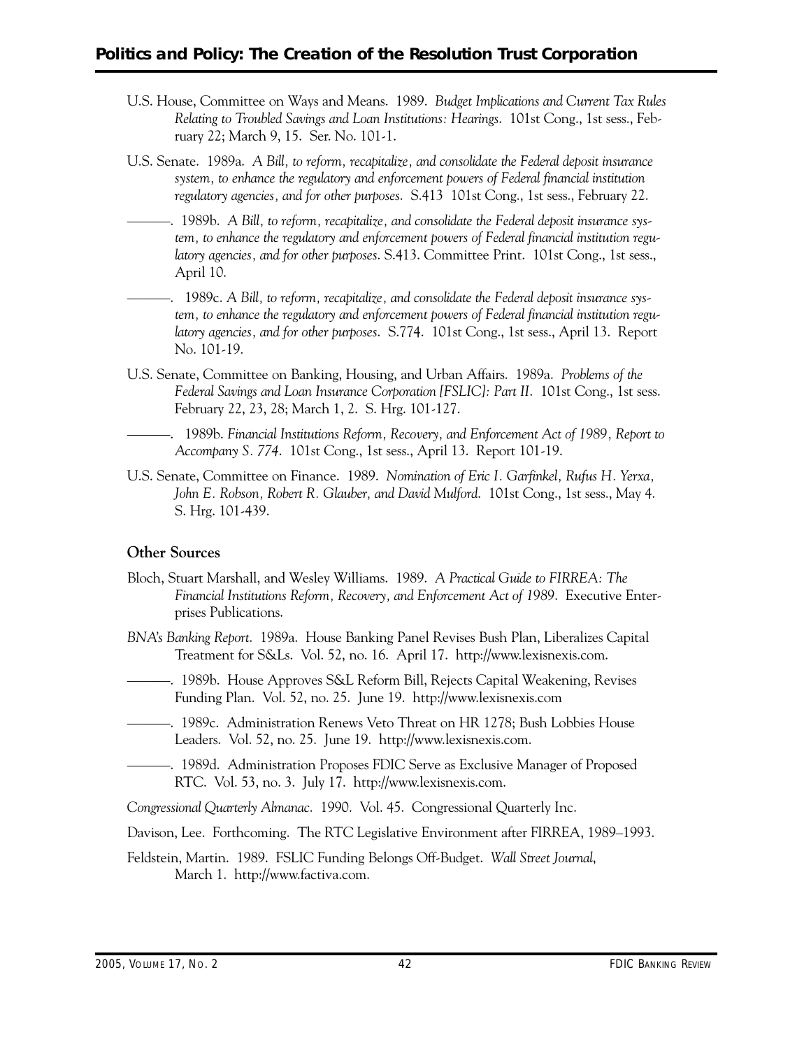U.S. House, Committee on Ways and Means. 1989. *Budget Implications and Current Tax Rules Relating to Troubled Savings and Loan Institutions: Hearings*. 101st Cong., 1st sess., February 22; March 9, 15. Ser. No. 101-1.

U.S. Senate. 1989a. *A Bill, to reform, recapitalize, and consolidate the Federal deposit insurance system, to enhance the regulatory and enforcement powers of Federal financial institution regulatory agencies, and for other purposes*. S.413 101st Cong., 1st sess., February 22.

———. 1989b. *A Bill, to reform, recapitalize, and consolidate the Federal deposit insurance system, to enhance the regulatory and enforcement powers of Federal financial institution regulatory agencies, and for other purposes*. S.413. Committee Print. 101st Cong., 1st sess., April 10.

———. 1989c. *A Bill, to reform, recapitalize, and consolidate the Federal deposit insurance system, to enhance the regulatory and enforcement powers of Federal financial institution regulatory agencies, and for other purposes*. S.774. 101st Cong., 1st sess., April 13. Report No. 101-19.

U.S. Senate, Committee on Banking, Housing, and Urban Affairs. 1989a. *Problems of the Federal Savings and Loan Insurance Corporation [FSLIC]: Part II*. 101st Cong., 1st sess. February 22, 23, 28; March 1, 2. S. Hrg. 101-127.

———. 1989b. *Financial Institutions Reform, Recovery, and Enforcement Act of 1989, Report to Accompany S. 774*. 101st Cong., 1st sess., April 13. Report 101-19.

U.S. Senate, Committee on Finance. 1989. *Nomination of Eric I. Garfinkel, Rufus H. Yerxa, John E. Robson, Robert R. Glauber, and David Mulford*. 101st Cong., 1st sess., May 4. S. Hrg. 101-439.

### Other Sources

Bloch, Stuart Marshall, and Wesley Williams. 1989. *A Practical Guide to FIRREA: The Financial Institutions Reform, Recovery, and Enforcement Act of 1989*. Executive Enterprises Publications.

*BNA's Banking Report*. 1989a. House Banking Panel Revises Bush Plan, Liberalizes Capital Treatment for S&Ls. Vol. 52, no. 16. April 17. http://www.lexisnexis.com.

———. 1989b. House Approves S&L Reform Bill, Rejects Capital Weakening, Revises Funding Plan. Vol. 52, no. 25. June 19. http://www.lexisnexis.com

———. 1989c. Administration Renews Veto Threat on HR 1278; Bush Lobbies House Leaders. Vol. 52, no. 25. June 19. http://www.lexisnexis.com.

———. 1989d. Administration Proposes FDIC Serve as Exclusive Manager of Proposed RTC. Vol. 53, no. 3. July 17. http://www.lexisnexis.com.

*Congressional Quarterly Almanac*. 1990. Vol. 45. Congressional Quarterly Inc.

Davison, Lee. Forthcoming. The RTC Legislative Environment after FIRREA, 1989–1993.

Feldstein, Martin. 1989. FSLIC Funding Belongs Off-Budget. *Wall Street Journal*, March 1. http://www.factiva.com.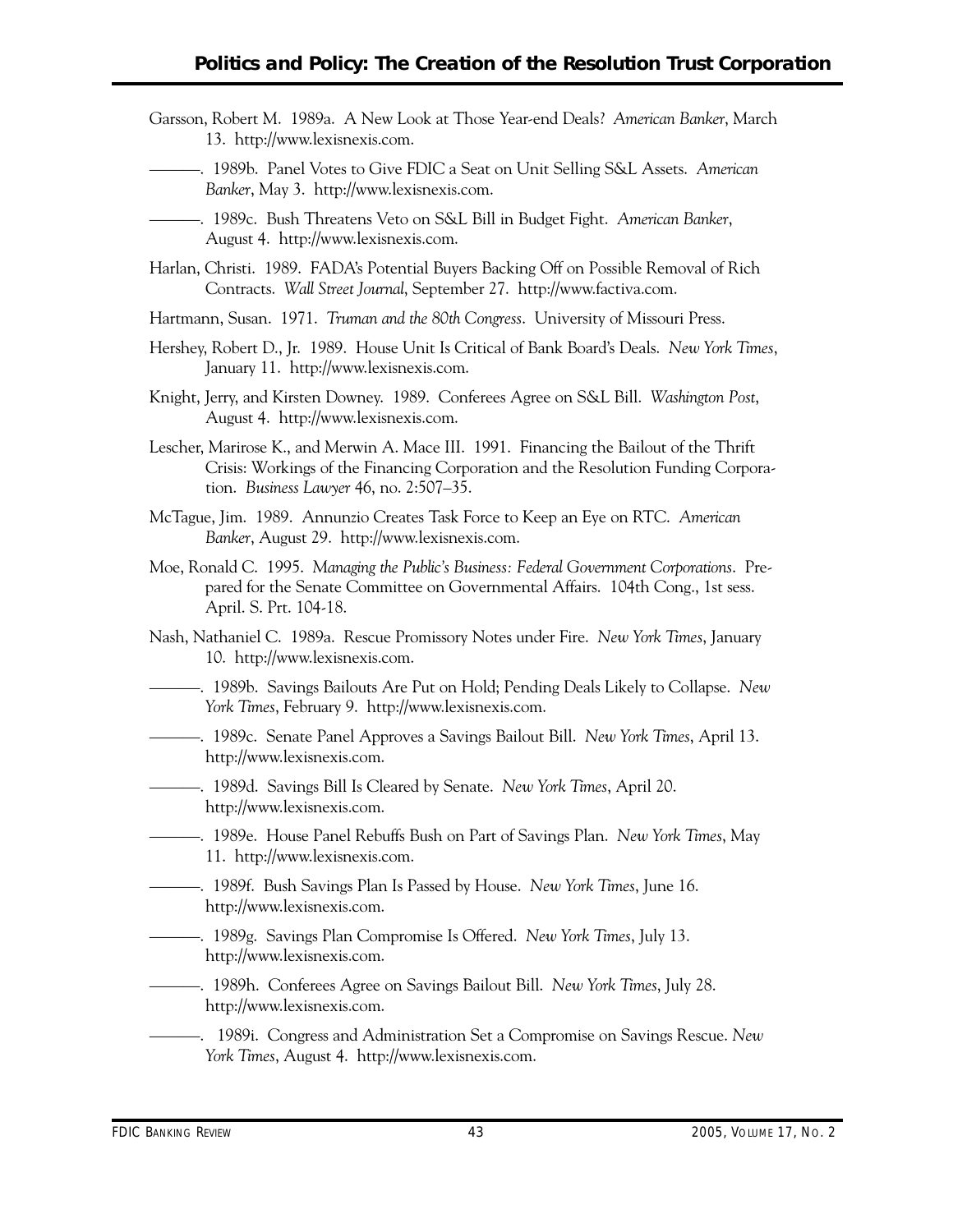Garsson, Robert M. 1989a. A New Look at Those Year-end Deals? *American Banker*, March 13. http://www.lexisnexis.com.

———. 1989b. Panel Votes to Give FDIC a Seat on Unit Selling S&L Assets. *American Banker*, May 3. http://www.lexisnexis.com.

———. 1989c. Bush Threatens Veto on S&L Bill in Budget Fight. *American Banker*, August 4. http://www.lexisnexis.com.

Harlan, Christi. 1989. FADA's Potential Buyers Backing Off on Possible Removal of Rich Contracts. *Wall Street Journal*, September 27. http://www.factiva.com.

Hartmann, Susan. 1971. *Truman and the 80th Congress*. University of Missouri Press.

Hershey, Robert D., Jr. 1989. House Unit Is Critical of Bank Board's Deals. *New York Times*, January 11. http://www.lexisnexis.com.

Knight, Jerry, and Kirsten Downey. 1989. Conferees Agree on S&L Bill. *Washington Post*, August 4. http://www.lexisnexis.com.

Lescher, Marirose K., and Merwin A. Mace III. 1991. Financing the Bailout of the Thrift Crisis: Workings of the Financing Corporation and the Resolution Funding Corporation. *Business Lawyer* 46, no. 2:507–35.

McTague, Jim. 1989. Annunzio Creates Task Force to Keep an Eye on RTC. *American Banker*, August 29. http://www.lexisnexis.com.

Moe, Ronald C. 1995. *Managing the Public's Business: Federal Government Corporations*. Prepared for the Senate Committee on Governmental Affairs. 104th Cong., 1st sess. April. S. Prt. 104-18.

Nash, Nathaniel C. 1989a. Rescue Promissory Notes under Fire. *New York Times*, January 10. http://www.lexisnexis.com.

———. 1989b. Savings Bailouts Are Put on Hold; Pending Deals Likely to Collapse. *New York Times*, February 9. http://www.lexisnexis.com.

———. 1989c. Senate Panel Approves a Savings Bailout Bill. *New York Times*, April 13. http://www.lexisnexis.com.

———. 1989d. Savings Bill Is Cleared by Senate. *New York Times*, April 20. http://www.lexisnexis.com.

———. 1989e. House Panel Rebuffs Bush on Part of Savings Plan. *New York Times*, May 11. http://www.lexisnexis.com.

———. 1989f. Bush Savings Plan Is Passed by House. *New York Times*, June 16. http://www.lexisnexis.com.

———. 1989g. Savings Plan Compromise Is Offered. *New York Times*, July 13. http://www.lexisnexis.com.

———. 1989h. Conferees Agree on Savings Bailout Bill. *New York Times*, July 28. http://www.lexisnexis.com.

———. 1989i. Congress and Administration Set a Compromise on Savings Rescue. *New York Times*, August 4. http://www.lexisnexis.com.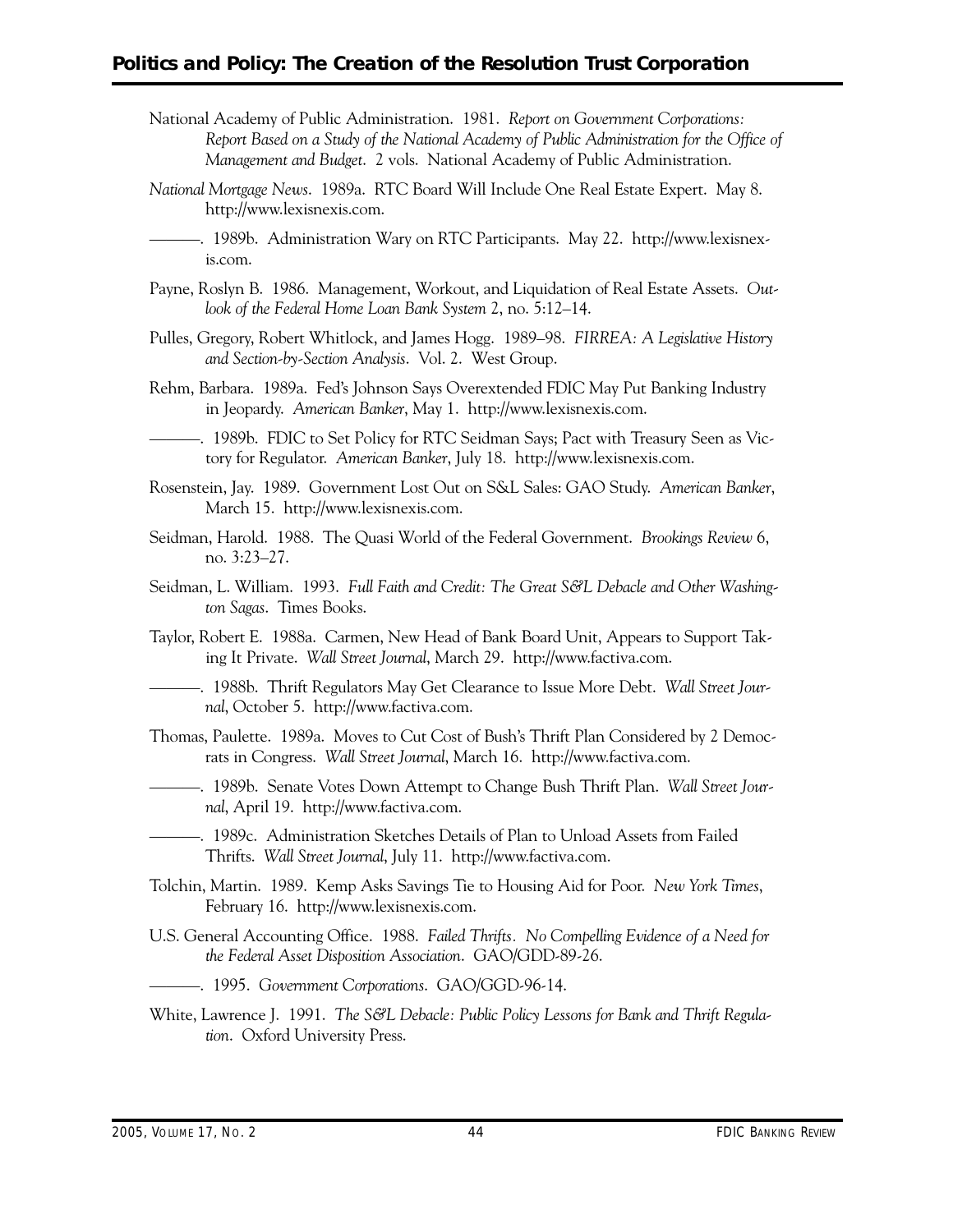National Academy of Public Administration. 1981. *Report on Government Corporations: Report Based on a Study of the National Academy of Public Administration for the Office of Management and Budget*. 2 vols. National Academy of Public Administration.

*National Mortgage News*. 1989a. RTC Board Will Include One Real Estate Expert. May 8. http://www.lexisnexis.com.

———. 1989b. Administration Wary on RTC Participants. May 22. http://www.lexisnexis.com.

Payne, Roslyn B. 1986. Management, Workout, and Liquidation of Real Estate Assets. *Outlook of the Federal Home Loan Bank System* 2, no. 5:12–14.

Pulles, Gregory, Robert Whitlock, and James Hogg. 1989–98. *FIRREA: A Legislative History and Section-by-Section Analysis*. Vol. 2. West Group.

Rehm, Barbara. 1989a. Fed's Johnson Says Overextended FDIC May Put Banking Industry in Jeopardy. *American Banker*, May 1. http://www.lexisnexis.com.

———. 1989b. FDIC to Set Policy for RTC Seidman Says; Pact with Treasury Seen as Victory for Regulator. *American Banker*, July 18. http://www.lexisnexis.com.

Rosenstein, Jay. 1989. Government Lost Out on S&L Sales: GAO Study. *American Banker*, March 15. http://www.lexisnexis.com.

Seidman, Harold. 1988. The Quasi World of the Federal Government. *Brookings Review* 6, no. 3:23–27.

Seidman, L. William. 1993. *Full Faith and Credit: The Great S&L Debacle and Other Washington Sagas*. Times Books.

Taylor, Robert E. 1988a. Carmen, New Head of Bank Board Unit, Appears to Support Taking It Private. *Wall Street Journal*, March 29. http://www.factiva.com.

———. 1988b. Thrift Regulators May Get Clearance to Issue More Debt. *Wall Street Journal*, October 5. http://www.factiva.com.

Thomas, Paulette. 1989a. Moves to Cut Cost of Bush's Thrift Plan Considered by 2 Democrats in Congress. *Wall Street Journal*, March 16. http://www.factiva.com.

———. 1989b. Senate Votes Down Attempt to Change Bush Thrift Plan. *Wall Street Journal*, April 19. http://www.factiva.com.

———. 1989c. Administration Sketches Details of Plan to Unload Assets from Failed Thrifts. *Wall Street Journal*, July 11. http://www.factiva.com.

Tolchin, Martin. 1989. Kemp Asks Savings Tie to Housing Aid for Poor. *New York Times*, February 16. http://www.lexisnexis.com.

U.S. General Accounting Office. 1988. *Failed Thrifts. No Compelling Evidence of a Need for the Federal Asset Disposition Association*. GAO/GDD-89-26.

———. 1995. *Government Corporations*. GAO/GGD-96-14.

White, Lawrence J. 1991. *The S&L Debacle: Public Policy Lessons for Bank and Thrift Regulation*. Oxford University Press.